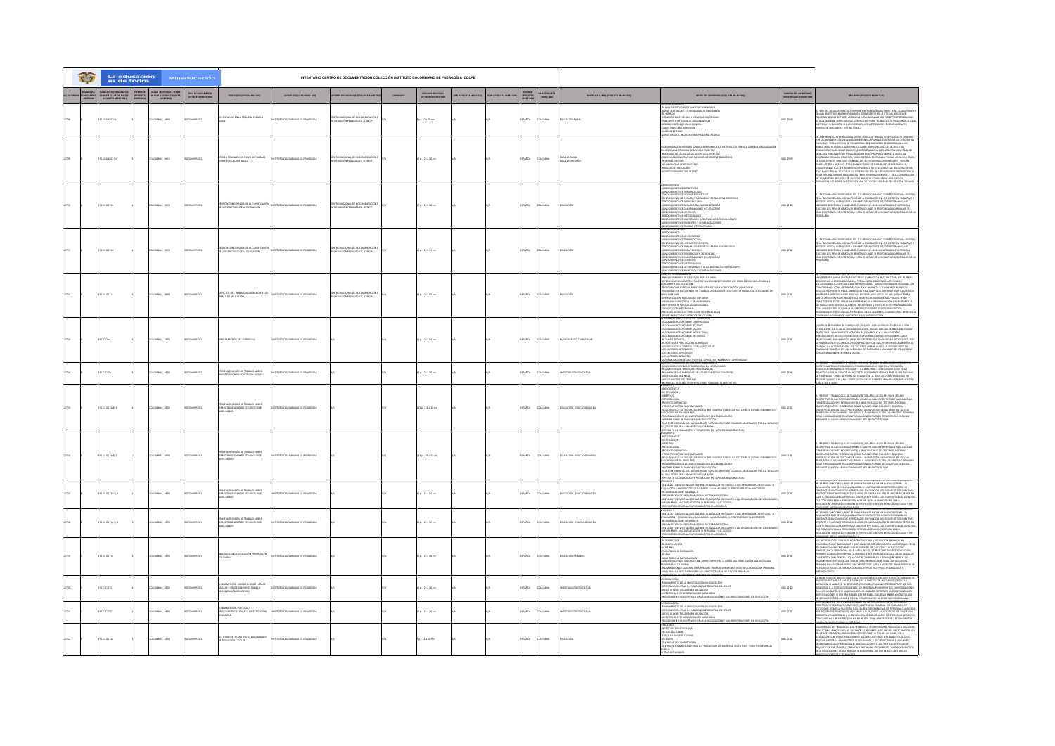# INVENTARIO CENTRO DE DOCUMENTACIÓN COLECCIÓN INSTITUTO COLOMBIANO DE PEDAGOGÍA ICOLPE

| No. de registro | Lugar - Editorial - Fecha | Tipo de documento | Título (etiqueta MARC 245) | Autor (etiqueta MARC 100) | Autores secundarios (etiqueta MARC 710) | Descripción física (etiqueta MARC 300) | Idioma | País | Materias |
|---|---|---|---|---|---|---|---|---|---|
| 22708 | Colombia -- 1969 | Texto impreso | Los estudios en la pequeña escuela rural | Instituto Colombiano de Pedagogía | Centro Nacional de Documentación e Información Pedagógica - CENDIP | 5 p. ; 22 x 28 cm | Español | Colombia | Educación rural |
| 22709 | Colombia -- 1961 | Texto impreso | Primer seminario interno de trabajo sobre educación básica | Instituto Colombiano de Pedagogía | Centro Nacional de Documentación e Información Pedagógica - CENDIP | 19 p. ; 22 x 28 cm | Español | Colombia | Escuela rural; Escuela unitaria |
| 22710 | Colombia -- 1969 | Texto impreso | Versión condensada de la clasificación de los objetivos de la educación | Instituto Colombiano de Pedagogía | Centro Nacional de Documentación e Información Pedagógica - CENDIP | 17 p. ; 22 x 28 cm | Español | Colombia | Educación |
| 22711 | Colombia -- 1969 | Texto impreso | Versión condensada de la clasificación de los objetivos de la educación | Instituto Colombiano de Pedagogía | Centro Nacional de Documentación e Información Pedagógica - CENDIP | 30 p. ; 22 x 33 cm | Español | Colombia | Educación |
| 22712 | Colombia -- 1969 | Texto impreso | Aspectos del trabajo académico en los INEM y su aplicación | Instituto Colombiano de Pedagogía | Centro Nacional de Documentación e Información Pedagógica - CENDIP | 18 p. ; 22 x 33 cm | Español | Colombia | Educación |
| 22713 | Colombia -- 1970 | Texto impreso | Mejoramiento del currículo | Instituto Colombiano de Pedagogía | | 30 p. ; 22 x 34 cm | Español | Colombia | Planeamiento curricular |
| 22714 | Colombia -- 1970 | Texto impreso | Primera reunión de trabajo sobre investigación en educación: ICOLPE | Instituto Colombiano de Pedagogía | | 18 p. ; 22 x 28 cm | Español | Colombia | Investigación educativa |
| 22715 | Colombia -- 1970 | Texto impreso | Primera reunión de trabajo sobre semestralización de estudios en el nivel medio | Instituto Colombiano de Pedagogía | | 123 p. ; 21 x 32 cm | Español | Colombia | Educación - Educación media |
| 22716 | Colombia -- 1970 | Texto impreso | Primera reunión de trabajo sobre semestralización de estudios en el nivel medio | Instituto Colombiano de Pedagogía | | 123 p. ; 21 x 32 cm | Español | Colombia | Educación - Educación media |
| 22717 | Colombia -- 1970 | Texto impreso | Primera reunión de trabajo sobre semestralización de estudios en el nivel medio | Instituto Colombiano de Pedagogía | | 6 p. ; 21 x 32 cm | Español | Colombia | Educación - Educación media |
| 22718 | Colombia -- 1970 | Texto impreso | Primera reunión de trabajo sobre semestralización de estudios en el nivel medio | Instituto Colombiano de Pedagogía | | 46 p. ; 21 x 32 cm | Español | Colombia | Educación - Educación media |
| 22719 | Colombia -- 1970 | Texto impreso | Objetivos de la educación primaria en Colombia | Instituto Colombiano de Pedagogía | | 20 p. ; 22 x 28 cm | Español | Colombia | Educación primaria |
| 22720 | Colombia -- 1970 | Texto impreso | Fundamentos, orientaciones, áreas básicas y procedimientos para la investigación educativa | Instituto Colombiano de Pedagogía | | 30 p. ; 22 x 28 cm | Español | Colombia | Investigación educativa |
| 22721 | Colombia -- 1970 | Texto impreso | Fundamentos, políticas y procedimientos para la investigación educativa | Instituto Colombiano de Pedagogía | | 17 p. ; 22 x 28 cm | Español | Colombia | Investigación educativa |
| 22722 | Colombia -- 1970 | Texto impreso | Actividades del Instituto Colombiano de Pedagogía - ICOLPE | Instituto Colombiano de Pedagogía | | 7 p. ; 22 x 28 cm | Español | Colombia | Educación |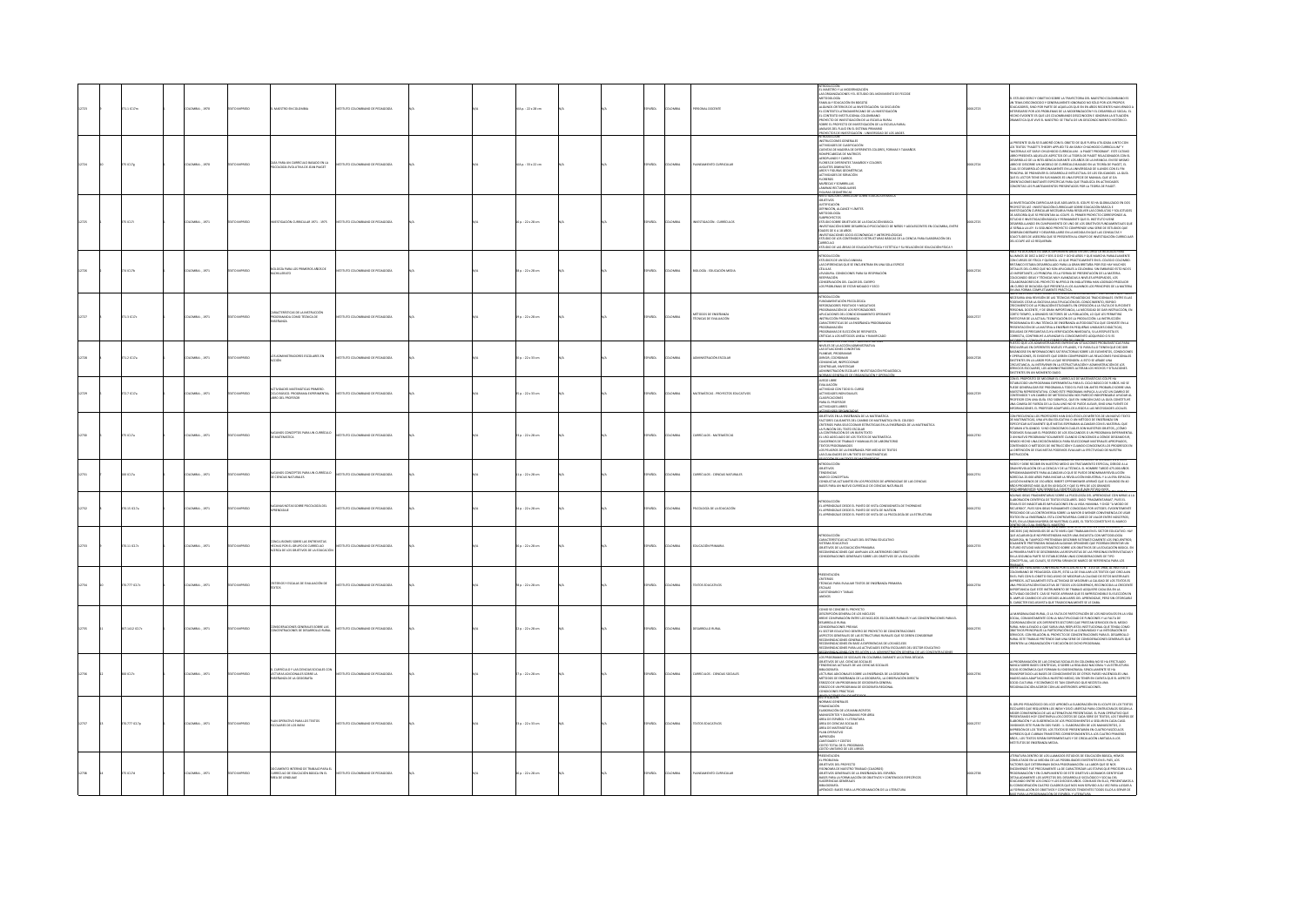| ID | Clasificación | País ; Año | Tipo | Título | Institución | Paginación | Idioma | País | Tema |
|---|---|---|---|---|---|---|---|---|---|
| 12723 | 371.1 I67m | COLOMBIA ; 1970 | TEXTO IMPRESO | EL MAESTRO EN COLOMBIA | INSTITUTO COLOMBIANO DE PEDAGOGIA | 84 p. ; 22 x 28 cm | ESPAÑOL | COLOMBIA | PERSONAL DOCENTE |
| 12724 | 370.15 I57g | COLOMBIA ; 1970 | TEXTO IMPRESO | GUIA PARA UN CURRICULO BASADO EN LA PSICOLOGIA EVOLUTIVA DE JEAN PIAGET | INSTITUTO COLOMBIANO DE PEDAGOGIA | 164 p. ; 30 x 22 cm | ESPAÑOL | COLOMBIA | PLANEAMIENTO CURRICULAR |
| 12725 | 375 I57i | COLOMBIA ; 1971 | TEXTO IMPRESO | INVESTIGACION CURRICULAR 1971 - 1975 | INSTITUTO COLOMBIANO DE PEDAGOGIA | 44 p. ; 22 x 28 cm | ESPAÑOL | COLOMBIA | INVESTIGACION - CURRICULOS |
| 12726 | 574 I57b | COLOMBIA ; 1971 | TEXTO IMPRESO | BIOLOGIA PARA LOS PRIMEROS AÑOS DE BACHILLERATO | INSTITUTO COLOMBIANO DE PEDAGOGIA | 38 p. ; 22 x 28 cm | ESPAÑOL | COLOMBIA | BIOLOGIA - EDUCACION MEDIA |
| 12727 | 371.3 I57c | COLOMBIA ; 1971 | TEXTO IMPRESO | CARACTERISTICAS DE LA INSTRUCCION PROGRAMADA COMO TECNICA DE ENSEÑANZA | INSTITUTO COLOMBIANO DE PEDAGOGIA | 39 p. ; 22 x 28 cm | ESPAÑOL | COLOMBIA | METODOS DE ENSEÑANZA - TECNICAS DE EVALUACION |
| 12728 | 371.2 I57a | COLOMBIA ; 1971 | TEXTO IMPRESO | LOS ADMINISTRADORES ESCOLARES EN COLOMBIA | INSTITUTO COLOMBIANO DE PEDAGOGIA | 30 p. ; 22 x 33 cm | ESPAÑOL | COLOMBIA | ADMINISTRACION ESCOLAR |
| 12729 | 372.7 I57a | COLOMBIA ; 1971 | TEXTO IMPRESO | ACTIVIDADES MATEMATICAS PRIMER CICLO BASICO. PROGRAMA EXPERIMENTAL. LIBRO DEL PROFESOR | INSTITUTO COLOMBIANO DE PEDAGOGIA | 45 p. ; 22 x 33 cm | ESPAÑOL | COLOMBIA | MATEMATICAS - PROYECTOS EDUCATIVOS |
| 12730 | 375 I57a | COLOMBIA ; 1971 | TEXTO IMPRESO | ALGUNOS CONCEPTOS PARA UN CURRICULO DE MATEMATICA | INSTITUTO COLOMBIANO DE PEDAGOGIA | 13 p. ; 22 x 28 cm | ESPAÑOL | COLOMBIA | CURRICULOS - MATEMATICAS |
| 12731 | 375 I57a | COLOMBIA ; 1971 | TEXTO IMPRESO | ALGUNOS CONCEPTOS PARA UN CURRICULO DE CIENCIAS NATURALES | INSTITUTO COLOMBIANO DE PEDAGOGIA | 11 p. ; 22 x 28 cm | ESPAÑOL | COLOMBIA | CURRICULOS - CIENCIAS NATURALES |
| 12732 | 370.15 I57a | COLOMBIA ; 1971 | TEXTO IMPRESO | ALGUNAS NOTAS SOBRE PSICOLOGIA DEL APRENDIZAJE | INSTITUTO COLOMBIANO DE PEDAGOGIA | 14 p. ; 22 x 28 cm | ESPAÑOL | COLOMBIA | PSICOLOGIA DE LA EDUCACION |
| 12733 | 372.1 I57c | COLOMBIA ; 1971 | TEXTO IMPRESO | CONCLUSIONES SOBRE LAS ENTREVISTAS REALIZADAS POR EL GRUPO DE CURRICULO ACERCA DE LOS OBJETIVOS DE LA EDUCACION | INSTITUTO COLOMBIANO DE PEDAGOGIA | 36 p. ; 22 x 28 cm | ESPAÑOL | COLOMBIA | EDUCACION PRIMARIA |
| 12734 | 370.777 I57c | COLOMBIA ; 1971 | TEXTO IMPRESO | CRITERIOS Y ESCALAS DE EVALUACION DE TEXTOS | INSTITUTO COLOMBIANO DE PEDAGOGIA | 78 p. ; 22 x 28 cm | ESPAÑOL | COLOMBIA | TEXTOS EDUCATIVOS |
| 12735 | 307.142 I57c | COLOMBIA ; 1971 | TEXTO IMPRESO | CONSIDERACIONES GENERALES SOBRE LAS CONCENTRACIONES DE DESARROLLO RURAL | INSTITUTO COLOMBIANO DE PEDAGOGIA | 12 p. ; 22 x 28 cm | ESPAÑOL | COLOMBIA | DESARROLLO RURAL |
| 12736 | 900 I57c | COLOMBIA ; 1971 | TEXTO IMPRESO | EL CURRICULO Y LAS CIENCIAS SOCIALES CON LECTURAS ADICIONALES SOBRE LA ENSEÑANZA DE LA GEOGRAFIA | INSTITUTO COLOMBIANO DE PEDAGOGIA | 27 p. ; 22 x 28 cm | ESPAÑOL | COLOMBIA | CURRICULOS - CIENCIAS SOCIALES |
| 12737 | 370.777 I57p | COLOMBIA ; 1971 | TEXTO IMPRESO | PLAN OPERATIVO PARA LOS TEXTOS ESCOLARES DE COLOMBIA | INSTITUTO COLOMBIANO DE PEDAGOGIA | 19 p. ; 22 x 33 cm | ESPAÑOL | COLOMBIA | TEXTOS EDUCATIVOS |
| 12738 | 375 I57d | COLOMBIA ; 1971 | TEXTO IMPRESO | DOCUMENTO INTERNO DE TRABAJO PARA EL CURRICULO DE EDUCACION BASICA EN EL AREA DE LENGUAJE | INSTITUTO COLOMBIANO DE PEDAGOGIA | 36 p. ; 22 x 28 cm | ESPAÑOL | COLOMBIA | PLANEAMIENTO CURRICULAR |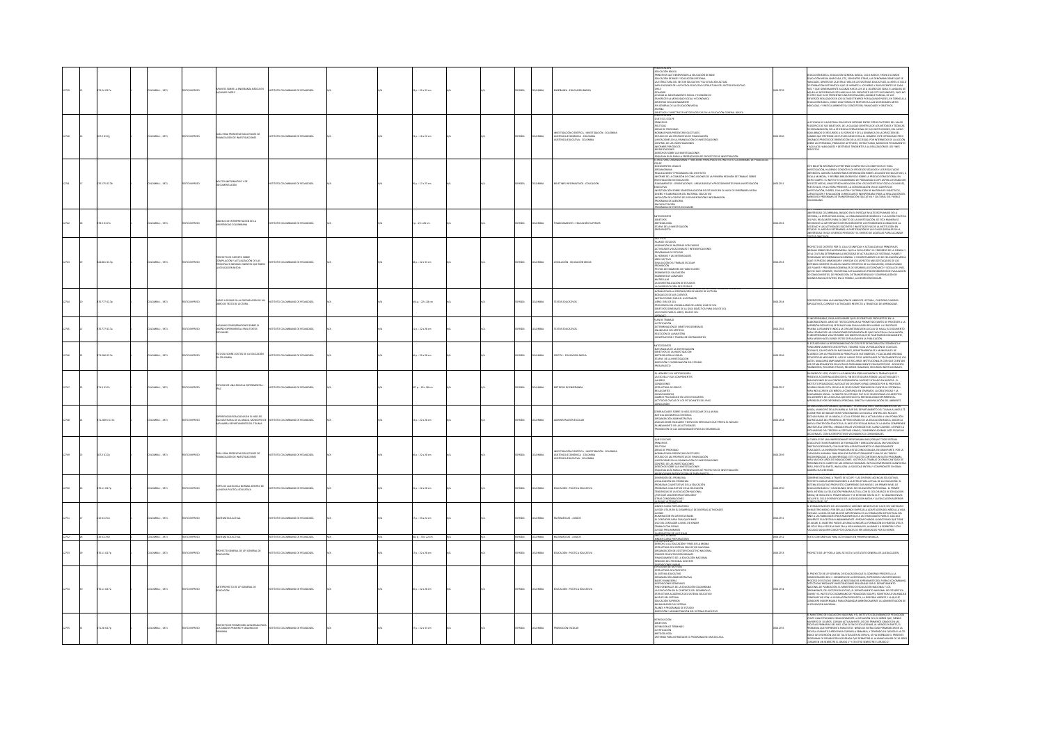| ID | No. | Clasificación | País, año | Tipo | Título | Autor | Páginas | Idioma | País | Temas | Contenido | Resumen | Código |
|---|---|---|---|---|---|---|---|---|---|---|---|---|---|
| 12739 | 51 | 372.21 I57a | COLOMBIA, 1971 | TEXTO IMPRESO | APUNTES SOBRE LA ENSEÑANZA BÁSICA EN ALGUNOS PAÍSES | INSTITUTO COLOMBIANO DE PEDAGOGIA | 33 p. ; 22 x 33 cm | ESPAÑOL | COLOMBIA | ENSEÑANZA - EDUCACIÓN BÁSICA | PRESENTACIÓN; EDUCACIÓN BÁSICA; PRINCIPIOS QUE DEBEN REGIR LA EDUCACIÓN DE BASE; EDUCACIÓN DE BASE Y EDUCACIÓN OPCIONAL; CHILE; ECUADOR; ESTRUCTURA Y OBJETIVOS METODOLÓGICOS EN LA EDUCACIÓN GENERAL BÁSICA | EDUCACIÓN BÁSICA, EDUCACIÓN GENERAL BÁSICA, CICLO BÁSICO, TRONCO COMÚN, EDUCACIÓN INICIAL UNIFICADA, ETC. SON ENTRE OTRAS, LAS DENOMINACIONES QUE SE HAN DADO, DENTRO DE LA ESTRUCTURA DEL SECTOR EDUCATIVO... | 0000-2739 |
| 12740 | 51 | 001.4 I57g | COLOMBIA, 1971 | TEXTO IMPRESO | GUÍA PARA PRESENTAR SOLICITUDES DE FINANCIACIÓN DE INVESTIGACIONES | INSTITUTO COLOMBIANO DE PEDAGOGIA | 23 p. ; 14 x 22 cm | ESPAÑOL | COLOMBIA | INVESTIGACIÓN CIENTÍFICA - INVESTIGACIÓN - COLOMBIA; ASISTENCIA ECONÓMICA - COLOMBIA; ASISTENCIA EDUCATIVA - COLOMBIA | QUÉ ES EL ICOLPE; PRINCIPIOS; POLÍTICAS; ÁREAS DE PRIORIDAD; INFORMACIÓN PARA PRESENTAR SOLICITUDES; ESTUDIO DE LOS PROYECTOS DE FINANCIACIÓN; LIMITACIONES EN LA FINANCIACIÓN DE INVESTIGACIONES; CONTROL DE LAS INVESTIGACIONES; INFORMES PERIÓDICOS; INFORME FINAL; DERECHOS SOBRE LAS INVESTIGACIONES; ESQUEMA GUÍA PARA LA PRESENTACIÓN DE PROYECTOS DE INVESTIGACIÓN | LA EFICACIA DE UN SISTEMA EDUCATIVO DEPENDE ENTRE OTROS FACTORES DEL VALOR FILOSÓFICO DE SUS OBJETIVOS... | 0000-2740 |
| 12741 | 51 | 370.175 I57b | COLOMBIA, 1971 | TEXTO IMPRESO | BOLETÍN INFORMATIVO Y DE DOCUMENTACIÓN | INSTITUTO COLOMBIANO DE PEDAGOGIA | 91 p. ; 17 x 23 cm | ESPAÑOL | COLOMBIA | BOLETINES INFORMATIVOS - EDUCACIÓN | DOCUMENTOS LEGALES; INFORMACIÓN; REALIZACIONES Y PROGRAMAS DEL INSTITUTO; INVESTIGACIÓN EN EDUCACIÓN; DISEÑO Y ELABORACIÓN DEL MATERIAL EDUCATIVO; PROGRAMA DE ASESORÍA; EN CAPACITACIÓN; PROGRAMAS DE TEXTOS ESCOLARES | ESTE BOLETÍN INFORMATIVO PRETENDE COMPARTIR LOS OBJETIVOS DE TODA INVESTIGACIÓN... | 0000-2741 |
| 12742 | 51 | 378.3 I57m | COLOMBIA, 1971 | TEXTO IMPRESO | MODELO DE INTERPRETACIÓN DE LA UNIVERSIDAD COLOMBIANA | INSTITUTO COLOMBIANO DE PEDAGOGIA | 8 p. ; 22 x 28 cm | ESPAÑOL | COLOMBIA | FINANCIAMIENTO - EDUCACIÓN SUPERIOR | ANTECEDENTES; OBJETIVOS; METODOLOGÍA; ETAPAS DE LA INVESTIGACIÓN; PRESUPUESTO | UNIVERSIDAD COLOMBIANA, BASADO EN EL ENFOQUE MULTIDISCIPLINARIO DE LA HISTORIA, LA ESTRUCTURA SOCIAL, LA ORGANIZACIÓN ECONÓMICA Y LA ACCIÓN POLÍTICA... | 0000-2742 |
| 12743 | 51 | 344.861 I57p | COLOMBIA, 1971 | TEXTO IMPRESO | PROYECTO DE DECRETO SOBRE COMPILACIÓN Y ACTUALIZACIÓN DE LAS PRINCIPALES NORMAS VIGENTES QUE RIGEN LA EDUCACIÓN MEDIA | INSTITUTO COLOMBIANO DE PEDAGOGIA | 38 p. ; 22 x 33 cm | ESPAÑOL | COLOMBIA | LEGISLACIÓN - EDUCACIÓN MEDIA | PLAN DE ESTUDIOS; PROGRAMAS DE ESTUDIO; EL HORARIO Y LAS INTENSIDADES; EVALUACIÓN DEL TRABAJO ESCOLAR; PROMOCIÓN; EXÁMENES DE HABILITACIÓN; EXÁMENES DE ADMISIÓN; MATRÍCULAS | PROYECTO DE DECRETO POR EL CUAL SE UNIFICAN Y ACTUALIZAN LAS PRINCIPALES NORMAS SOBRE EDUCACIÓN MEDIA... | 0000-2743 |
| 12744 | 51 | 370.777 I57p | COLOMBIA, 1971 | TEXTO IMPRESO | PASOS A SEGUIR EN LA PREPARACIÓN DE UN LIBRO DE TEXTO DE LECTURA | INSTITUTO COLOMBIANO DE PEDAGOGIA | 164 p. ; 22 x 28 cm | ESPAÑOL | COLOMBIA | TEXTOS EDUCATIVOS | NORMAS PARA LA PREPARACIÓN DE LIBROS DE LECTURA; BOSQUEJOS DE LOS CUENTOS; INSTRUCCIONES PARA EL ILUSTRADOR; LIBRO: IDEA DE SOL; OBJETIVOS GENERALES DE LA GUÍA DIDÁCTICA | DESCRIPCIÓN PARA LA ELABORACIÓN DE LIBROS DE LECTURA, CONTIENE CUADROS EXPLICATIVOS, CUENTOS Y ACTIVIDADES RESPECTO A TEMÁTICAS DE APRENDIZAJE. | 0000-2744 |
| 12745 | 51 | 370.777 I57a | COLOMBIA, 1971 | TEXTO IMPRESO | ALGUNAS CONSIDERACIONES SOBRE EL DISEÑO EXPERIMENTAL PARA TEXTOS ESCOLARES | INSTITUTO COLOMBIANO DE PEDAGOGIA | 13 p. ; 22 x 28 cm | ESPAÑOL | COLOMBIA | TEXTOS EDUCATIVOS | PLAN DE TRABAJO; JUSTIFICACIÓN; DETERMINACIÓN DE OBJETIVOS GENERALES; FIN ANALIZAR HIPÓTESIS; SELECCIÓN DE LA MUESTRA; CONSTRUCCIÓN Y PRUEBA DE INSTRUMENTOS | ES IMPRESCINDIBLE, PARA ASEGURARNOS QUE LOS OBJETIVOS PROPUESTOS EN LA ELABORACIÓN DEL LIBRO DE TEXTO CUMPLAN SU PROMETIDO... | 0000-2745 |
| 12746 | 51 | 373.286 I57e | COLOMBIA, 1971 | TEXTO IMPRESO | ESTUDIO SOBRE COSTOS DE LA EDUCACIÓN EN COLOMBIA | INSTITUTO COLOMBIANO DE PEDAGOGIA | 16 p. ; 22 x 28 cm | ESPAÑOL | COLOMBIA | COSTOS - EDUCACIÓN MEDIA | ANTECEDENTES; NATURALEZA DE LA INVESTIGACIÓN; OBJETIVOS DE LA INVESTIGACIÓN; METODOLOGÍA A SEGUIR; ETAPAS DE LA INVESTIGACIÓN; DIRECCIÓN Y COORDINACIÓN DEL ESTUDIO; PRESUPUESTO | EL ESTUDIO BAJO LA RESPONSABILIDAD DE COSTOS DE LA EDUCACIÓN ES DIMENSIÓN Y FUNDAMENTALMENTE DESCRIPTIVO... | 0000-2746 |
| 12747 | 51 | 372.3 I57e | COLOMBIA, 1971 | TEXTO IMPRESO | ESTUDIO DE UNA ESCUELA EXPERIMENTAL: IPAC | INSTITUTO COLOMBIANO DE PEDAGOGIA | 307 p. ; 22 x 28 cm | ESPAÑOL | COLOMBIA | MÉTODOS DE ENSEÑANZA | EL HOMBRE Y SU METODOLOGÍA; LA ESCUELA Y SUS COMPONENTES; VALORES; CONDICIONES; ESTRUCTURA DE GRUPO; BELLAS ARTES; CONOCIMIENTOS; ACTITUDES | EN EL MES DE 1970, ICOLPE Y LA FUNDACIÓN PRESENTAN EL TRABAJO QUE SE PRESENTA A CONTINUACIÓN... | 0000-2747 |
| 12748 | 51 | 372.2003 I57e | COLOMBIA, 1971 | TEXTO IMPRESO | EXPERIENCIAS REALIZADAS EN EL NÚCLEO ESCOLAR RURAL DE LA ARADA, MUNICIPIO DE ALVARADO, DEPARTAMENTO DEL TOLIMA | INSTITUTO COLOMBIANO DE PEDAGOGIA | 13 p. ; 22 x 28 cm | ESPAÑOL | COLOMBIA | ADMINISTRACIÓN ESCOLAR | GENERALIDADES SOBRE EL NÚCLEO ESCOLAR DE LA ARADA; RESEÑA BIOGRÁFICA-HISTÓRICA; ORGANIZACIÓN ADMINISTRATIVA; ASOCIACIONES ESCOLARES Y SERVICIOS ESPECIALES; PLANEAMIENTO DE LAS ACTIVIDADES; PROMOCIÓN DE LAS COMUNIDADES PARA SU DESARROLLO | UN NÚCLEO ESCOLAR RURAL QUE FUNCIONA EN EL CORREGIMIENTO DE LA ARADA, MUNICIPIO DE ALVARADO... | 0000-2748 |
| 12749 | 51 | 001.4 I57g | COLOMBIA, 1971 | TEXTO IMPRESO | GUÍA PARA PRESENTAR SOLICITUDES DE FINANCIACIÓN DE INVESTIGACIONES | INSTITUTO COLOMBIANO DE PEDAGOGIA | 26 p. ; 22 x 28 cm | ESPAÑOL | COLOMBIA | INVESTIGACIÓN CIENTÍFICA - INVESTIGACIÓN - COLOMBIA; ASISTENCIA ECONÓMICA - COLOMBIA; ASISTENCIA EDUCATIVA - COLOMBIA | QUÉ ES EL ICOLPE; PRINCIPIOS; POLÍTICAS; ÁREAS DE PRIORIDAD; INFORMACIÓN PARA PRESENTAR SOLICITUDES; ESTUDIO DE LOS PROYECTOS DE FINANCIACIÓN; LIMITACIONES EN LA FINANCIACIÓN DE INVESTIGACIONES; CONTROL DE LAS INVESTIGACIONES; DERECHOS SOBRE LAS INVESTIGACIONES; ESQUEMA GUÍA PARA LA PRESENTACIÓN DE PROYECTOS DE INVESTIGACIÓN | LA TAREA DE UNA IMPRESCINDIBLE RESPONSABILIDAD... | 0000-2749 |
| 12750 | 51 | 370.11 I57p | COLOMBIA, 1971 | TEXTO IMPRESO | PAPEL DE LA ESCUELA NORMAL DENTRO DE LA NUEVA POLÍTICA EDUCATIVA | INSTITUTO COLOMBIANO DE PEDAGOGIA | 15 p. ; 22 x 28 cm | ESPAÑOL | COLOMBIA | EDUCACIÓN - POLÍTICA EDUCATIVA | DEFINICIÓN DEL PROBLEMA; LOCALIZACIÓN DEL PROBLEMA; PROBLEMAS CUANTITATIVOS DE LA EDUCACIÓN; PROBLEMAS CUALITATIVOS DE LA EDUCACIÓN; TENDENCIAS DE LA EDUCACIÓN NACIONAL; ¿POR QUÉ UNA REESTRUCTURACIÓN?; OTRAS CONSIDERACIONES | EL GOBIERNO NACIONAL A TRAVÉS DE ICOLPE Y LAS ENTIDADES ADSCRITAS... | 0000-2750 |
| 12751 | 57 | 510 I57m1 | COLOMBIA, 1971 | TEXTO IMPRESO | MATEMÁTICA ACTUAL | INSTITUTO COLOMBIANO DE PEDAGOGIA | 13 p. ; 19 x 22 cm | ESPAÑOL | COLOMBIA | MATEMÁTICAS - JUEGOS | ALGUNOS JUEGOS PREPARATORIOS; JUEGOS ÚTILES EN EL DESARROLLO DE DIVERSAS ACTIVIDADES; EL CONTADOR PARA CUALQUIER BASE; TRABAJO CON FICHAS; JUEGOS PRELIMINARES | EL ESTABLECIMIENTO DE LOS MAESTROS ... | 0000-2751 |
| 12752 | 57 | 510 I57m2 | COLOMBIA, 1971 | TEXTO IMPRESO | MATEMÁTICA ACTUAL | INSTITUTO COLOMBIANO DE PEDAGOGIA | 403 p. ; 19 x 22 cm | ESPAÑOL | COLOMBIA | MATEMÁTICAS - JUEGOS | ALGUNOS JUEGOS PREPARATORIOS | TEXTO CON GRÁFICAS PARA ACTIVIDADES EN PRIMERAS NOCIONES. | 0000-2752 |
| 12753 | 51 | 370.11 I57p | COLOMBIA, 1971 | TEXTO IMPRESO | PROYECTO GENERAL DE LEY GENERAL DE EDUCACIÓN | INSTITUTO COLOMBIANO DE PEDAGOGIA | 17 p. ; 22 x 28 cm | ESPAÑOL | COLOMBIA | EDUCACIÓN - POLÍTICA EDUCATIVA | DERECHO A LA EDUCACIÓN Y FINES DE LA MISMA; ESTRUCTURA DEL SISTEMA EDUCATIVO NACIONAL; ORGANIZACIÓN DEL SECTOR EDUCATIVO NACIONAL; FINANCIAMIENTO DE LA EDUCACIÓN NACIONAL; RÉGIMEN DEL PERSONAL DOCENTE; DISPOSICIONES VARIAS | PROYECTO DE LEY POR LA CUAL SE DICTA EL ESTATUTO GENERAL DE LA EDUCACIÓN. | 0000-2753 |
| 12754 | 51 | 370.11 I57a | COLOMBIA, 1971 | TEXTO IMPRESO | ANTEPROYECTO DE LEY GENERAL DE EDUCACIÓN | INSTITUTO COLOMBIANO DE PEDAGOGIA | 36 p. ; 22 x 33 cm | ESPAÑOL | COLOMBIA | EDUCACIÓN - POLÍTICA EDUCATIVA | EXPOSICIÓN DE MOTIVOS; ESTRUCTURA DEL PROYECTO; EL SISTEMA EDUCATIVO; ORGANIZACIÓN ADMINISTRATIVA; NIVELES DEL SISTEMA; EDUCACIÓN SUPERIOR; DIRECCIÓN Y ADMINISTRACIÓN DEL SISTEMA EDUCATIVO | EL PROYECTO DE LEY GENERAL DE EDUCACIÓN QUE EL GOBIERNO PRESENTA A LA CONSIDERACIÓN... | 0000-2754 |
| 12755 | 51 | 372.28 I57p | COLOMBIA, 1971 | TEXTO IMPRESO | PROYECTO DE PROMOCIÓN ACELERADA PARA LOS GRADOS PRIMERO Y SEGUNDO DE PRIMARIA | INSTITUTO COLOMBIANO DE PEDAGOGIA | 27 p. ; 22 x 33 cm | ESPAÑOL | COLOMBIA | PROMOCIÓN ESCOLAR | INTRODUCCIÓN; OBJETIVOS; DEFINICIÓN DE TÉRMINOS; JUSTIFICACIÓN; METODOLOGÍA; CRITERIOS PARA INTRODUCIR EL PROGRAMA EN UNA ESCUELA | EL MINISTERIO DE EDUCACIÓN NACIONAL Y EL INSTITUTO COLOMBIANO DE PEDAGOGÍA ICOLPE... | 0000-2755 |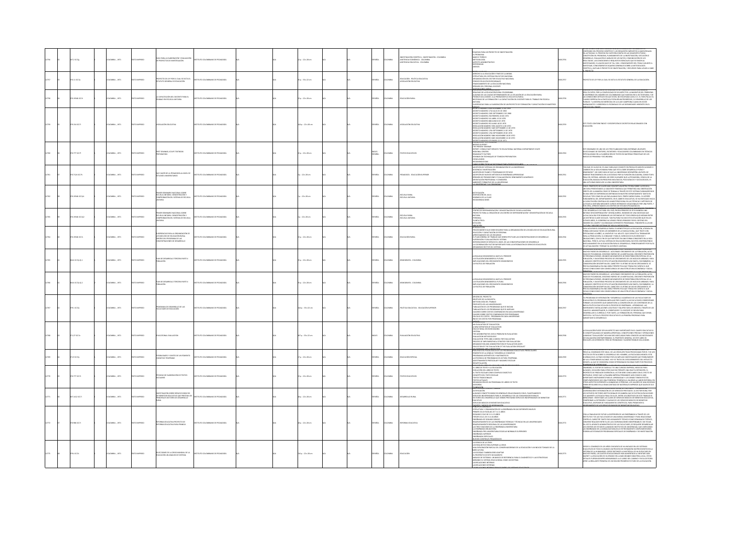| | | | | | | | | | | | | | | |
|---|---|---|---|---|---|---|---|---|---|---|---|---|---|---|
| 12756 | 001.4 I57g | COLOMBIA ; 1971 | TEXTO IMPRESO | GUIA PARA LA ELABORACIÓN Y EVALUACIÓN DE PROYECTOS DE INVESTIGACIÓN | INSTITUTO COLOMBIANO DE PEDAGOGIA | N/A | N/A | 12 p. ; 22 x 28 cm | N/A | N/A | ESPAÑOL | COLOMBIA | INVESTIGACIÓN CIENTÍFICA - INVESTIGACIÓN - COLOMBIA; ASISTENCIA ECONÓMICA - COLOMBIA; ASISTENCIA EDUCATIVA - COLOMBIA | 0002956 |
| 12757 | 370.11 I57p | COLOMBIA ; 1971 | TEXTO IMPRESO | PROYECTO DE LEY POR EL CUAL SE DICTA EL ESTATUTO GENERAL DE EDUCACIÓN | INSTITUTO COLOMBIANO DE PEDAGOGIA | N/A | N/A | 45 p. ; 22 x 28 cm | N/A | N/A | ESPAÑOL | COLOMBIA | EDUCACIÓN - POLÍTICA EDUCATIVA; LEGISLACIÓN EDUCATIVA | 0002957 |
| 12758 | 370.19346 I57c | COLOMBIA ; 1971 | TEXTO IMPRESO | LA CAPACITACIÓN DEL DOCENTE PARA EL TRABAJO EN ESCUELA UNITARIA | INSTITUTO COLOMBIANO DE PEDAGOGIA | N/A | N/A | 15 p. ; 22 x 28 cm | N/A | N/A | ESPAÑOL | COLOMBIA | EDUCACIÓN RURAL | 0002958 |
| 12759 | 379.155 I57l | COLOMBIA ; 1971 | TEXTO IMPRESO | LEGISLACIÓN EDUCATIVA | INSTITUTO COLOMBIANO DE PEDAGOGIA | N/A | N/A | 164 p. ; 22 x 28 cm | N/A | N/A | ESPAÑOL | COLOMBIA | LEGISLACIÓN EDUCATIVA | 0002959 |
| 12760 | 370.777 I57f | COLOMBIA ; 1971 | TEXTO IMPRESO | FIRST SEMINARY; ICOLPE TEXTBOOK PREPARATION | INSTITUTO COLOMBIANO DE PEDAGOGIA | N/A | N/A | 45 p. ; 22 x 28 cm | N/A | N/A | INGLÉS ESPAÑOL | COLOMBIA | TEXTOS EDUCATIVOS | 0002960 |
| 12761 | 370.7124 I57b | COLOMBIA ; 1971 | TEXTO IMPRESO | QUE HACER DE LA PEDAGOGÍA AL NIVEL DE ESTUDIOS UNIVERSITARIOS | INSTITUTO COLOMBIANO DE PEDAGOGIA | N/A | N/A | 1 p. ; 22 x 28 cm | N/A | N/A | ESPAÑOL | COLOMBIA | PEDAGOGÍA - EDUCACIÓN SUPERIOR | 0002961 |
| 12762 | 370.19346 I57p | COLOMBIA ; 1971 | TEXTO IMPRESO | PRIMER SEMINARIO NACIONAL SOBRE ESCUELA UNITARIA: DEMOSTRACIÓN Y COMPROBACIÓN DEL SISTEMA DE ESCUELA UNITARIA | INSTITUTO COLOMBIANO DE PEDAGOGIA | N/A | N/A | 1 p. ; 22 x 28 cm | N/A | N/A | ESPAÑOL | COLOMBIA | ESCUELA RURAL; ESCUELA UNITARIA | 0002962 |
| 12763 | 370.19346 I57p2 | COLOMBIA ; 1971 | TEXTO IMPRESO | PRIMER SEMINARIO NACIONAL SOBRE ESCUELA UNITARIA: DEMOSTRACIÓN Y COMPROBACIÓN DEL SISTEMA DE ESCUELA UNITARIA | INSTITUTO COLOMBIANO DE PEDAGOGIA | N/A | N/A | 1 p. ; 22 x 28 cm | N/A | N/A | ESPAÑOL | COLOMBIA | ESCUELA RURAL; ESCUELA UNITARIA | 0002963 |
| 12764 | 370.19346 I57s | COLOMBIA ; 1971 | TEXTO IMPRESO | SUGERENCIAS PARA LA ORGANIZACIÓN DE LOS NÚCLEOS DE EDUCACIÓN RURAL DENTRO DEL PROGRAMA DE LAS CONCENTRACIONES DE DESARROLLO | INSTITUTO COLOMBIANO DE PEDAGOGIA | N/A | N/A | 12 p. ; 22 x 28 cm | N/A | N/A | ESPAÑOL | COLOMBIA | EDUCACIÓN RURAL | 0002964 |
| 12765 | 304.6 I57p Ej.1 | COLOMBIA ; 1971 | TEXTO IMPRESO | PLAN DE DESARROLLO TERCERA PARTE II POBLACIÓN | INSTITUTO COLOMBIANO DE PEDAGOGIA | N/A | N/A | 35 p. ; 22 x 28 cm | N/A | N/A | ESPAÑOL | COLOMBIA | DEMOGRAFÍA - COLOMBIA | 0002965 |
| 12766 | 304.6 I57p Ej.2 | COLOMBIA ; 1971 | TEXTO IMPRESO | PLAN DE DESARROLLO TERCERA PARTE II POBLACIÓN | INSTITUTO COLOMBIANO DE PEDAGOGIA | N/A | N/A | 35 p. ; 22 x 28 cm | N/A | N/A | ESPAÑOL | COLOMBIA | DEMOGRAFÍA - COLOMBIA | 0002966 |
| 12767 | 378.1 I57p | COLOMBIA ; 1971 | TEXTO IMPRESO | PROGRAMA DE DESARROLLO DE LAS FACULTADES DE EDUCACIÓN | INSTITUTO COLOMBIANO DE PEDAGOGIA | N/A | N/A | 164 p. ; 33 x 22 cm | N/A | N/A | ESPAÑOL | COLOMBIA | POLÍTICA EDUCATIVA - EDUCACIÓN SUPERIOR | 0002967 |
| 12768 | 371.27 I57e | COLOMBIA ; 1971 | TEXTO IMPRESO | EDUCATIONAL EVALUATION | INSTITUTO COLOMBIANO DE PEDAGOGIA | N/A | N/A | 167 p. ; 33 x 22 cm | N/A | N/A | INGLÉS | COLOMBIA | EVALUACIÓN EDUCATIVA | 0002968 |
| 12769 | 371.9 I57p | COLOMBIA ; 1971 | TEXTO IMPRESO | POSIBILIDADES Y LÍMITES DE UN FOMENTO COGNITIVO TEMPRANO | INSTITUTO COLOMBIANO DE PEDAGOGIA | N/A | N/A | 17 p. ; 22 x 28 cm | N/A | N/A | ESPAÑOL | COLOMBIA | EDUCACIÓN ESPECIAL | 0002969 |
| 12770 | 370.777 I57t | COLOMBIA ; 1971 | TEXTO IMPRESO | TÉCNICAS DE ELABORACIÓN DE TEXTOS ESCOLARES | INSTITUTO COLOMBIANO DE PEDAGOGIA | N/A | N/A | 12 p. ; 22 x 28 cm | N/A | N/A | ESPAÑOL | COLOMBIA | TEXTOS EDUCATIVOS | 0002970 |
| 12771 | 307.1412 I57i | COLOMBIA ; 1971 | TEXTO IMPRESO | INVESTIGACIÓN SOBRE SERVICIOS BÁSICOS DE BIENESTAR EDUCATIVO QUE PRESTAN LOS PRINCIPALES SECTORES DE DESARROLLO RURAL | INSTITUTO COLOMBIANO DE PEDAGOGIA | N/A | N/A | 46 p. ; 22 x 28 cm | N/A | N/A | ESPAÑOL | COLOMBIA | DESARROLLO RURAL | 0002971 |
| 12772 | 370.986 I57r | COLOMBIA ; 1971 | TEXTO IMPRESO | REFORMA EDUCATIVA PROYECTO DE REFORMA EDUCATIVA PARA FRANCIA | INSTITUTO COLOMBIANO DE PEDAGOGIA | N/A | N/A | 64 p. ; 22 x 28 cm | N/A | N/A | ESPAÑOL | COLOMBIA | REFORMA EDUCATIVA | 0002972 |
| 12773 | 370.1 I57s | COLOMBIA ; 1971 | TEXTO IMPRESO | SELECCIONES DE LA CRISIS MUNDIAL DE LA EDUCACIÓN: UN ANÁLISIS DE SISTEMAS | INSTITUTO COLOMBIANO DE PEDAGOGIA | N/A | N/A | 134 p. ; 22 x 28 cm | N/A | N/A | ESPAÑOL | COLOMBIA | EDUCACIÓN | 0002973 |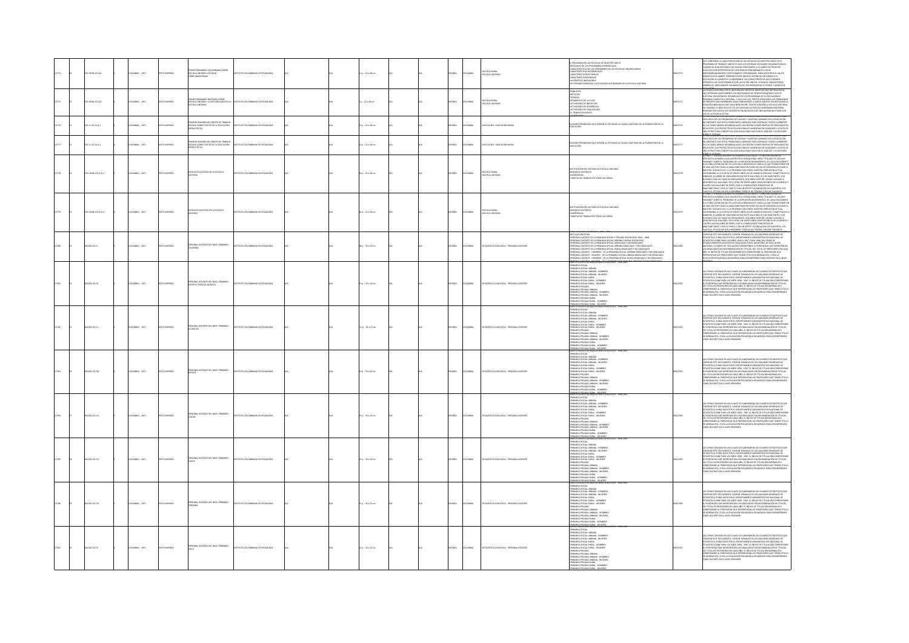| | | | | | | | | | | | | | | | | | | | | |
|---|---|---|---|---|---|---|---|---|---|---|---|---|---|---|---|---|---|---|---|---|
| 12774 | | 370.19346 I51 (1) | | COLOMBIA , 1973 | TEXTO IMPRESO | PRIMER SEMINARIO COLOMBIANO SOBRE ESCUELA UNITARIA: LECTURAS COMPLEMENTARIAS | INSTITUTO COLOMBIANO DE PEDAGOGIA | N/A | | N/A | 51 p. ; 22 x 28 cm | N/A | | N/A | ESPAÑOL | COLOMBIA | ESCUELA RURAL ESCUELA UNITARIA | EL PROGRAMA EN LAS ESCUELAS DE MAESTRO ÚNICO; NECESIDAD DE LOS PROGRAMAS DIFERENCIALES; CARACTERÍSTICAS DE LOS PROGRAMAS DE LAS ESCUELAS UNIVERSITARIAS; CARACTERÍSTICAS DIFERENCIALES; CARACTERES ESTRUCTURALES; CARACTERES FUNCIONALES; UN OBJETIVO INAPLAZABLE; ACTIVIDADES GENERALES Y ACTIVIDADES ALTERNAS EN LA ESCUELA UNITARIA | 0002774 | |
| 12775 | | 370.19346 I51 (2) | | COLOMBIA , 1973 | TEXTO IMPRESO | PRIMER SEMINARIO NACIONAL SOBRE ESCUELA UNITARIA: LA METODOLOGÍA EN LA ESCUELA UNITARIA | INSTITUTO COLOMBIANO DE PEDAGOGIA | N/A | | N/A | 1 p. ; 22 x 28 cm | N/A | | N/A | ESPAÑOL | COLOMBIA | ESCUELA RURAL ESCUELA UNITARIA | PRINCIPIOS; MÉTODOS; TÉCNICAS; DESARROLLO DE LA CLASE; ACTIVIDADES DE INICIACIÓN; ACTIVIDADES DE DESARROLLO; ACTIVIDADES DE FINALIZACIÓN; EL TRABAJO EN GRUPO | 0002775 | |
| 12776 | | 370.11 I51p Ej.1 | | COLOMBIA , 1973 | TEXTO IMPRESO | PRIMERA REUNIÓN DEL GRUPO DE TRABAJO TÉCNICO SOBRE COSTOS DE LA EDUCACIÓN MEDIA OFICIAL | INSTITUTO COLOMBIANO DE PEDAGOGIA | N/A | | N/A | 23 p. ; 22 x 28 cm | N/A | | N/A | ESPAÑOL | COLOMBIA | EDUCACIÓN - EDUCACIÓN MEDIA | ALGUNOS PROBLEMAS QUE SURGEN AL ESTUDIAR LA CALIDAD, CANTIDAD EN LA PLANEACIÓN DE LA EDUCACIÓN | 0002776 | |
| 12777 | | 370.11 I51p Ej.2 | | COLOMBIA , 1973 | TEXTO IMPRESO | PRIMERA REUNIÓN DEL GRUPO DE TRABAJO TÉCNICO SOBRE COSTOS DE LA EDUCACIÓN MEDIA OFICIAL | INSTITUTO COLOMBIANO DE PEDAGOGIA | N/A | | N/A | 23 p. ; 22 x 28 cm | N/A | | N/A | ESPAÑOL | COLOMBIA | EDUCACIÓN - EDUCACIÓN MEDIA | ALGUNOS PROBLEMAS QUE SURGEN AL ESTUDIAR LA CALIDAD, CANTIDAD EN LA PLANEACIÓN DE LA EDUCACIÓN | 0002777 | |
| 12778 | | 370.19346 I51n Ej.1 | | COLOMBIA , 1973 | TEXTO IMPRESO | NUEVAS ESTRATEGIAS EN LA ESCUELA UNITARIA | INSTITUTO COLOMBIANO DE PEDAGOGIA | N/A | | N/A | 34 p. ; 22 x 28 cm | N/A | | N/A | ESPAÑOL | COLOMBIA | ESCUELA RURAL ESCUELA UNITARIA | JUSTIFICACIÓN DEL SISTEMA DE ESCUELA UNITARIA; BOSQUEJO HISTÓRICO; EXPERIENCIAS; CAMBIO DE TRABAJO EN TODAS LAS ÁREAS | 0002778 | |
| 12779 | | 370.19346 I51n Ej.2 | | COLOMBIA , 1973 | TEXTO IMPRESO | NUEVAS ESTRATEGIAS EN LA ESCUELA UNITARIA | INSTITUTO COLOMBIANO DE PEDAGOGIA | N/A | | N/A | 34 p. ; 22 x 28 cm | N/A | | N/A | ESPAÑOL | COLOMBIA | ESCUELA RURAL ESCUELA UNITARIA | JUSTIFICACIÓN DEL SISTEMA DE ESCUELA UNITARIA; BOSQUEJO HISTÓRICO; EXPERIENCIAS; CAMBIO DE TRABAJO EN TODAS LAS ÁREAS | 0002779 | |
| 12780 | | | | COLOMBIA , 1973 | TEXTO IMPRESO | PERSONAL DOCENTE DEL NIVEL PRIMARIO COLOMBIA | INSTITUTO COLOMBIANO DE PEDAGOGIA | N/A | | N/A | 46 p. ; 55 x 22 cm | N/A | | N/A | ESPAÑOL | COLOMBIA | ESTADÍSTICA EDUCATIVA - PERSONAL DOCENTE | NOTA ACLARATORIA; PERSONAL DOCENTE DE LA PRIMARIA OFICIAL Y PRIVADA 1958 - 1968 | 0002780 | LAS CIFRAS CONTENIDAS EN ESTE DOCUMENTO FUERON TOMADAS DE LOS ANUARIOS GENERALES DE ESTADÍSTICA, PUBLICADOS POR EL DEPARTAMENTO ADMINISTRATIVO NACIONAL DE ESTADÍSTICA DANE... |
| 12781 | | | | COLOMBIA , 1973 | TEXTO IMPRESO | PERSONAL DOCENTE DEL NIVEL PRIMARIO DISTRITO ESPECIAL BOGOTÁ | INSTITUTO COLOMBIANO DE PEDAGOGIA | N/A | | N/A | 45 p. ; 55 x 22 cm | N/A | | N/A | ESPAÑOL | COLOMBIA | ESTADÍSTICA EDUCATIVA - PERSONAL DOCENTE | PRIMARIA OFICIAL; PRIMARIA OFICIAL URBANA; PRIMARIA OFICIAL URBANA - HOMBRES; PRIMARIA OFICIAL URBANA - MUJERES; PRIMARIA OFICIAL RURAL; PRIMARIA OFICIAL RURAL - HOMBRES; PRIMARIA OFICIAL RURAL - MUJERES; PRIMARIA PRIVADA; PRIMARIA PRIVADA URBANA; PRIMARIA PRIVADA URBANA - HOMBRES; PRIMARIA PRIVADA URBANA - MUJERES; PRIMARIA PRIVADA RURAL; PRIMARIA PRIVADA RURAL - HOMBRES; PRIMARIA PRIVADA RURAL - MUJERES | 0002781 | LAS CIFRAS CON BASE EN LAS CUALES SE ELABORARON LOS CUADROS ESTADÍSTICOS QUE CONTIENE ESTE DOCUMENTO, FUERON TOMADAS DE LOS ANUARIOS GENERALES DE ESTADÍSTICA, PUBLICADOS POR EL DEPARTAMENTO ADMINISTRATIVO NACIONAL DE ESTADÍSTICA DANE PARA LOS AÑOS 1958 - 1967. EL ÍNDICE DE TITULACIÓN CORRESPONDE AL PORCENTAJE QUE REPRESENTAN LOS GRADUADOS EN DENOMINACIÓN DE TÍTULOS, DEL TOTAL DE PROFESORES EN CADA AÑO. EL ÍNDICE DE TITULACIÓN NORMALISTA CORRESPONDE AL PORCENTAJE QUE REPRESENTAN LOS PROFESORES QUE TIENEN TÍTULO DE NORMALISTA, O SEA LA EDUCACIÓN PEDAGÓGICA REQUERIDA PARA DESEMPEÑARSE COMO DOCENTE EN EL NIVEL PRIMARIO. |
| 12782 | | | | COLOMBIA , 1973 | TEXTO IMPRESO | PERSONAL DOCENTE DEL NIVEL PRIMARIO ATLÁNTICO | INSTITUTO COLOMBIANO DE PEDAGOGIA | N/A | | N/A | 15 p. ; 58 x 22 cm | N/A | | N/A | ESPAÑOL | COLOMBIA | ESTADÍSTICA EDUCATIVA - PERSONAL DOCENTE | PRIMARIA OFICIAL; PRIMARIA OFICIAL URBANA; PRIMARIA OFICIAL URBANA - HOMBRES; PRIMARIA OFICIAL URBANA - MUJERES; PRIMARIA OFICIAL RURAL; PRIMARIA OFICIAL RURAL - HOMBRES; PRIMARIA OFICIAL RURAL - MUJERES; PRIMARIA PRIVADA; PRIMARIA PRIVADA URBANA; PRIMARIA PRIVADA URBANA - HOMBRES; PRIMARIA PRIVADA URBANA - MUJERES; PRIMARIA PRIVADA RURAL; PRIMARIA PRIVADA RURAL - HOMBRES; PRIMARIA PRIVADA RURAL - MUJERES | 0002782 | LAS CIFRAS CON BASE EN LAS CUALES SE ELABORARON LOS CUADROS ESTADÍSTICOS QUE CONTIENE ESTE DOCUMENTO, FUERON TOMADAS DE LOS ANUARIOS GENERALES DE ESTADÍSTICA, PUBLICADOS POR EL DEPARTAMENTO ADMINISTRATIVO NACIONAL DE ESTADÍSTICA DANE PARA LOS AÑOS 1958 - 1967. EL ÍNDICE DE TITULACIÓN CORRESPONDE AL PORCENTAJE QUE REPRESENTAN LOS GRADUADOS EN DENOMINACIÓN DE TÍTULOS, DEL TOTAL DE PROFESORES EN CADA AÑO. EL ÍNDICE DE TITULACIÓN NORMALISTA CORRESPONDE AL PORCENTAJE QUE REPRESENTAN LOS PROFESORES QUE TIENEN TÍTULO DE NORMALISTA, O SEA LA EDUCACIÓN PEDAGÓGICA REQUERIDA PARA DESEMPEÑARSE COMO DOCENTE EN EL NIVEL PRIMARIO. |
| 12783 | | | | COLOMBIA , 1973 | TEXTO IMPRESO | PERSONAL DOCENTE DEL NIVEL PRIMARIO BOYACÁ | INSTITUTO COLOMBIANO DE PEDAGOGIA | N/A | | N/A | 45 p. ; 55 x 22 cm | N/A | | N/A | ESPAÑOL | COLOMBIA | ESTADÍSTICA EDUCATIVA - PERSONAL DOCENTE | PRIMARIA OFICIAL; PRIMARIA OFICIAL URBANA; PRIMARIA OFICIAL URBANA - HOMBRES; PRIMARIA OFICIAL URBANA - MUJERES; PRIMARIA OFICIAL RURAL; PRIMARIA OFICIAL RURAL - HOMBRES; PRIMARIA OFICIAL RURAL - MUJERES; PRIMARIA PRIVADA; PRIMARIA PRIVADA URBANA; PRIMARIA PRIVADA URBANA - HOMBRES; PRIMARIA PRIVADA URBANA - MUJERES; PRIMARIA PRIVADA RURAL; PRIMARIA PRIVADA RURAL - HOMBRES; PRIMARIA PRIVADA RURAL - MUJERES | 0002783 | LAS CIFRAS CON BASE EN LAS CUALES SE ELABORARON LOS CUADROS ESTADÍSTICOS QUE CONTIENE ESTE DOCUMENTO, FUERON TOMADAS DE LOS ANUARIOS GENERALES DE ESTADÍSTICA, PUBLICADOS POR EL DEPARTAMENTO ADMINISTRATIVO NACIONAL DE ESTADÍSTICA DANE PARA LOS AÑOS 1958 - 1967. EL ÍNDICE DE TITULACIÓN CORRESPONDE AL PORCENTAJE QUE REPRESENTAN LOS GRADUADOS EN DENOMINACIÓN DE TÍTULOS, DEL TOTAL DE PROFESORES EN CADA AÑO. EL ÍNDICE DE TITULACIÓN NORMALISTA CORRESPONDE AL PORCENTAJE QUE REPRESENTAN LOS PROFESORES QUE TIENEN TÍTULO DE NORMALISTA, O SEA LA EDUCACIÓN PEDAGÓGICA REQUERIDA PARA DESEMPEÑARSE COMO DOCENTE EN EL NIVEL PRIMARIO. |
| 12784 | | | | COLOMBIA , 1973 | TEXTO IMPRESO | PERSONAL DOCENTE DEL NIVEL PRIMARIO CALDAS | INSTITUTO COLOMBIANO DE PEDAGOGIA | N/A | | N/A | 45 p. ; 55 x 22 cm | N/A | | N/A | ESPAÑOL | COLOMBIA | ESTADÍSTICA EDUCATIVA - PERSONAL DOCENTE | PRIMARIA OFICIAL; PRIMARIA OFICIAL URBANA; PRIMARIA OFICIAL URBANA - HOMBRES; PRIMARIA OFICIAL URBANA - MUJERES; PRIMARIA OFICIAL RURAL; PRIMARIA OFICIAL RURAL - HOMBRES; PRIMARIA OFICIAL RURAL - MUJERES; PRIMARIA PRIVADA; PRIMARIA PRIVADA URBANA; PRIMARIA PRIVADA URBANA - HOMBRES; PRIMARIA PRIVADA URBANA - MUJERES; PRIMARIA PRIVADA RURAL; PRIMARIA PRIVADA RURAL - HOMBRES; PRIMARIA PRIVADA RURAL - MUJERES | 0002784 | LAS CIFRAS CON BASE EN LAS CUALES SE ELABORARON LOS CUADROS ESTADÍSTICOS QUE CONTIENE ESTE DOCUMENTO, FUERON TOMADAS DE LOS ANUARIOS GENERALES DE ESTADÍSTICA, PUBLICADOS POR EL DEPARTAMENTO ADMINISTRATIVO NACIONAL DE ESTADÍSTICA DANE PARA LOS AÑOS 1958 - 1967. EL ÍNDICE DE TITULACIÓN CORRESPONDE AL PORCENTAJE QUE REPRESENTAN LOS GRADUADOS EN DENOMINACIÓN DE TÍTULOS, DEL TOTAL DE PROFESORES EN CADA AÑO. EL ÍNDICE DE TITULACIÓN NORMALISTA CORRESPONDE AL PORCENTAJE QUE REPRESENTAN LOS PROFESORES QUE TIENEN TÍTULO DE NORMALISTA, O SEA LA EDUCACIÓN PEDAGÓGICA REQUERIDA PARA DESEMPEÑARSE COMO DOCENTE EN EL NIVEL PRIMARIO. |
| 12785 | | | | COLOMBIA , 1973 | TEXTO IMPRESO | PERSONAL DOCENTE DEL NIVEL PRIMARIO CAUCA | INSTITUTO COLOMBIANO DE PEDAGOGIA | N/A | | N/A | 45 p. ; 55 x 22 cm | N/A | | N/A | ESPAÑOL | COLOMBIA | ESTADÍSTICA EDUCATIVA - PERSONAL DOCENTE | PRIMARIA OFICIAL; PRIMARIA OFICIAL URBANA; PRIMARIA OFICIAL URBANA - HOMBRES; PRIMARIA OFICIAL URBANA - MUJERES; PRIMARIA OFICIAL RURAL; PRIMARIA OFICIAL RURAL - HOMBRES; PRIMARIA OFICIAL RURAL - MUJERES; PRIMARIA PRIVADA; PRIMARIA PRIVADA URBANA; PRIMARIA PRIVADA URBANA - HOMBRES; PRIMARIA PRIVADA URBANA - MUJERES; PRIMARIA PRIVADA RURAL; PRIMARIA PRIVADA RURAL - HOMBRES; PRIMARIA PRIVADA RURAL - MUJERES | 0002785 | LAS CIFRAS CON BASE EN LAS CUALES SE ELABORARON LOS CUADROS ESTADÍSTICOS QUE CONTIENE ESTE DOCUMENTO, FUERON TOMADAS DE LOS ANUARIOS GENERALES DE ESTADÍSTICA, PUBLICADOS POR EL DEPARTAMENTO ADMINISTRATIVO NACIONAL DE ESTADÍSTICA DANE PARA LOS AÑOS 1958 - 1967. EL ÍNDICE DE TITULACIÓN CORRESPONDE AL PORCENTAJE QUE REPRESENTAN LOS GRADUADOS EN DENOMINACIÓN DE TÍTULOS, DEL TOTAL DE PROFESORES EN CADA AÑO. EL ÍNDICE DE TITULACIÓN NORMALISTA CORRESPONDE AL PORCENTAJE QUE REPRESENTAN LOS PROFESORES QUE TIENEN TÍTULO DE NORMALISTA, O SEA LA EDUCACIÓN PEDAGÓGICA REQUERIDA PARA DESEMPEÑARSE COMO DOCENTE EN EL NIVEL PRIMARIO. |
| 12786 | | | | COLOMBIA , 1973 | TEXTO IMPRESO | PERSONAL DOCENTE DEL NIVEL PRIMARIO CÓRDOBA | INSTITUTO COLOMBIANO DE PEDAGOGIA | N/A | | N/A | 45 p. ; 55 x 22 cm | N/A | | N/A | ESPAÑOL | COLOMBIA | ESTADÍSTICA EDUCATIVA - PERSONAL DOCENTE | PRIMARIA OFICIAL; PRIMARIA OFICIAL URBANA; PRIMARIA OFICIAL URBANA - HOMBRES; PRIMARIA OFICIAL URBANA - MUJERES; PRIMARIA OFICIAL RURAL; PRIMARIA OFICIAL RURAL - HOMBRES; PRIMARIA OFICIAL RURAL - MUJERES; PRIMARIA PRIVADA; PRIMARIA PRIVADA URBANA; PRIMARIA PRIVADA URBANA - HOMBRES; PRIMARIA PRIVADA URBANA - MUJERES; PRIMARIA PRIVADA RURAL; PRIMARIA PRIVADA RURAL - HOMBRES; PRIMARIA PRIVADA RURAL - MUJERES | 0002786 | LAS CIFRAS CON BASE EN LAS CUALES SE ELABORARON LOS CUADROS ESTADÍSTICOS QUE CONTIENE ESTE DOCUMENTO, FUERON TOMADAS DE LOS ANUARIOS GENERALES DE ESTADÍSTICA, PUBLICADOS POR EL DEPARTAMENTO ADMINISTRATIVO NACIONAL DE ESTADÍSTICA DANE PARA LOS AÑOS 1958 - 1967. EL ÍNDICE DE TITULACIÓN CORRESPONDE AL PORCENTAJE QUE REPRESENTAN LOS GRADUADOS EN DENOMINACIÓN DE TÍTULOS, DEL TOTAL DE PROFESORES EN CADA AÑO. EL ÍNDICE DE TITULACIÓN NORMALISTA CORRESPONDE AL PORCENTAJE QUE REPRESENTAN LOS PROFESORES QUE TIENEN TÍTULO DE NORMALISTA, O SEA LA EDUCACIÓN PEDAGÓGICA REQUERIDA PARA DESEMPEÑARSE COMO DOCENTE EN EL NIVEL PRIMARIO. |
| 12787 | | | | COLOMBIA , 1973 | TEXTO IMPRESO | PERSONAL DOCENTE DEL NIVEL PRIMARIO HUILA | INSTITUTO COLOMBIANO DE PEDAGOGIA | N/A | | N/A | 45 p. ; 55 x 22 cm | N/A | | N/A | ESPAÑOL | COLOMBIA | ESTADÍSTICA EDUCATIVA - PERSONAL DOCENTE | PRIMARIA OFICIAL; PRIMARIA OFICIAL URBANA; PRIMARIA OFICIAL URBANA - HOMBRES; PRIMARIA OFICIAL URBANA - MUJERES; PRIMARIA OFICIAL RURAL; PRIMARIA OFICIAL RURAL - HOMBRES; PRIMARIA OFICIAL RURAL - MUJERES; PRIMARIA PRIVADA; PRIMARIA PRIVADA URBANA; PRIMARIA PRIVADA URBANA - HOMBRES; PRIMARIA PRIVADA URBANA - MUJERES; PRIMARIA PRIVADA RURAL; PRIMARIA PRIVADA RURAL - HOMBRES; PRIMARIA PRIVADA RURAL - MUJERES | 0002787 | LAS CIFRAS CON BASE EN LAS CUALES SE ELABORARON LOS CUADROS ESTADÍSTICOS QUE CONTIENE ESTE DOCUMENTO, FUERON TOMADAS DE LOS ANUARIOS GENERALES DE ESTADÍSTICA, PUBLICADOS POR EL DEPARTAMENTO ADMINISTRATIVO NACIONAL DE ESTADÍSTICA DANE PARA LOS AÑOS 1958 - 1967. EL ÍNDICE DE TITULACIÓN CORRESPONDE AL PORCENTAJE QUE REPRESENTAN LOS GRADUADOS EN DENOMINACIÓN DE TÍTULOS, DEL TOTAL DE PROFESORES EN CADA AÑO. EL ÍNDICE DE TITULACIÓN NORMALISTA CORRESPONDE AL PORCENTAJE QUE REPRESENTAN LOS PROFESORES QUE TIENEN TÍTULO DE NORMALISTA, O SEA LA EDUCACIÓN PEDAGÓGICA REQUERIDA PARA DESEMPEÑARSE COMO DOCENTE EN EL NIVEL PRIMARIO. |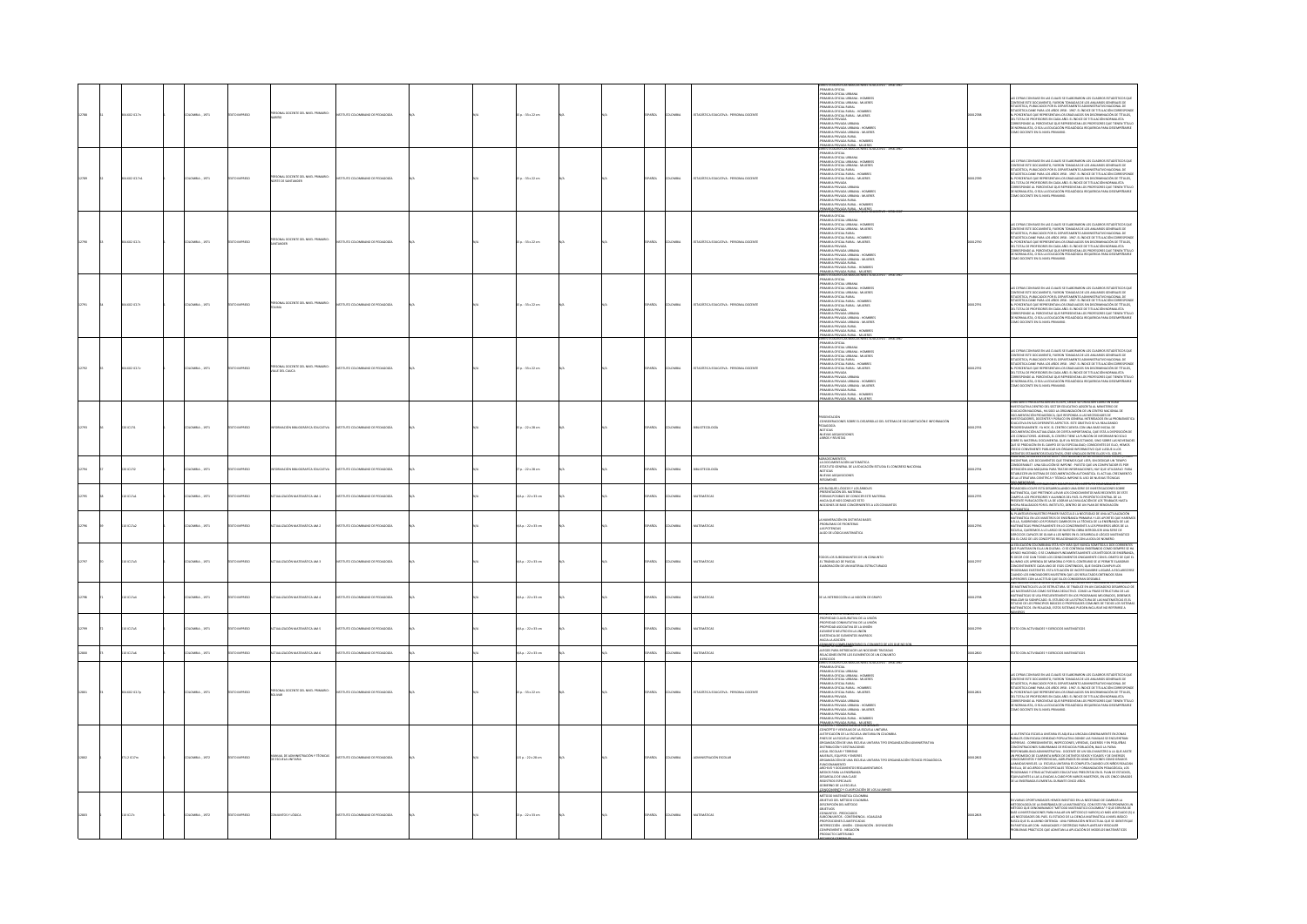| | | | | | | | | | | | | | | | | | | | | | | | |
|---|---|---|---|---|---|---|---|---|---|---|---|---|---|---|---|---|---|---|---|---|---|---|---|
| 12788 | 73 | 384.002 IC17n | | COLOMBIA ; 1971 | TEXTO IMPRESO | PERSONAL DOCENTE DEL NIVEL PRIMARIO NARIÑO | INSTITUTO COLOMBIANO DE PEDAGOGIA | | N/A | | N/A | 45 p. ; 33 x 22 cm | N/A | | N/A | | N/A | ESPAÑOL | COLOMBIA | ESTADISTICA EDUCATIVA - PERSONAL DOCENTE | | PRIMARIA OFICIAL; PRIMARIA OFICIAL URBANA; PRIMARIA OFICIAL URBANA - HOMBRES; PRIMARIA OFICIAL URBANA - MUJERES; PRIMARIA OFICIAL RURAL; PRIMARIA OFICIAL RURAL - HOMBRES; PRIMARIA OFICIAL RURAL - MUJERES; PRIMARIA PRIVADA; PRIMARIA PRIVADA URBANA; PRIMARIA PRIVADA URBANA - HOMBRES; PRIMARIA PRIVADA URBANA - MUJERES; PRIMARIA PRIVADA RURAL; PRIMARIA PRIVADA RURAL - HOMBRES; PRIMARIA PRIVADA RURAL - MUJERES | | LAS CIFRAS CON BASE EN LAS CUALES SE ELABORARON LOS CUADROS ESTADISTICOS QUE CONTIENE ESTE DOCUMENTO, FUERON TOMADAS DE LOS ANUARIOS GENERALES DE ESTADISTICA, PUBLICADOS POR EL DEPARTAMENTO ADMINISTRATIVO NACIONAL DE ESTADISTICA DANE... |
| 12789 | 52 | 384.002 IC17n | | COLOMBIA ; 1971 | TEXTO IMPRESO | PERSONAL DOCENTE DEL NIVEL PRIMARIO NORTE DE SANTANDER | INSTITUTO COLOMBIANO DE PEDAGOGIA | | N/A | | N/A | 45 p. ; 33 x 22 cm | N/A | | N/A | | N/A | ESPAÑOL | COLOMBIA | ESTADISTICA EDUCATIVA - PERSONAL DOCENTE | | PRIMARIA OFICIAL; PRIMARIA OFICIAL URBANA; ...; PRIMARIA PRIVADA RURAL - MUJERES | | LAS CIFRAS CON BASE EN LAS CUALES SE ELABORARON LOS CUADROS ESTADISTICOS QUE CONTIENE ESTE DOCUMENTO... |
| 12790 | | 384.002 IC17s | | COLOMBIA ; 1971 | TEXTO IMPRESO | PERSONAL DOCENTE DEL NIVEL PRIMARIO SANTANDER | INSTITUTO COLOMBIANO DE PEDAGOGIA | | N/A | | N/A | 45 p. ; 33 x 22 cm | N/A | | N/A | | N/A | ESPAÑOL | COLOMBIA | ESTADISTICA EDUCATIVA - PERSONAL DOCENTE | | PRIMARIA OFICIAL; PRIMARIA OFICIAL URBANA; ...; PRIMARIA PRIVADA RURAL - MUJERES | | LAS CIFRAS CON BASE EN LAS CUALES SE ELABORARON LOS CUADROS ESTADISTICOS QUE CONTIENE ESTE DOCUMENTO... |
| 12791 | | 384.002 IC17t | | COLOMBIA ; 1971 | TEXTO IMPRESO | PERSONAL DOCENTE DEL NIVEL PRIMARIO TOLIMA | INSTITUTO COLOMBIANO DE PEDAGOGIA | | N/A | | N/A | 45 p. ; 33 x 22 cm | N/A | | N/A | | N/A | ESPAÑOL | COLOMBIA | ESTADISTICA EDUCATIVA - PERSONAL DOCENTE | | PRIMARIA OFICIAL; PRIMARIA OFICIAL URBANA; ...; PRIMARIA PRIVADA RURAL - MUJERES | | LAS CIFRAS CON BASE EN LAS CUALES SE ELABORARON LOS CUADROS ESTADISTICOS QUE CONTIENE ESTE DOCUMENTO... |
| 12792 | | 384.002 IC17v | | COLOMBIA ; 1971 | TEXTO IMPRESO | PERSONAL DOCENTE DEL NIVEL PRIMARIO VALLE DEL CAUCA | INSTITUTO COLOMBIANO DE PEDAGOGIA | | N/A | | N/A | 45 p. ; 33 x 22 cm | N/A | | N/A | | N/A | ESPAÑOL | COLOMBIA | ESTADISTICA EDUCATIVA - PERSONAL DOCENTE | | PRIMARIA OFICIAL; PRIMARIA OFICIAL URBANA; ...; PRIMARIA PRIVADA RURAL - MUJERES | | LAS CIFRAS CON BASE EN LAS CUALES SE ELABORARON LOS CUADROS ESTADISTICOS QUE CONTIENE ESTE DOCUMENTO... |
| 12793 | | 010 IC17i | | COLOMBIA ; 1971 | TEXTO IMPRESO | INFORMACION BIBLIOGRAFICA EDUCATIVA | INSTITUTO COLOMBIANO DE PEDAGOGIA | | N/A | | N/A | 65 p. ; 22 x 28 cm | N/A | | N/A | | N/A | ESPAÑOL | COLOMBIA | BIBLIOTECOLOGIA | | PRESENTACION; CONSIDERACIONES SOBRE EL DESARROLLO DEL SISTEMA DE DOCUMENTACION E INFORMACION PEDAGOGICA; NOTICIAS; NUEVAS ADQUISICIONES; LIBROS Y REVISTAS | | |
| 12794 | | 010 IC17i2 | | COLOMBIA ; 1971 | TEXTO IMPRESO | INFORMACION BIBLIOGRAFICA EDUCATIVA | INSTITUTO COLOMBIANO DE PEDAGOGIA | | N/A | | N/A | 27 p. ; 22 x 28 cm | N/A | | N/A | | N/A | ESPAÑOL | COLOMBIA | BIBLIOTECOLOGIA | | LA DOCUMENTACION AUTOMATICA; NOTICIAS; NUEVAS ADQUISICIONES; RESUMENES | | |
| 12795 | | 510 IC17a1 | | COLOMBIA ; 1971 | TEXTO IMPRESO | ACTUALIZACION MATEMATICA AM 1 | INSTITUTO COLOMBIANO DE PEDAGOGIA | | N/A | | N/A | 64 p. ; 22 x 33 cm | N/A | | N/A | | N/A | ESPAÑOL | COLOMBIA | MATEMATICAS | | | | |
| 12796 | | 510 IC17a2 | | COLOMBIA ; 1971 | TEXTO IMPRESO | ACTUALIZACION MATEMATICA AM 2 | INSTITUTO COLOMBIANO DE PEDAGOGIA | | N/A | | N/A | 64 p. ; 22 x 33 cm | N/A | | N/A | | N/A | ESPAÑOL | COLOMBIA | MATEMATICAS | | | | |
| 12797 | | 510 IC17a3 | | COLOMBIA ; 1971 | TEXTO IMPRESO | ACTUALIZACION MATEMATICA AM 3 | INSTITUTO COLOMBIANO DE PEDAGOGIA | | N/A | | N/A | 64 p. ; 22 x 33 cm | N/A | | N/A | | N/A | ESPAÑOL | COLOMBIA | MATEMATICAS | | | | |
| 12798 | | 510 IC17a4 | | COLOMBIA ; 1971 | TEXTO IMPRESO | ACTUALIZACION MATEMATICA AM 4 | INSTITUTO COLOMBIANO DE PEDAGOGIA | | N/A | | N/A | 64 p. ; 22 x 33 cm | N/A | | N/A | | N/A | ESPAÑOL | COLOMBIA | MATEMATICAS | | DE LA INTERSECCION A LA NOCION DE GRUPO | | |
| 12799 | | 510 IC17a5 | | COLOMBIA ; 1971 | TEXTO IMPRESO | ACTUALIZACION MATEMATICA AM 5 | INSTITUTO COLOMBIANO DE PEDAGOGIA | | N/A | | N/A | 64 p. ; 22 x 33 cm | N/A | | N/A | | N/A | ESPAÑOL | COLOMBIA | MATEMATICAS | | PROPIEDAD CONMUTATIVA DE LA UNION; PROPIEDAD ASOCIATIVA DE LA UNION | | TEXTO CON ACTIVIDADES Y EJERCICIOS MATEMATICOS |
| 12800 | | 510 IC17a6 | | COLOMBIA ; 1971 | TEXTO IMPRESO | ACTUALIZACION MATEMATICA AM 6 | INSTITUTO COLOMBIANO DE PEDAGOGIA | | N/A | | N/A | 64 p. ; 22 x 33 cm | N/A | | N/A | | N/A | ESPAÑOL | COLOMBIA | MATEMATICAS | | | | TEXTO CON ACTIVIDADES Y EJERCICIOS MATEMATICOS |
| 12801 | | 384.002 IC17q | | COLOMBIA ; 1971 | TEXTO IMPRESO | PERSONAL DOCENTE DEL NIVEL PRIMARIO BOLIVAR | INSTITUTO COLOMBIANO DE PEDAGOGIA | | N/A | | N/A | 45 p. ; 33 x 22 cm | N/A | | N/A | | N/A | ESPAÑOL | COLOMBIA | ESTADISTICA EDUCATIVA - PERSONAL DOCENTE | | PRIMARIA OFICIAL; PRIMARIA OFICIAL URBANA; ...; PRIMARIA PRIVADA RURAL - MUJERES | | LAS CIFRAS CON BASE EN LAS CUALES SE ELABORARON LOS CUADROS ESTADISTICOS QUE CONTIENE ESTE DOCUMENTO... |
| 12802 | | 371.2 IC17m | | COLOMBIA ; 1972 | TEXTO IMPRESO | MANUAL DE ADMINISTRACION Y TECNICAS DE ESCUELA UNITARIA | INSTITUTO COLOMBIANO DE PEDAGOGIA | | N/A | | N/A | 135 p. ; 22 x 28 cm | N/A | | N/A | | N/A | ESPAÑOL | COLOMBIA | ADMINISTRACION ESCOLAR | | CONCEPTO Y VENTAJAS DE LA ESCUELA UNITARIA; JUSTIFICACION DE LA ESCUELA UNITARIA EN COLOMBIA | | |
| 12803 | | 510 IC17c | | COLOMBIA ; 1972 | TEXTO IMPRESO | CONJUNTOS Y LOGICA | INSTITUTO COLOMBIANO DE PEDAGOGIA | | N/A | | N/A | 13 p. ; 22 x 33 cm | N/A | | N/A | | N/A | ESPAÑOL | COLOMBIA | MATEMATICAS | | METODO MATEMATICO COLOMBIA; OBJETIVO DEL METODO COLOMBIA; DESCRIPCION DEL METODO; OBJETIVOS; CONJUNTOS | | |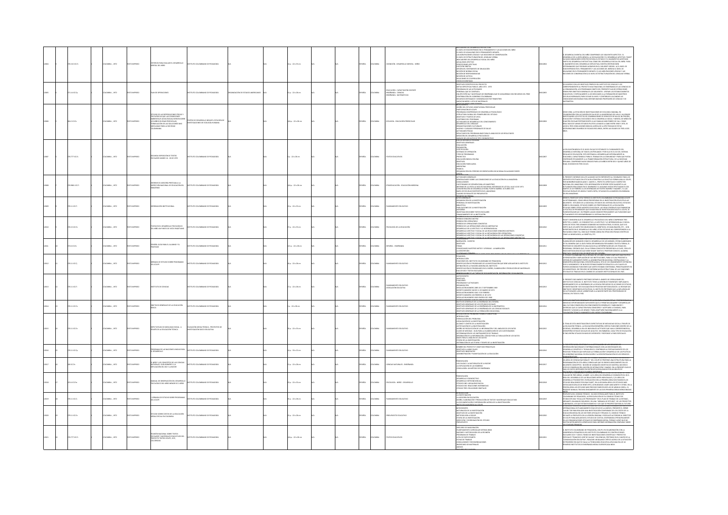| | | | | | | | | | | | | |
|---|---|---|---|---|---|---|---|---|---|---|---|---|
| 12804 | 370.152 IC17c | COLOMBIA - 1972 | TEXTO IMPRESO | CRITERIOS PARA EVALUAR EL DESARROLLO MENTAL DEL NIÑO | INSTITUTO COLOMBIANO DE PEDAGOGIA | | N/A | 34 p. ; 22 x 35 cm | ESPAÑOL | COLOMBIA | COGNICION - DESARROLLO MENTAL - NIÑEZ | 0006-2804 |
| 12805 | 371.16 IC17p | COLOMBIA - 1972 | TEXTO IMPRESO | PLAN DE OPERACIONES | INSTITUTO COLOMBIANO DE PEDAGOGIA | ORGANIZACION DE ESTADOS AMERICANOS | N/A | 3 p. ; 22 x 28 cm | ESPAÑOL | COLOMBIA | EDUCACION - CAPACITACION DOCENTE - ENSEÑANZA - CIENCIAS - ENSEÑANZA - MATEMATICAS | 0006-2805 |
| 12806 | 304.2 IC17e | COLOMBIA - 1972 | TEXTO IMPRESO | ESTUDIO DE LAS REPERCUSIONES FISICAS Y PSICOLOGICAS QUE LAS CONDICIONES AMBIENTALES ECOLOGICAS EJERCEN SOBRE LOS NIÑOS EN EDAD PREESCOLAR | CENTRO DE DESARROLLO INFANTIL ESTACION DE INVESTIGACIONES DE ECOLOGIA HUMANA | | N/A | 60 p. ; 22 x 28 cm | ESPAÑOL | COLOMBIA | ECOLOGIA - EDUCACION PREESCOLAR | 0006-2806 |
| 12807 | 370.777 IC17s | COLOMBIA - 1972 | TEXTO IMPRESO | SEGUNDA EXPOSICION DE TEXTOS ESCOLARES MARZO 16 - 26 DE 1972 | INSTITUTO COLOMBIANO DE PEDAGOGIA | | N/A | 7 p. ; 22 x 28 cm | ESPAÑOL | COLOMBIA | TEXTOS EDUCATIVOS | 0006-2807 |
| 12808 | 370.9861 IC17i | COLOMBIA - 1972 | TEXTO IMPRESO | INFORME DE ASESORIA PRESTADA A LA INSPECCION NACIONAL DE EDUCACION DEL AMAZONAS | INSTITUTO COLOMBIANO DE PEDAGOGIA | | N/A | 64 p. ; 22 x 28 cm | ESPAÑOL | COLOMBIA | ETNOEDUCACION - EDUCACION INDIGENA | 0006-2808 |
| 12809 | 370.11 IC17i | COLOMBIA - 1972 | TEXTO IMPRESO | INFORMACION INSTITUCIONAL | INSTITUTO COLOMBIANO DE PEDAGOGIA | | N/A | 15 p. ; 22 x 35 cm | ESPAÑOL | COLOMBIA | PLANEAMIENTO EDUCATIVO | 0006-2809 |
| 12810 | 370.15 IC17e | COLOMBIA - 1972 | TEXTO IMPRESO | ETAPAS EN EL DESARROLLO PSICOLOGICO DEL NIÑO UN PUNTO DE VISTA PIAGETIANO | INSTITUTO COLOMBIANO DE PEDAGOGIA | | N/A | 37 p. ; 22 x 35 cm | ESPAÑOL | COLOMBIA | PSICOLOGIA DE LA EDUCACION | 0006-2810 |
| 12811 | 372.6 IC17e | COLOMBIA - 1972 | TEXTO IMPRESO | ESPAÑOL GUIA PARA EL ALUMNO Y EL PROFESOR | INSTITUTO COLOMBIANO DE PEDAGOGIA | | N/A | 121 p. ; 22 x 28 cm | ESPAÑOL | COLOMBIA | ESPAÑOL - ENSEÑANZA | 0006-2811 |
| 12812 | 370.11 IC17j | COLOMBIA - 1972 | TEXTO IMPRESO | JORNADA DE ESTUDIO SOBRE PROGRAMAS DEL ICOLPE | INSTITUTO COLOMBIANO DE PEDAGOGIA | | N/A | 46 p. ; 22 x 28 cm | ESPAÑOL | COLOMBIA | PLANEAMIENTO EDUCATIVO | 0006-2812 |
| 12813 | 370.11 IC17i | COLOMBIA - 1972 | TEXTO IMPRESO | INSTITUTO DE CIENCIAS | INSTITUTO COLOMBIANO DE PEDAGOGIA | | N/A | 15 p. ; 22 x 28 cm | ESPAÑOL | COLOMBIA | PLANEAMIENTO EDUCATIVO - LEGISLACION EDUCATIVA | 0006-2813 |
| 12814 | 370.11 IC17o | COLOMBIA - 1972 | TEXTO IMPRESO | OBJETIVOS GENERALES DE LA EDUCACION BASICA | INSTITUTO COLOMBIANO DE PEDAGOGIA | | N/A | 3 p. ; 22 x 28 cm | ESPAÑOL | COLOMBIA | PLANEAMIENTO EDUCATIVO | 0006-2814 |
| 12815 | 370.11 IC17e | COLOMBIA - 1972 | TEXTO IMPRESO | EXPECTATIVAS DE MOVILIDAD SOCIAL A TRAVES DE LA EDUCACION TECNICA | EDUCACION MEDIA TECNICA - PROYECTOS DE INVESTIGACION SOCIO-EDUCATIVA | | N/A | 95 p. ; 22 x 35 cm | ESPAÑOL | COLOMBIA | PLANEAMIENTO EDUCATIVO | 0006-2815 |
| 12816 | 370.11 IC17p | COLOMBIA - 1972 | TEXTO IMPRESO | PROGRAMA DE LAS NACIONES UNIDAS PARA EL DESARROLLO | INSTITUTO COLOMBIANO DE PEDAGOGIA | | N/A | 16 p. ; 35 x 22 cm | ESPAÑOL | COLOMBIA | PLANEAMIENTO EDUCATIVO | 0006-2816 |
| 12817 | 500 IC17n | COLOMBIA - 1972 | TEXTO IMPRESO | EL NIÑO Y LOS CONCEPTOS DE LAS CIENCIAS NATURALES | INSTITUTO COLOMBIANO DE PEDAGOGIA | | N/A | 13 p. ; 22 x 28 cm | ESPAÑOL | COLOMBIA | CIENCIAS NATURALES - ENSEÑANZA | 0006-2817 |
| 12818 | 155.4 IC17m | COLOMBIA - 1972 | TEXTO IMPRESO | MANUAL DE OBSERVACION DEL DESARROLLO PSICOLOGICO DEL NIÑO MENOR DE 2 AÑOS | INSTITUTO COLOMBIANO DE PEDAGOGIA | | N/A | 49 p. ; 22 x 35 cm | ESPAÑOL | COLOMBIA | PSICOLOGIA - NIÑEZ - DESARROLLO | 0006-2818 |
| 12819 | 370.11 IC17j | COLOMBIA - 1972 | TEXTO IMPRESO | JORNADA DE ESTUDIO SOBRE PROGRAMAS DEL ICOLPE | INSTITUTO COLOMBIANO DE PEDAGOGIA | | N/A | 35 p. ; 22 x 28 cm | ESPAÑOL | COLOMBIA | PLANEAMIENTO EDUCATIVO | 0006-2819 |
| 12820 | 379.11 IC17e | COLOMBIA - 1972 | TEXTO IMPRESO | ESTUDIO SOBRE COSTOS DE LA EDUCACION MEDIA OFICIAL EN COLOMBIA | INSTITUTO COLOMBIANO DE PEDAGOGIA | | N/A | 15 p. ; 22 x 28 cm | ESPAÑOL | COLOMBIA | PRESUPUESTO EDUCATIVO | 0006-2820 |
| 12821 | 370.777 IC17r | COLOMBIA - 1972 | TEXTO IMPRESO | REUNION NACIONAL SOBRE TEXTOS ESCOLARES Y MATERIALES EDUCATIVOS DEL PROYECTO TEXTOS ICOLPE, ICCE, COLCIENCIAS | INSTITUTO COLOMBIANO DE PEDAGOGIA | | N/A | 64 p. ; 22 x 28 cm | ESPAÑOL | COLOMBIA | TEXTOS EDUCATIVOS | 0006-2821 |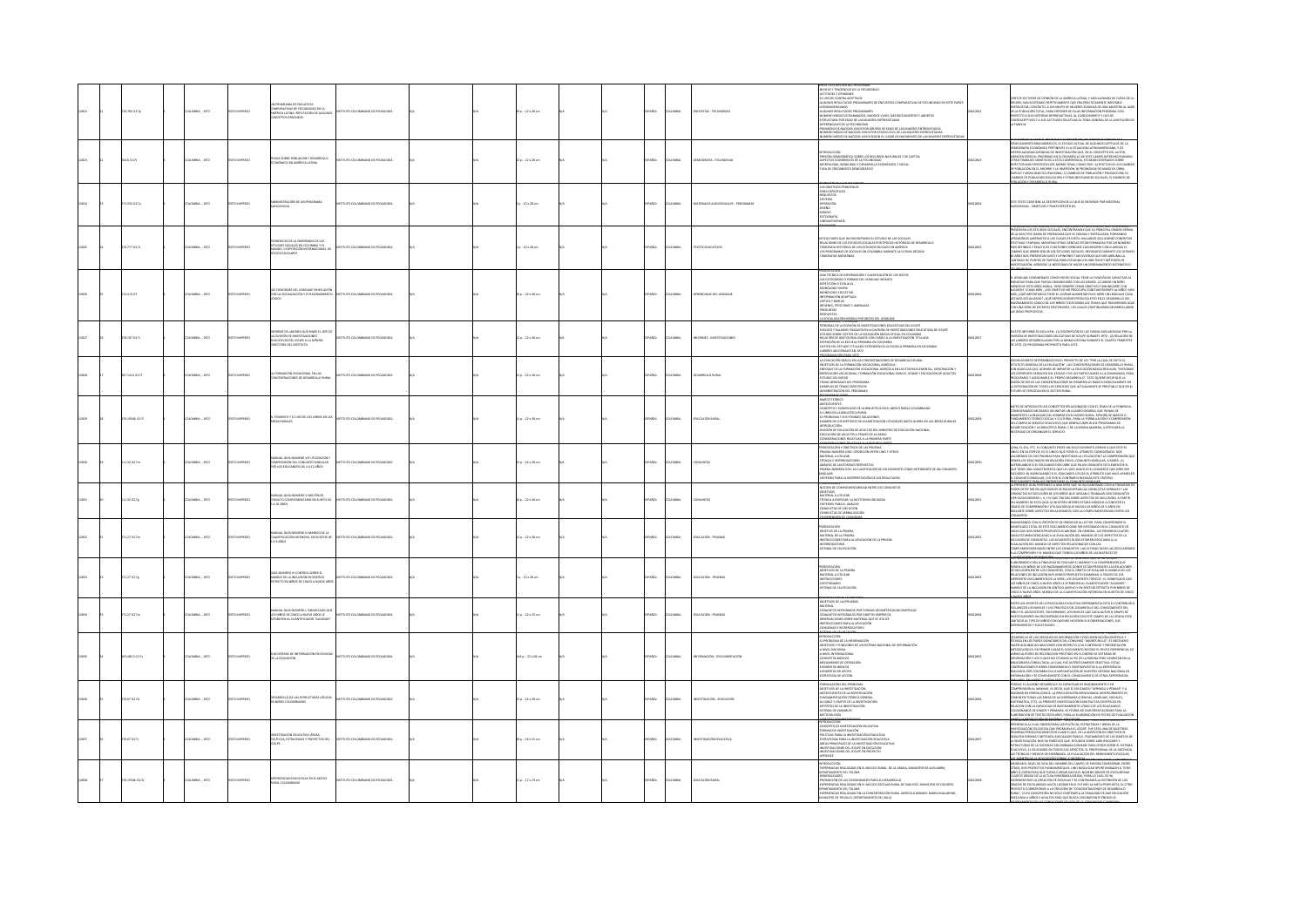| 22822 | 01 | 370.785 I57p | | COLOMBIA ; 1972 | TEXTO IMPRESO | UN PROGRAMA DE ENCUESTAS COMPARATIVAS DE FECUNDIDAD EN LA AMÉRICA LATINA: REFUTACIÓN DE ALGUNOS CONCEPTOS ERRÓNEOS | INSTITUTO COLOMBIANO DE PEDAGOGÍA | | | 29 p. ; 22 x 28 cm | | N/A | | N/A | | ESPAÑOL | COLOMBIA | ENCUESTAS - FECUNDIDAD | | 0004-2823 | |
|---|---|---|---|---|---|---|---|---|---|---|---|---|---|---|---|---|---|---|---|---|---|
| 22823 | 01 | 304.6 I57t | | COLOMBIA ; 1972 | TEXTO IMPRESO | TEMAS SOBRE POBLACIÓN Y DESARROLLO ECONÓMICO EN AMÉRICA LATINA | INSTITUTO COLOMBIANO DE PEDAGOGÍA | | | 12 p. ; 22 x 28 cm | | N/A | | N/A | | ESPAÑOL | COLOMBIA | DEMOGRAFÍA - FECUNDIDAD | | 0004-2823 | |
| 22824 | 01 | 371.335 I57a | | COLOMBIA ; 1972 | TEXTO IMPRESO | ADMINISTRACIÓN DE UN PROGRAMA AUDIOVISUAL | INSTITUTO COLOMBIANO DE PEDAGOGÍA | | | 5 p. ; 22 x 28 cm | | N/A | | N/A | | ESPAÑOL | COLOMBIA | MATERIALES AUDIOVISUALES - PROGRAMAS | | 0004-2823 | |
| 22825 | 01 | 370.777 I57t | | COLOMBIA ; 1972 | TEXTO IMPRESO | TENDENCIAS DE LA ENSEÑANZA DE LOS ESTUDIOS SOCIALES EN COLOMBIA Y EL MUNDO; COOPERACIÓN INTERNACIONAL DE TEXTOS ESCOLARES | INSTITUTO COLOMBIANO DE PEDAGOGÍA | | | 9 p. ; 22 x 28 cm | | N/A | | N/A | | ESPAÑOL | COLOMBIA | TEXTOS ESCOLARES | | 0004-2823 | |
| 22826 | 01 | 372.6 I57f | | COLOMBIA ; 1972 | TEXTO IMPRESO | LAS FUNCIONES DEL LENGUAJE EN RELACIÓN CON LA SOCIALIZACIÓN Y EL RAZONAMIENTO LÓGICO | INSTITUTO COLOMBIANO DE PEDAGOGÍA | | | 30 p. ; 22 x 28 cm | | N/A | | N/A | | ESPAÑOL | COLOMBIA | APRENDIZAJE DEL LENGUAJE | | 0004-2824 | |
| 22827 | 01 | 378.107 I57i | | COLOMBIA ; 1972 | TEXTO IMPRESO | INFORME DE LABORES QUE RINDE EL JEFE DE LA DIVISIÓN DE INVESTIGACIONES EDUCATIVAS DEL ICOLPE A LA JUNTA DIRECTIVA DEL INSTITUTO | INSTITUTO COLOMBIANO DE PEDAGOGÍA | | | 13 p. ; 22 x 28 cm | | N/A | | N/A | | ESPAÑOL | COLOMBIA | INFORMES - INVESTIGACIONES | | 0004-2827 | |
| 22828 | 01 | 307.1412 I57f | | COLOMBIA ; 1972 | TEXTO IMPRESO | LA FORMACIÓN VOCACIONAL EN LAS CONCENTRACIONES DE DESARROLLO RURAL | INSTITUTO COLOMBIANO DE PEDAGOGÍA | | | 13 p. ; 22 x 28 cm | | N/A | | N/A | | ESPAÑOL | COLOMBIA | DESARROLLO RURAL | | 0004-2828 | |
| 22829 | 01 | 370.19346 I57f | | COLOMBIA ; 1972 | TEXTO IMPRESO | EL FOMENTO Y EL USO DE LOS LIBROS EN LAS ÁREAS RURALES | INSTITUTO COLOMBIANO DE PEDAGOGÍA | | | 13 p. ; 22 x 28 cm | | N/A | | N/A | | ESPAÑOL | COLOMBIA | EDUCACIÓN RURAL | | 0004-2829 | |
| 22830 | 01 | 511.32 I57m | | COLOMBIA ; 1972 | TEXTO IMPRESO | MANUAL GUÍA NÚMERO UNO UTILIZACIÓN Y COMPRENSIÓN DEL CONJUNTO SINGULAR POR LOS EDUCANDOS DE 4 A 12 AÑOS | INSTITUTO COLOMBIANO DE PEDAGOGÍA | | | 32 p. ; 22 x 28 cm | | N/A | | N/A | | ESPAÑOL | COLOMBIA | CONJUNTOS | | 0004-2830 | |
| 22831 | 01 | 511.32 I57g | | COLOMBIA ; 1972 | TEXTO IMPRESO | MANUAL GUÍA NÚMERO 5 NOCIÓN DE CONJUNTO COMPLEMENTARIO EN SUJETOS DE 5 A 10 AÑOS | INSTITUTO COLOMBIANO DE PEDAGOGÍA | | | 26 p. ; 22 x 28 cm | | N/A | | N/A | | ESPAÑOL | COLOMBIA | CONJUNTOS | | 0004-2831 | |
| 22832 | 01 | 372.27 I57m | | COLOMBIA ; 1972 | TEXTO IMPRESO | MANUAL GUÍA NÚMERO III MANEJO DE LA CUANTIFICACIÓN INTENSIVA EN SUJETOS DE 5 A 9 AÑOS | INSTITUTO COLOMBIANO DE PEDAGOGÍA | | | 13 p. ; 22 x 28 cm | | N/A | | N/A | | ESPAÑOL | COLOMBIA | EDUCACIÓN - PRUEBAS | | 0004-2832 | |
| 22833 | 01 | 372.27 I57g | | COLOMBIA ; 1972 | TEXTO IMPRESO | GUÍA NÚMERO III CONTROL SOBRE EL MANEJO DE LA INCLUSIÓN EN SENTIDO ESTRICTO EN NIÑOS DE CINCO A NUEVE AÑOS | INSTITUTO COLOMBIANO DE PEDAGOGÍA | | | 5 p. ; 22 x 28 cm | | N/A | | N/A | | ESPAÑOL | COLOMBIA | EDUCACIÓN - PRUEBAS | | 0004-2833 | |
| 22834 | 01 | 372.27 I57m | | COLOMBIA ; 1972 | TEXTO IMPRESO | MANUAL GUÍA NÚMERO I TIEMPO QUE LOS ESCOLARES DE CINCO A NUEVE AÑOS LE ATRIBUYEN AL CUANTIFICADOR "ALGUNOS" | INSTITUTO COLOMBIANO DE PEDAGOGÍA | | | 25 p. ; 22 x 33 cm | | N/A | | N/A | | ESPAÑOL | COLOMBIA | EDUCACIÓN - PRUEBAS | | 0004-2834 | |
| 22835 | 01 | 303.483 I57s | | COLOMBIA ; 1972 | TEXTO IMPRESO | SUBSISTEMA DE INFORMACIÓN EN CIENCIAS DE LA EDUCACIÓN | INSTITUTO COLOMBIANO DE PEDAGOGÍA | | | 143 p. ; 22 x 28 cm | | N/A | | N/A | | ESPAÑOL | COLOMBIA | INFORMACIÓN - DOCUMENTACIÓN | | 0004-2835 | |
| 22836 | 01 | 370.07 I57d | | COLOMBIA ; 1972 | TEXTO IMPRESO | DESARROLLO DE LAS ESTRUCTURAS LÓGICAS EN NIÑOS COLOMBIANOS | INSTITUTO COLOMBIANO DE PEDAGOGÍA | | | 32 p. ; 22 x 28 cm | | N/A | | N/A | | ESPAÑOL | COLOMBIA | INVESTIGACIÓN - EDUCACIÓN | | 0004-2836 | |
| 22837 | 01 | 370.07 I57i | | COLOMBIA ; 1972 | TEXTO IMPRESO | INVESTIGACIÓN EDUCATIVA: ÁREAS, POLÍTICAS, ESTRATEGIAS Y PROYECTOS DEL ICOLPE | INSTITUTO COLOMBIANO DE PEDAGOGÍA | | | 39 p. ; 14 x 21 cm | | N/A | | N/A | | ESPAÑOL | COLOMBIA | INVESTIGACIÓN EDUCATIVA | | 0004-2837 | |
| 22838 | 01 | 370.19346 I57e | | COLOMBIA ; 1972 | TEXTO IMPRESO | EXPERIENCIAS EDUCATIVAS EN EL MEDIO RURAL COLOMBIANO | INSTITUTO COLOMBIANO DE PEDAGOGÍA | | | 13 p. ; 17 x 23 cm | | N/A | | N/A | | ESPAÑOL | COLOMBIA | EDUCACIÓN RURAL | | 0004-2838 | |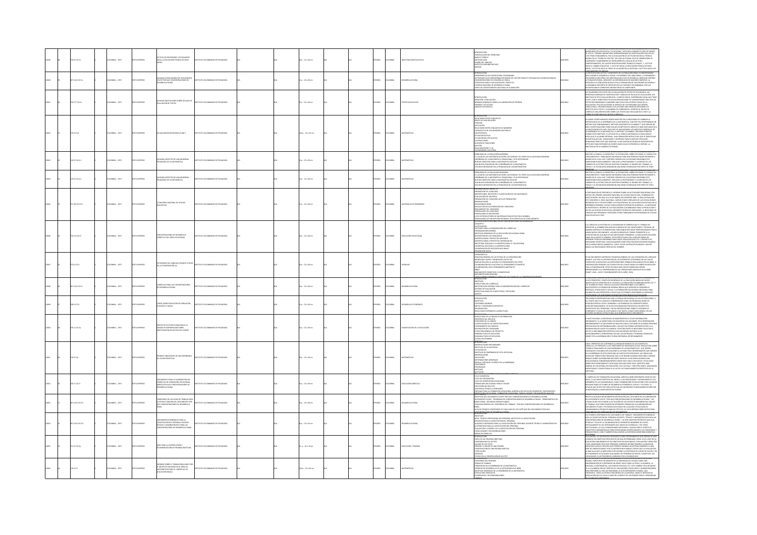| ID | | Clasificación | País ; Año | Tipo | Título | Autor institucional | Paginación | Idioma | País | Tema |
|---|---|---|---|---|---|---|---|---|---|---|
| 12839 | | 370.07 I57a | COLOMBIA ; 1972 | TEXTO IMPRESO | ACTITUD DE PROFESORES Y ESTUDIANTES HACIA LA EDUCACIÓN TÉCNICA DE NIVEL MEDIO | INSTITUTO COLOMBIANO DE PEDAGOGÍA | 48 p. ; 22 x 28 cm | ESPAÑOL | COLOMBIA | INVESTIGACIÓN EDUCATIVA |
| 12840 | | 307.1412 I57a | COLOMBIA ; 1972 | TEXTO IMPRESO | ALGUNAS CONSIDERACIONES DEL DOCUMENTO CDS-PF POR LAS CONCENTRACIONES DE DESARROLLO RURAL | INSTITUTO COLOMBIANO DE PEDAGOGÍA | 13 p. ; 22 x 28 cm | ESPAÑOL | COLOMBIA | DESARROLLO RURAL |
| 12841 | | 370.777 I57a | COLOMBIA ; 1972 | TEXTO IMPRESO | ALGUNAS ANOTACIONES SOBRE ESCALAS DE EVALUACIÓN DE TEXTOS | INSTITUTO COLOMBIANO DE PEDAGOGÍA | 30 p. ; 22 x 28 cm | ESPAÑOL | COLOMBIA | TEXTOS ESCOLARES |
| 12842 | | 510 I57a | COLOMBIA ; 1972 | TEXTO IMPRESO | ACTUALIZACIÓN MATEMÁTICA AM-7 | INSTITUTO COLOMBIANO DE PEDAGOGÍA | 164 p. ; 22 x 33 cm | ESPAÑOL | COLOMBIA | MATEMÁTICAS |
| 12843 | | 510 I57a ej.1 | COLOMBIA ; 1972 | TEXTO IMPRESO | ALGUNOS ASPECTOS DE UNA MODERNA PEDAGOGÍA DE LA MATEMÁTICA | INSTITUTO COLOMBIANO DE PEDAGOGÍA | 13 p. ; 22 x 28 cm | ESPAÑOL | COLOMBIA | MATEMÁTICAS |
| 12844 | | 510 I57a ej.2 | COLOMBIA ; 1972 | TEXTO IMPRESO | ALGUNOS ASPECTOS DE UNA MODERNA PEDAGOGÍA DE LA MATEMÁTICA | INSTITUTO COLOMBIANO DE PEDAGOGÍA | 13 p. ; 22 x 28 cm | ESPAÑOL | COLOMBIA | MATEMÁTICAS |
| 12845 | | 371.307 I57c | COLOMBIA ; 1972 | TEXTO IMPRESO | I CONCURSO NACIONAL DE AYUDAS EDUCATIVAS | INSTITUTO COLOMBIANO DE PEDAGOGÍA | 12 p. ; 22 x 28 cm | ESPAÑOL | COLOMBIA | MATERIALES DE ENSEÑANZA |
| 12846 | | 370.113 I57c | COLOMBIA ; 1972 | TEXTO IMPRESO | CONCENTRACIONES DE DESARROLLO CURRÍCULO DEL ÁREA VOCACIONAL | INSTITUTO COLOMBIANO DE PEDAGOGÍA | 48 p. ; 22 x 28 cm | ESPAÑOL | COLOMBIA | EDUCACIÓN VOCACIONAL |
| 12847 | | 372.6 I57c | COLOMBIA ; 1972 | TEXTO IMPRESO | CATEGORÍAS DEL LENGUAJE INFANTIL ETAPAS DE LA CONVERSACIÓN (II) | INSTITUTO COLOMBIANO DE PEDAGOGÍA | 30 p. ; 22 x 28 cm | ESPAÑOL | COLOMBIA | LENGUAJE |
| 12848 | | 307.1412 I57c | COLOMBIA ; 1972 | TEXTO IMPRESO | CURRÍCULO PARA LAS CONCENTRACIONES DE DESARROLLO RURAL | INSTITUTO COLOMBIANO DE PEDAGOGÍA | 30 p. ; 22 x 28 cm | ESPAÑOL | COLOMBIA | DESARROLLO RURAL |
| 12849 | | 304.6 I57c | COLOMBIA ; 1972 | TEXTO IMPRESO | CURSO SOBRE EDUCACIÓN EN POBLACIÓN, ECOLOGÍA Y FAMILIA | INSTITUTO COLOMBIANO DE PEDAGOGÍA | 12 p. ; 22 x 28 cm | ESPAÑOL | COLOMBIA | DESARROLLO ECONÓMICO |
| 12850 | | 378.11 I57p | COLOMBIA ; 1972 | TEXTO IMPRESO | PROYECTO DE ESTRUCTURACIÓN DE LA UNIDAD DE INFORMACIÓN SOBRE INVESTIGACIÓN EDUCACIONAL DEL ICOLPE | INSTITUTO COLOMBIANO DE PEDAGOGÍA | 30 p. ; 22 x 28 cm | ESPAÑOL | COLOMBIA | PLANIFICACIÓN DE LA EDUCACIÓN |
| 12851 | | 510 I57p | COLOMBIA ; 1972 | TEXTO IMPRESO | POSIBLES FINALIDADES DE UNA ENSEÑANZA DE LAS MATEMÁTICAS | INSTITUTO COLOMBIANO DE PEDAGOGÍA | 30 p. ; 22 x 28 cm | ESPAÑOL | COLOMBIA | MATEMÁTICAS |
| 12852 | | 370.71 I57l | COLOMBIA ; 1972 | TEXTO IMPRESO | LINEAMIENTOS PARA LA ELABORACIÓN DEL CURRÍCULO DE FORMACIÓN VOCACIONAL AGRÍCOLA EN LAS CONCENTRACIONES DE DESARROLLO RURAL | INSTITUTO COLOMBIANO DE PEDAGOGÍA | 30 p. ; 22 x 28 cm | ESPAÑOL | COLOMBIA | EDUCACIÓN AGRÍCOLA |
| 12853 | | 307.1412 I57c1 | COLOMBIA ; 1972 | TEXTO IMPRESO | COMPENDIO DE LAS GUÍAS DE TRABAJO PARA LA ESTRUCTURACIÓN DEL DOCUMENTO POR QUE CONCENTRACIONES DE DESARROLLO RURAL | INSTITUTO COLOMBIANO DE PEDAGOGÍA | 28 p. ; 22 x 28 cm | ESPAÑOL | COLOMBIA | DESARROLLO RURAL |
| 12854 | | 307.1412 I57l | COLOMBIA ; 1972 | TEXTO IMPRESO | LINEAMIENTOS GENERALES PARA LA CAPACITACIÓN DEL PERSONAL DOCENTE TÉCNICO Y ADMINISTRATIVO PARA LAS CONCENTRACIONES DE DESARROLLO RURAL | INSTITUTO COLOMBIANO DE PEDAGOGÍA | 36 p. ; 22 x 33 cm | ESPAÑOL | COLOMBIA | DESARROLLO RURAL |
| 12855 | | 371.27 I57g | COLOMBIA ; 1972 | TEXTO IMPRESO | GUÍA PARA LA CONSTRUCCIÓN Y ESTANDARIZACIÓN DE PRUEBAS OBJETIVAS | INSTITUTO COLOMBIANO DE PEDAGOGÍA | 36 p. ; 22 x 33 cm | ESPAÑOL | COLOMBIA | EDUCACIÓN - PRUEBAS |
| 12856 | | 510 I57i | COLOMBIA ; 1972 | TEXTO IMPRESO | INFORME SOBRE EL TRABAJO REALIZADO POR EL GRUPO DE ASESORES EN EL ÁREA DE MATEMÁTICAS PARA EL CURRÍCULO DE EDUCACIÓN BÁSICA | INSTITUTO COLOMBIANO DE PEDAGOGÍA | 165 p. ; 22 x 28 cm | ESPAÑOL | COLOMBIA | MATEMÁTICAS |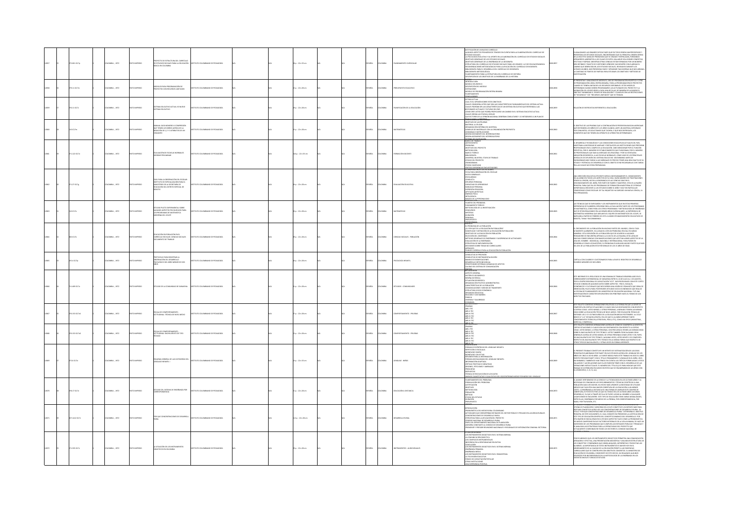| ID | Signatura | Lugar, año | Tipo | Título | Editorial | Descripción física | Idioma | País | Tema |
|---|---|---|---|---|---|---|---|---|---|
| 12857 | 375.001 IC17p | Colombia , 1972 | Texto impreso | Proyecto de estructura del currículo de estudios sociales para la educación básica en Colombia | Instituto Colombiano de Pedagogía | 18 p. ; 22 x 33 cm | Español | Colombia | Planeamiento curricular |
| 12858 | 379.11 IC17m | Colombia , 1972 | Texto impreso | Modelos para programación de proyectos con recursos limitados | Instituto Colombiano de Pedagogía | 25 p. ; 22 x 28 cm | Español | Colombia | Presupuesto educativo |
| 12859 | 370.11 IC17s | Colombia , 1972 | Texto impreso | Sistema educativo actual vs nuevo sistema educativo | Instituto Colombiano de Pedagogía | 39 p. ; 22 x 28 cm | Español | Colombia | Planificación de la educación |
| 12860 | 510 IC17m | Colombia , 1972 | Texto impreso | Manual guía inherente a comprensión que tienen los niños acerca de la negación de 1 a 5 atributos de un conjunto | Instituto Colombiano de Pedagogía | 25 p. ; 22 x 28 cm | Español | Colombia | Matemáticas |
| 12861 | 371.122 IC17e | Colombia , 1972 | Texto impreso | Evaluación de escuelas normales informe preliminar | Instituto Colombiano de Pedagogía | 64 p. ; 22 x 33 cm | Español | Colombia | Formación docente |
| 12862 | 371.27 IC17g | Colombia , 1972 | Texto impreso | Guía para la observación del escolar: Instituto de Especialización para el Magisterio de la Secretaría de Educación del Distrito Especial de Bogotá | Instituto Colombiano de Pedagogía | 30 p. ; 22 x 28 cm | Español | Colombia | Evaluación educativa |
| 12863 | 510 IC17e | Colombia , 1972 | Texto impreso | Estudio piloto experimental sobre algunos aspectos psicológicos para los programas de matemática moderna del ICOLPE | Instituto Colombiano de Pedagogía | 30 p. ; 22 x 28 cm | Español | Colombia | Matemáticas |
| 12864 | 300 IC17e | Colombia , 1972 | Texto impreso | Educación en población en el currículo escolar: ciencias sociales: documento de trabajo | Instituto Colombiano de Pedagogía | 39 p. ; 22 x 28 cm | Español | Colombia | Ciencias sociales - población |
| 12865 | 155.4 IC17p | Colombia , 1972 | Texto impreso | Protocolo para registrar la observación del desarrollo psicológico del niño menor de dos años | Instituto Colombiano de Pedagogía | 16 p. ; 22 x 28 cm | Español | Colombia | Psicología infantil |
| 12866 | 711.409 IC17e | Colombia , 1972 | Texto impreso | Estudio de la comunidad de Samaniego | Instituto Colombiano de Pedagogía | 31 p. ; 22 x 28 cm | Español | Colombia | Estudios - comunidades |
| 12867 | 370.153 IC17e | Colombia , 1972 | Texto impreso | Escala de comportamiento actitudinal: técnica de nivel medio | Instituto Colombiano de Pedagogía | 27 p. ; 22 x 28 cm | Español | Colombia | Comportamiento - pruebas |
| 12868 | 370.153 IC17e2 | Colombia , 1972 | Texto impreso | Escala de comportamiento actitudinal: bachillerato de tipo técnico | Instituto Colombiano de Pedagogía | 22 p. ; 22 x 28 cm | Español | Colombia | Comportamiento - pruebas |
| 12869 | 372.6 IC17e | Colombia , 1972 | Texto impreso | Esquema general de las categorías del lenguaje infantil 1 | Instituto Colombiano de Pedagogía | 33 p. ; 22 x 33 cm | Español | Colombia | Lenguaje - niños |
| 12870 | 378.17 IC17e | Colombia , 1972 | Texto impreso | Estudio del sistema de enseñanza por correspondencia | Instituto Colombiano de Pedagogía | 31 p. ; 22 x 28 cm | Español | Colombia | Educación a distancia |
| 12871 | 307.1412 IC17p | Colombia , 1972 | Texto impreso | Por qué concentraciones de desarrollo rural | Instituto Colombiano de Pedagogía | 112 p. ; 22 x 28 cm | Español | Colombia | Desarrollo rural |
| 12872 | 371.335 IC17s | Colombia , 1972 | Texto impreso | La situación de los instrumentos didácticos en Colombia | Instituto Colombiano de Pedagogía | 39 p. ; 22 x 28 cm | Español | Colombia | Instrumentos - audiovisuales |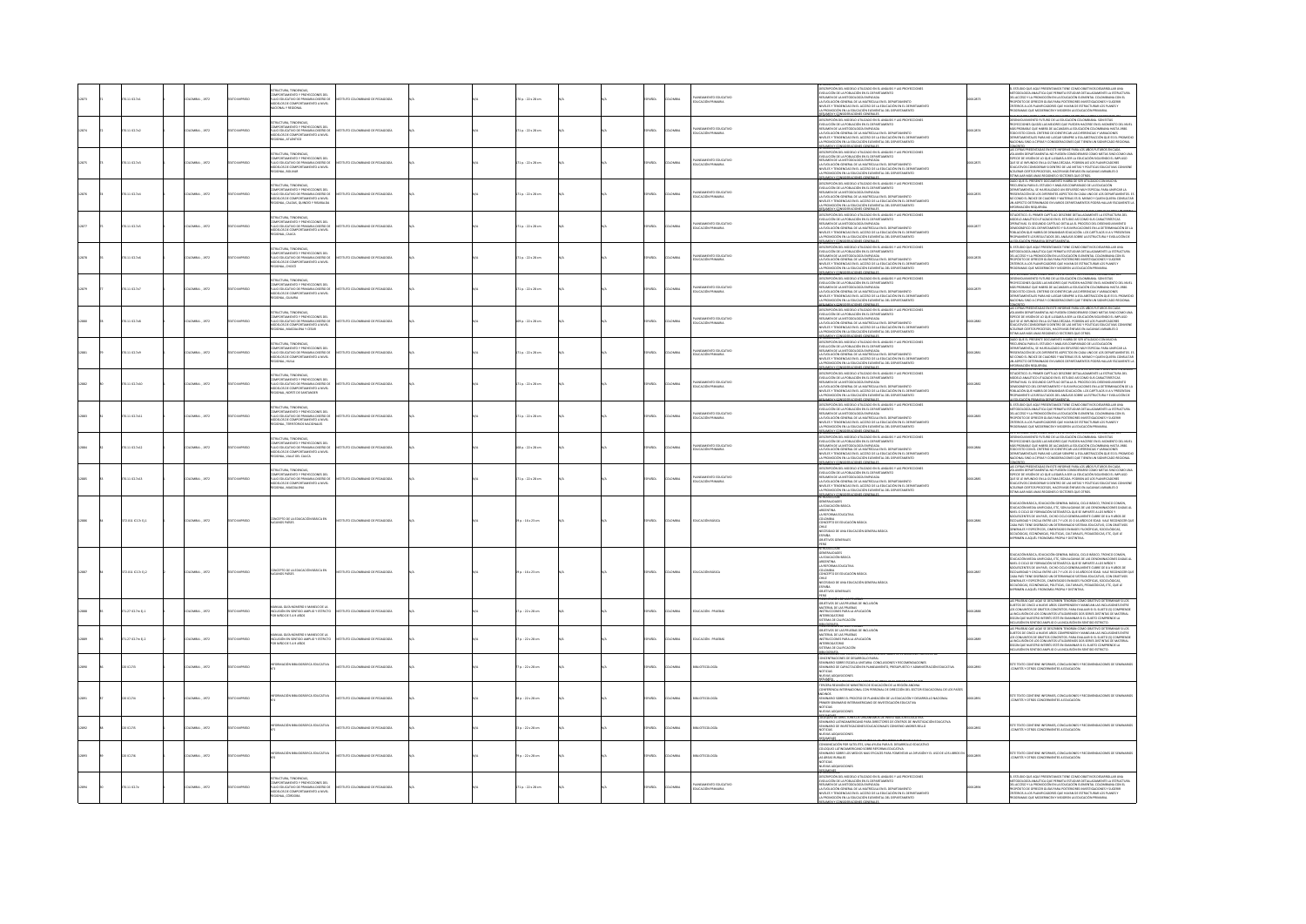| | | | | | | | | | | | | | | | | |
|---|---|---|---|---|---|---|---|---|---|---|---|---|---|---|---|---|
| 22873 | 73 | 370.11 I57e1 | COLOMBIA , 1972 | TEXTO IMPRESO | ESTRUCTURA, TENDENCIAS, COMPORTAMIENTO Y PROYECCIONES DEL FLUJO EDUCATIVO DE PRIMARIA DENTRO DE MODELOS DE COMPORTAMIENTO A NIVEL NACIONAL Y REGIONAL | INSTITUTO COLOMBIANO DE PEDAGOGIA | N/A | 176 p. ; 22 x 28 cm | N/A | N/A | ESPAÑOL | COLOMBIA | PLANEAMIENTO EDUCATIVO EDUCACIÓN PRIMARIA | DESCRIPCIÓN DEL MODELO UTILIZADO EN EL ANÁLISIS Y LAS PROYECCIONES; EVOLUCIÓN DE LA POBLACIÓN EN EL DEPARTAMENTO; RESUMEN DE LA METODOLOGÍA EMPLEADA; LA EVOLUCIÓN GENERAL DE LA MATRÍCULA EN EL DEPARTAMENTO; NIVELES Y TENDENCIAS EN EL ACCESO DE LA EDUCACIÓN EN EL DEPARTAMENTO; LA PROMOCIÓN EN LA EDUCACIÓN ELEMENTAL DEL DEPARTAMENTO; RESUMEN Y CONSIDERACIONES GENERALES | 2873 | EL ESTUDIO QUE AQUÍ PRESENTAMOS TIENE COMO OBJETIVOS DESARROLLAR UNA METODOLOGÍA ANALÍTICA QUE PERMITA ESTUDIAR DETALLADAMENTE LA ESTRUCTURA DEL ACCESO Y LA PROMOCIÓN EN LA EDUCACIÓN ELEMENTAL COLOMBIANA... |
| 22874 | 74 | 370.11 I57e2 | COLOMBIA , 1972 | TEXTO IMPRESO | ESTRUCTURA, TENDENCIAS, COMPORTAMIENTO Y PROYECCIONES DEL FLUJO EDUCATIVO DE PRIMARIA DENTRO DE MODELOS DE COMPORTAMIENTO A NIVEL REGIONAL. ATLÁNTICO | INSTITUTO COLOMBIANO DE PEDAGOGIA | N/A | 171 p. ; 22 x 28 cm | N/A | N/A | ESPAÑOL | COLOMBIA | PLANEAMIENTO EDUCATIVO EDUCACIÓN PRIMARIA | DESCRIPCIÓN DEL MODELO UTILIZADO EN EL ANÁLISIS Y LAS PROYECCIONES... | 2874 | DESENVOLVIMIENTO FUTURO DE LA EDUCACIÓN COLOMBIANA... |
| 22875 | 75 | 370.11 I57e3 | COLOMBIA , 1972 | TEXTO IMPRESO | ESTRUCTURA, TENDENCIAS, COMPORTAMIENTO Y PROYECCIONES DEL FLUJO EDUCATIVO DE PRIMARIA DENTRO DE MODELOS DE COMPORTAMIENTO A NIVEL REGIONAL. BOLÍVAR | INSTITUTO COLOMBIANO DE PEDAGOGIA | N/A | 171 p. ; 22 x 28 cm | N/A | N/A | ESPAÑOL | COLOMBIA | PLANEAMIENTO EDUCATIVO EDUCACIÓN PRIMARIA | DESCRIPCIÓN DEL MODELO UTILIZADO EN EL ANÁLISIS Y LAS PROYECCIONES... | 2875 | LAS CIFRAS PRESENTADAS EN ESTE INFORME PARA LOS AÑOS FUTUROS... |
| 22876 | 76 | 370.11 I57e4 | COLOMBIA , 1972 | TEXTO IMPRESO | ESTRUCTURA, TENDENCIAS, COMPORTAMIENTO Y PROYECCIONES DEL FLUJO EDUCATIVO DE PRIMARIA DENTRO DE MODELOS DE COMPORTAMIENTO A NIVEL REGIONAL. CALDAS, QUINDÍO Y RISARALDA | INSTITUTO COLOMBIANO DE PEDAGOGIA | N/A | 171 p. ; 22 x 28 cm | N/A | N/A | ESPAÑOL | COLOMBIA | PLANEAMIENTO EDUCATIVO EDUCACIÓN PRIMARIA | DESCRIPCIÓN DEL MODELO UTILIZADO EN EL ANÁLISIS Y LAS PROYECCIONES... | 2876 | DADO QUE EL PRESENTE DOCUMENTO HABRÁ DE SER UTILIZADO CON MUCHA FRECUENCIA... |
| 22877 | 77 | 370.11 I57e5 | COLOMBIA , 1972 | TEXTO IMPRESO | ESTRUCTURA, TENDENCIAS, COMPORTAMIENTO Y PROYECCIONES DEL FLUJO EDUCATIVO DE PRIMARIA DENTRO DE MODELOS DE COMPORTAMIENTO A NIVEL REGIONAL. CAUCA | INSTITUTO COLOMBIANO DE PEDAGOGIA | N/A | 171 p. ; 22 x 28 cm | N/A | N/A | ESPAÑOL | COLOMBIA | PLANEAMIENTO EDUCATIVO EDUCACIÓN PRIMARIA | DESCRIPCIÓN DEL MODELO UTILIZADO EN EL ANÁLISIS Y LAS PROYECCIONES... | 2877 | ESTADÍSTICOS. EL PRIMER CAPÍTULO DESCRIBE DETALLADAMENTE LA ESTRUCTURA DEL MODELO... |
| 22878 | 78 | 370.11 I57e6 | COLOMBIA , 1972 | TEXTO IMPRESO | ESTRUCTURA, TENDENCIAS, COMPORTAMIENTO Y PROYECCIONES DEL FLUJO EDUCATIVO DE PRIMARIA DENTRO DE MODELOS DE COMPORTAMIENTO A NIVEL REGIONAL. CHOCÓ | INSTITUTO COLOMBIANO DE PEDAGOGIA | N/A | 171 p. ; 22 x 28 cm | N/A | N/A | ESPAÑOL | COLOMBIA | PLANEAMIENTO EDUCATIVO EDUCACIÓN PRIMARIA | DESCRIPCIÓN DEL MODELO UTILIZADO EN EL ANÁLISIS Y LAS PROYECCIONES... | 2878 | EL ESTUDIO QUE AQUÍ PRESENTAMOS TIENE COMO OBJETIVOS DESARROLLAR UNA METODOLOGÍA ANALÍTICA... |
| 22879 | 79 | 370.11 I57e7 | COLOMBIA , 1972 | TEXTO IMPRESO | ESTRUCTURA, TENDENCIAS, COMPORTAMIENTO Y PROYECCIONES DEL FLUJO EDUCATIVO DE PRIMARIA DENTRO DE MODELOS DE COMPORTAMIENTO A NIVEL REGIONAL. GUAJIRA | INSTITUTO COLOMBIANO DE PEDAGOGIA | N/A | 171 p. ; 22 x 28 cm | N/A | N/A | ESPAÑOL | COLOMBIA | PLANEAMIENTO EDUCATIVO EDUCACIÓN PRIMARIA | DESCRIPCIÓN DEL MODELO UTILIZADO EN EL ANÁLISIS Y LAS PROYECCIONES... | 2879 | DESENVOLVIMIENTO FUTURO DE LA EDUCACIÓN COLOMBIANA... |
| 22880 | 80 | 370.11 I57e8 | COLOMBIA , 1972 | TEXTO IMPRESO | ESTRUCTURA, TENDENCIAS, COMPORTAMIENTO Y PROYECCIONES DEL FLUJO EDUCATIVO DE PRIMARIA DENTRO DE MODELOS DE COMPORTAMIENTO A NIVEL REGIONAL. MAGDALENA Y CESAR | INSTITUTO COLOMBIANO DE PEDAGOGIA | N/A | 171 p. ; 22 x 28 cm | N/A | N/A | ESPAÑOL | COLOMBIA | PLANEAMIENTO EDUCATIVO EDUCACIÓN PRIMARIA | DESCRIPCIÓN DEL MODELO UTILIZADO EN EL ANÁLISIS Y LAS PROYECCIONES... | 2880 | LAS CIFRAS PRESENTADAS EN ESTE INFORME PARA LOS AÑOS FUTUROS... |
| 22881 | 81 | 370.11 I57e9 | COLOMBIA , 1972 | TEXTO IMPRESO | ESTRUCTURA, TENDENCIAS, COMPORTAMIENTO Y PROYECCIONES DEL FLUJO EDUCATIVO DE PRIMARIA DENTRO DE MODELOS DE COMPORTAMIENTO A NIVEL REGIONAL. HUILA | INSTITUTO COLOMBIANO DE PEDAGOGIA | N/A | 171 p. ; 22 x 28 cm | N/A | N/A | ESPAÑOL | COLOMBIA | PLANEAMIENTO EDUCATIVO EDUCACIÓN PRIMARIA | DESCRIPCIÓN DEL MODELO UTILIZADO EN EL ANÁLISIS Y LAS PROYECCIONES... | 2881 | DADO QUE EL PRESENTE DOCUMENTO HABRÁ DE SER UTILIZADO CON MUCHA FRECUENCIA... |
| 22882 | 82 | 370.11 I57e10 | COLOMBIA , 1972 | TEXTO IMPRESO | ESTRUCTURA, TENDENCIAS, COMPORTAMIENTO Y PROYECCIONES DEL FLUJO EDUCATIVO DE PRIMARIA DENTRO DE MODELOS DE COMPORTAMIENTO A NIVEL REGIONAL. NORTE DE SANTANDER | INSTITUTO COLOMBIANO DE PEDAGOGIA | N/A | 171 p. ; 22 x 28 cm | N/A | N/A | ESPAÑOL | COLOMBIA | PLANEAMIENTO EDUCATIVO EDUCACIÓN PRIMARIA | DESCRIPCIÓN DEL MODELO UTILIZADO EN EL ANÁLISIS Y LAS PROYECCIONES... | 2882 | ESTADÍSTICOS. EL PRIMER CAPÍTULO DESCRIBE DETALLADAMENTE LA ESTRUCTURA DEL MODELO... |
| 22883 | 83 | 370.11 I57e11 | COLOMBIA , 1972 | TEXTO IMPRESO | ESTRUCTURA, TENDENCIAS, COMPORTAMIENTO Y PROYECCIONES DEL FLUJO EDUCATIVO DE PRIMARIA DENTRO DE MODELOS DE COMPORTAMIENTO A NIVEL REGIONAL. TERRITORIOS NACIONALES | INSTITUTO COLOMBIANO DE PEDAGOGIA | N/A | 171 p. ; 22 x 28 cm | N/A | N/A | ESPAÑOL | COLOMBIA | PLANEAMIENTO EDUCATIVO EDUCACIÓN PRIMARIA | DESCRIPCIÓN DEL MODELO UTILIZADO EN EL ANÁLISIS Y LAS PROYECCIONES... | 2883 | EL ESTUDIO QUE AQUÍ PRESENTAMOS TIENE COMO OBJETIVOS DESARROLLAR UNA METODOLOGÍA ANALÍTICA... |
| 22884 | 84 | 370.11 I57e12 | COLOMBIA , 1972 | TEXTO IMPRESO | ESTRUCTURA, TENDENCIAS, COMPORTAMIENTO Y PROYECCIONES DEL FLUJO EDUCATIVO DE PRIMARIA DENTRO DE MODELOS DE COMPORTAMIENTO A NIVEL REGIONAL. VALLE DEL CAUCA | INSTITUTO COLOMBIANO DE PEDAGOGIA | N/A | 168 p. ; 22 x 28 cm | N/A | N/A | ESPAÑOL | COLOMBIA | PLANEAMIENTO EDUCATIVO EDUCACIÓN PRIMARIA | DESCRIPCIÓN DEL MODELO UTILIZADO EN EL ANÁLISIS Y LAS PROYECCIONES... | 2884 | DESENVOLVIMIENTO FUTURO DE LA EDUCACIÓN COLOMBIANA... |
| 22885 | 85 | 370.11 I57e13 | COLOMBIA , 1972 | TEXTO IMPRESO | ESTRUCTURA, TENDENCIAS, COMPORTAMIENTO Y PROYECCIONES DEL FLUJO EDUCATIVO DE PRIMARIA DENTRO DE MODELOS DE COMPORTAMIENTO A NIVEL REGIONAL. ANTIOQUIA | INSTITUTO COLOMBIANO DE PEDAGOGIA | N/A | 171 p. ; 22 x 28 cm | N/A | N/A | ESPAÑOL | COLOMBIA | PLANEAMIENTO EDUCATIVO EDUCACIÓN PRIMARIA | DESCRIPCIÓN DEL MODELO UTILIZADO EN EL ANÁLISIS Y LAS PROYECCIONES... | 2885 | LAS CIFRAS PRESENTADAS EN ESTE INFORME PARA LOS AÑOS FUTUROS... |
| 22886 | 86 | 372.011 IC17c Ej.1 | COLOMBIA , 1972 | TEXTO IMPRESO | CONCEPTO DE LA EDUCACIÓN BÁSICA EN DIVERSOS PAÍSES | INSTITUTO COLOMBIANO DE PEDAGOGIA | N/A | 29 p. ; 16 x 21 cm | N/A | N/A | ESPAÑOL | COLOMBIA | EDUCACIÓN BÁSICA | INTRODUCCIÓN; GENERALIDADES; LA EDUCACIÓN BÁSICA; ARGENTINA; LA REFORMA EDUCATIVA; COLOMBIA; CONCEPTO DE EDUCACIÓN BÁSICA; CHILE; NECESIDAD DE UNA EDUCACIÓN GENERAL BÁSICA; ESPAÑA; OBJETIVOS GENERALES; PERÚ | 2886 | EDUCACIÓN BÁSICA, EDUCACIÓN GENERAL BÁSICA, CICLO BÁSICO, TRONCO COMÚN... |
| 22887 | 87 | 372.011 IC17c Ej.2 | COLOMBIA , 1972 | TEXTO IMPRESO | CONCEPTO DE LA EDUCACIÓN BÁSICA EN DIVERSOS PAÍSES | INSTITUTO COLOMBIANO DE PEDAGOGIA | N/A | 29 p. ; 16 x 21 cm | N/A | N/A | ESPAÑOL | COLOMBIA | EDUCACIÓN BÁSICA | INTRODUCCIÓN; GENERALIDADES; LA EDUCACIÓN BÁSICA; ARGENTINA; LA REFORMA EDUCATIVA; COLOMBIA; CONCEPTO DE EDUCACIÓN BÁSICA; CHILE; NECESIDAD DE UNA EDUCACIÓN GENERAL BÁSICA; ESPAÑA; OBJETIVOS GENERALES; PERÚ | 2887 | EDUCACIÓN BÁSICA, EDUCACIÓN GENERAL BÁSICA, CICLO BÁSICO, TRONCO COMÚN... |
| 22888 | 88 | 371.27 IC17m Ej.1 | COLOMBIA , 1972 | TEXTO IMPRESO | MANUAL BEIN NONNEN Y MANUAL DE LA INCLUSIÓN EN SENTIDO AMPLIO Y ESTRICTO POR NIÑOS DE 5 A 8 AÑOS | INSTITUTO COLOMBIANO DE PEDAGOGIA | N/A | 17 p. ; 22 x 28 cm | N/A | N/A | ESPAÑOL | COLOMBIA | EDUCACIÓN - PRUEBAS | INTRODUCCIÓN; OBJETIVOS DE LAS PRUEBAS DE INCLUSIÓN; MATERIAL DE LAS PRUEBAS; INSTRUCCIONES PARA LA APLICACIÓN; INTERROGATORIO; SISTEMA DE CALIFICACIÓN; BIBLIOGRAFÍA | 2888 | LAS PRUEBAS QUE AQUÍ SE INTEGRAN TIENEN COMO OBJETIVO DETERMINAR SI LOS SUJETOS DE CINCO A NUEVE AÑOS COMPRENDEN Y MANEJAN LAS INCLUSIONES... |
| 22889 | 89 | 371.27 IC17m Ej.2 | COLOMBIA , 1972 | TEXTO IMPRESO | MANUAL BEIN NONNEN Y MANUAL DE LA INCLUSIÓN EN SENTIDO AMPLIO Y ESTRICTO POR NIÑOS DE 5 A 8 AÑOS | INSTITUTO COLOMBIANO DE PEDAGOGIA | N/A | 17 p. ; 22 x 28 cm | N/A | N/A | ESPAÑOL | COLOMBIA | EDUCACIÓN - PRUEBAS | INTRODUCCIÓN; OBJETIVOS DE LAS PRUEBAS DE INCLUSIÓN; MATERIAL DE LAS PRUEBAS; INSTRUCCIONES PARA LA APLICACIÓN; INTERROGATORIO; SISTEMA DE CALIFICACIÓN; BIBLIOGRAFÍA | 2889 | LAS PRUEBAS QUE AQUÍ SE INTEGRAN TIENEN COMO OBJETIVO DETERMINAR SI LOS SUJETOS DE CINCO A NUEVE AÑOS COMPRENDEN Y MANEJAN LAS INCLUSIONES... |
| 22890 | 90 | 016 IC17i | COLOMBIA , 1972 | TEXTO IMPRESO | INFORMACIÓN BIBLIOGRÁFICA EDUCATIVA N°3 | INSTITUTO COLOMBIANO DE PEDAGOGIA | N/A | 77 p. ; 22 x 28 cm | N/A | N/A | ESPAÑOL | COLOMBIA | BIBLIOTECOLOGÍA | DOCUMENTOS; ORIENTACIONES DE DESARROLLO RURAL; SEMINARIO SOBRE ESCUELA UNITARIA: CONCLUSIONES Y RECOMENDACIONES; SEMINARIO DE CAPACITACIÓN EN PLANEAMIENTO, PRESUPUESTO Y ADMINISTRACIÓN EDUCATIVA; NOTICIAS; NUEVAS ADQUISICIONES | 2890 | ESTE TEXTO CONTIENE INFORMES, CONCLUSIONES Y RECOMENDACIONES DE SEMINARIOS, COMITÉS Y OTROS CONCERNIENTES A EDUCACIÓN. |
| 22891 | 91 | 016 IC17i | COLOMBIA , 1972 | TEXTO IMPRESO | INFORMACIÓN BIBLIOGRÁFICA EDUCATIVA N°4 | INSTITUTO COLOMBIANO DE PEDAGOGIA | N/A | 86 p. ; 22 x 28 cm | N/A | N/A | ESPAÑOL | COLOMBIA | BIBLIOTECOLOGÍA | DOCUMENTOS; TERCERA REUNIÓN DE MINISTROS DE EDUCACIÓN DE LA REGIÓN ANDINA; CONFERENCIA INTERNACIONAL CON PERSONAL DE DIRECCIÓN DEL SECTOR EDUCACIONAL DE LOS PAÍSES ANDINOS; SEMINARIO SOBRE EL PROCESO DE PLANEACIÓN DE LA EDUCACIÓN Y DESARROLLO NACIONAL; PRIMER SEMINARIO INTERAMERICANO DE INVESTIGACIÓN EDUCATIVA; NOTICIAS; NUEVAS ADQUISICIONES | 2891 | ESTE TEXTO CONTIENE INFORMES, CONCLUSIONES Y RECOMENDACIONES DE SEMINARIOS, COMITÉS Y OTROS CONCERNIENTES A EDUCACIÓN. |
| 22892 | 92 | 016 IC17i | COLOMBIA , 1972 | TEXTO IMPRESO | INFORMACIÓN BIBLIOGRÁFICA EDUCATIVA N°2 | INSTITUTO COLOMBIANO DE PEDAGOGIA | N/A | 73 p. ; 22 x 28 cm | N/A | N/A | ESPAÑOL | COLOMBIA | BIBLIOTECOLOGÍA | DOCUMENTOS; SEMINARIO LATINOAMERICANO PARA DIRECTORES DE CENTROS DE INVESTIGACIÓN EDUCATIVA; SEMINARIO DE INVESTIGACIÓN EDUCACIONAL; NOTICIAS; NUEVAS ADQUISICIONES | 2892 | ESTE TEXTO CONTIENE INFORMES, CONCLUSIONES Y RECOMENDACIONES DE SEMINARIOS, COMITÉS Y OTROS CONCERNIENTES A EDUCACIÓN. |
| 22893 | 93 | 016 IC17i | COLOMBIA , 1972 | TEXTO IMPRESO | INFORMACIÓN BIBLIOGRÁFICA EDUCATIVA N°1 | INSTITUTO COLOMBIANO DE PEDAGOGIA | N/A | 79 p. ; 22 x 28 cm | N/A | N/A | ESPAÑOL | COLOMBIA | BIBLIOTECOLOGÍA | DOCUMENTOS; COMUNICACIÓN POR SATÉLITES; SEMINARIO LATINOAMERICANO SOBRE REFORMA EDUCATIVA; SEMINARIO SOBRE LOS MEDIOS MÁS EFICACES PARA FOMENTAR LA DIFUSIÓN Y EL ACCESO A LOS LIBROS EN LAS ÁREAS RURALES; NOTICIAS; NUEVAS ADQUISICIONES | 2893 | ESTE TEXTO CONTIENE INFORMES, CONCLUSIONES Y RECOMENDACIONES DE SEMINARIOS, COMITÉS Y OTROS CONCERNIENTES A EDUCACIÓN. |
| 22894 | 94 | 370.11 I57e | COLOMBIA , 1972 | TEXTO IMPRESO | ESTRUCTURA, TENDENCIAS, COMPORTAMIENTO Y PROYECCIONES DEL FLUJO EDUCATIVO DE PRIMARIA DENTRO DE MODELOS DE COMPORTAMIENTO A NIVEL REGIONAL. CÓRDOBA | INSTITUTO COLOMBIANO DE PEDAGOGIA | N/A | 171 p. ; 22 x 28 cm | N/A | N/A | ESPAÑOL | COLOMBIA | PLANEAMIENTO EDUCATIVO EDUCACIÓN PRIMARIA | DESCRIPCIÓN DEL MODELO UTILIZADO EN EL ANÁLISIS Y LAS PROYECCIONES... | 2894 | EL ESTUDIO QUE AQUÍ PRESENTAMOS TIENE COMO OBJETIVOS DESARROLLAR UNA METODOLOGÍA ANALÍTICA... |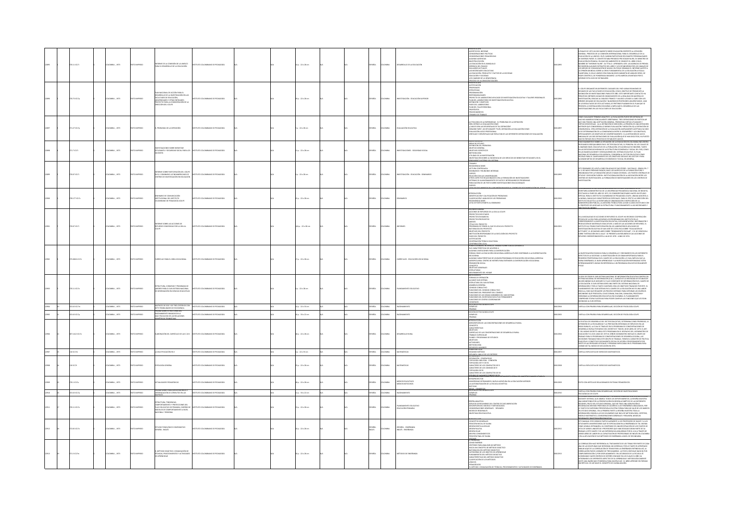| ID | No. | Signatura | País, año | Tipo | Título | Autor | | | | Páginas | | | | Idioma | País | Tema | Código | Resumen |
|---|---|---|---|---|---|---|---|---|---|---|---|---|---|---|---|---|---|---|
| 22895 | | 370.11 IC17i | COLOMBIA , 1973 | TEXTO IMPRESO | INFORME DE LA COMISIÓN DE LA UNESCO PARA EL DESARROLLO DE LA EDUCACIÓN | INSTITUTO COLOMBIANO DE PEDAGOGIA | | | N/A | 18 p. ; 22 x 28 cm | N/A | N/A | | ESPAÑOL | COLOMBIA | DESARROLLO DE LA EDUCACIÓN | ICOL2895 | A FINALES DE 1972 UN DOCUMENTO SOBRE EDUCACIÓN DESPERTÓ LA ATENCIÓN MUNDIAL... |
| 22896 | | 378.73 IC17p | COLOMBIA , 1973 | TEXTO IMPRESO | PLAN NACIONAL DE ACCIÓN PARA EL DESARROLLO DE LA INVESTIGACIÓN EN LAS FACULTADES DE EDUCACIÓN, UNIVERSIDADES Y OTRAS ENTIDADES: PROYECTO PARA LA CONSIDERACIÓN DE LA DIRECCIÓN DEL ICOLPE | INSTITUTO COLOMBIANO DE PEDAGOGIA | | | N/A | 38 p. ; 22 x 28 cm | N/A | N/A | | ESPAÑOL | COLOMBIA | INVESTIGACIÓN - EDUCACIÓN SUPERIOR | ICOL2896 | |
| 22897 | | 371.27 IC17p | COLOMBIA , 1973 | TEXTO IMPRESO | EL PROBLEMA DE LA DEFINICIÓN | INSTITUTO COLOMBIANO DE PEDAGOGIA | | | N/A | 7 p. ; 22 x 28 cm | N/A | N/A | | ESPAÑOL | COLOMBIA | EVALUACIÓN EDUCATIVA | ICOL2897 | |
| 22898 | | 371.7 IC17i | COLOMBIA , 1973 | TEXTO IMPRESO | INVESTIGACIONES SOBRE BIENESTAR ESTUDIANTIL Y SEGURIDAD SOCIAL PARA LOS DOCENTES | INSTITUTO COLOMBIANO DE PEDAGOGIA | | | N/A | 32 p. ; 22 x 28 cm | N/A | N/A | | ESPAÑOL | COLOMBIA | INVESTIGACIONES - SEGURIDAD SOCIAL | ICOL2898 | |
| 22899 | | 370.07 IC17i | COLOMBIA , 1973 | TEXTO IMPRESO | INFORME SOBRE PARTICIPACIÓN DEL ICOLPE EN EL II SEMINARIO LATINOAMERICANO DE CENTROS DE INVESTIGACIÓN EN EDUCACIÓN | INSTITUTO COLOMBIANO DE PEDAGOGIA | | | N/A | 9 p. ; 22 x 28 cm | N/A | N/A | | ESPAÑOL | COLOMBIA | INVESTIGACIÓN - EDUCACIÓN - SEMINARIOS | ICOL2899 | |
| 22900 | | 378.177 IC17s | COLOMBIA , 1973 | TEXTO IMPRESO | SEMINARIO DE COMUNICACIÓN INSTITUCIONAL DEL INSTITUTO COLOMBIANO DE PEDAGOGÍA ICOLPE | INSTITUTO COLOMBIANO DE PEDAGOGIA | | | N/A | 30 p. ; 22 x 28 cm | N/A | N/A | | ESPAÑOL | COLOMBIA | SEMINARIOS | ICOL2900 | |
| 22901 | | 370.07 IC17i | COLOMBIA , 1973 | TEXTO IMPRESO | INFORME SOBRE LAS ACCIONES DE REFUERZO CONCEDIDAS POR LA OEA AL ICOLPE | INSTITUTO COLOMBIANO DE PEDAGOGIA | | | N/A | 64 p. ; 22 x 28 cm | N/A | N/A | | ESPAÑOL | COLOMBIA | INFORMES | ICOL2901 | |
| 22902 | | 375.008 IC17c | COLOMBIA , 1973 | TEXTO IMPRESO | CURRÍCULO PARA EL ÁREA VOCACIONAL | INSTITUTO COLOMBIANO DE PEDAGOGIA | | | N/A | 17 p. ; 22 x 28 cm | N/A | N/A | | ESPAÑOL | COLOMBIA | CURRÍCULOS - EDUCACIÓN VOCACIONAL | ICOL2902 | |
| 22903 | | 370.11 IC17e | COLOMBIA , 1973 | TEXTO IMPRESO | ESTRUCTURA, CONVENIO Y PROGRAMA DE LABORES PARA EL SUB-SISTEMA NACIONAL DE INFORMACIÓN EN CIENCIAS EDUCATIVAS | INSTITUTO COLOMBIANO DE PEDAGOGIA | | | N/A | 1 p. ; 22 x 28 cm | N/A | N/A | | ESPAÑOL | COLOMBIA | PLANEAMIENTO EDUCATIVO | ICOL2903 | |
| 22904 | 65 | 153.43 IC17m | COLOMBIA , 1973 | TEXTO IMPRESO | MATRICES DE 1ER Y 3ER CRITERIO DE ... PROBABILIDADES EN PSICOGÉNESIS | INSTITUTO COLOMBIANO DE PEDAGOGIA | | | N/A | 24 p. ; 22 x 33 cm | N/A | N/A | | ESPAÑOL | COLOMBIA | RAZONAMIENTO | ICOL2904 | CARTILLA CON PRUEBA PARA DESARROLLAR, SECCIÓN DE PSICOLOGÍA ICOLPE |
| 22905 | 66 | 153.43 IC17p | COLOMBIA , 1973 | TEXTO IMPRESO | PRUEBAS SOBRE EL RAZONAMIENTO ... MULTIPLICACIÓN DE LAS RELACIONES ASIMÉTRICAS TRANSITIVAS | INSTITUTO COLOMBIANO DE PEDAGOGIA | | | N/A | 40 p. ; 33 x 22 cm | N/A | N/A | | ESPAÑOL | COLOMBIA | RAZONAMIENTO | ICOL2905 | CARTILLA CON PRUEBA PARA DESARROLLAR, SECCIÓN DE PSICOLOGÍA ICOLPE |
| 22906 | 52 | 307.1412 IC17e | COLOMBIA , 1973 | TEXTO IMPRESO | ELABORACIÓN DEL CURRÍCULO DE LAS C.D.R. | INSTITUTO COLOMBIANO DE PEDAGOGIA | | | N/A | 38 p. ; 22 x 28 cm | N/A | N/A | | ESPAÑOL | COLOMBIA | DESARROLLO RURAL | ICOL2906 | |
| 22907 | 53 | 510 IC17m | COLOMBIA , 1973 | TEXTO IMPRESO | LA MULTIPLICACIÓN EN Z | INSTITUTO COLOMBIANO DE PEDAGOGIA | | | N/A | 5 p. ; 22 x 28 cm | N/A | N/A | | ESPAÑOL | COLOMBIA | MATEMÁTICAS | ICOL2907 | CARTILLA EXPLICATIVA DE EJERCICIOS MATEMÁTICOS. |
| 22908 | 54 | 510 IC17t | COLOMBIA , 1973 | TEXTO IMPRESO | TOPOLOGÍA GENERAL | INSTITUTO COLOMBIANO DE PEDAGOGIA | | | N/A | 35 p. ; 22 x 28 cm | N/A | N/A | | ESPAÑOL | COLOMBIA | MATEMÁTICAS | ICOL2908 | CARTILLA EXPLICATIVA DE EJERCICIOS MATEMÁTICOS. |
| 22909 | 55 | 790.1 IC17a | COLOMBIA , 1973 | TEXTO IMPRESO | ACTIVIDADES PEDAGÓGICAS | INSTITUTO COLOMBIANO DE PEDAGOGIA | | | N/A | 48 p. ; 22 x 28 cm | N/A | N/A | | ESPAÑOL | COLOMBIA | MEDIOS EDUCATIVOS - MEDIOS AUDIOVISUALES | ICOL2909 | TEXTO CON ARTÍCULOS RELACIONADOS EN TEMAS PEDAGÓGICOS. |
| 22910 | 56 | 153.43 IC17p | COLOMBIA , 1973 | TEXTO IMPRESO | PRUEBA SOBRE CAPACIDAD DE ... DIFERENCIACIÓN DE ATRIBUTOS EN LAS ... | INSTITUTO COLOMBIANO DE PEDAGOGIA | | | N/A | 12 p. ; 33 x 22 cm | N/A | N/A | | ESPAÑOL | COLOMBIA | RAZONAMIENTO | ICOL2910 | CARTILLA CON PRUEBA PARA DESARROLLAR, SECCIÓN DE INVESTIGACIONES PSICOLÓGICAS ICOLPE |
| 22911 | 57 | 370.11 IC17e | COLOMBIA , 1973 | TEXTO IMPRESO | ESTRUCTURA, TENDENCIAS, COMPORTAMIENTO Y PROYECCIONES DEL FLUJO EDUCATIVO DE PRIMARIA: CENTROS DE MODELOS DE COMPORTAMIENTO A NIVEL NACIONAL Y REGIONAL | INSTITUTO COLOMBIANO DE PEDAGOGIA | | | N/A | 23 p. ; 22 x 28 cm | N/A | N/A | | ESPAÑOL | COLOMBIA | PLANEAMIENTO EDUCATIVO - EDUCACIÓN PRIMARIA | ICOL2911 | |
| 22912 | 58 | 372.65 IC17e | COLOMBIA , 1973 | TEXTO IMPRESO | ESTUDIO FONOLÓGICO COMPARATIVO ESPAÑOL-INGLÉS | INSTITUTO COLOMBIANO DE PEDAGOGIA | | | N/A | 30 p. ; 22 x 28 cm | N/A | N/A | | ESPAÑOL, INGLÉS | COLOMBIA | ESPAÑOL - ENSEÑANZA; INGLÉS - ENSEÑANZA | ICOL2912 | |
| 22913 | 59 | 371.3 IC17m | COLOMBIA , 1973 | TEXTO IMPRESO | EL MÉTODO DIDÁCTICO: COMUNICACIÓN DE TÉCNICAS, PROCEDIMIENTOS Y ACTIVIDADES DE APRENDIZAJE | INSTITUTO COLOMBIANO DE PEDAGOGIA | | | N/A | 36 p. ; 22 x 28 cm | N/A | N/A | | ESPAÑOL | COLOMBIA | MÉTODOS DE ENSEÑANZA | ICOL2913 | |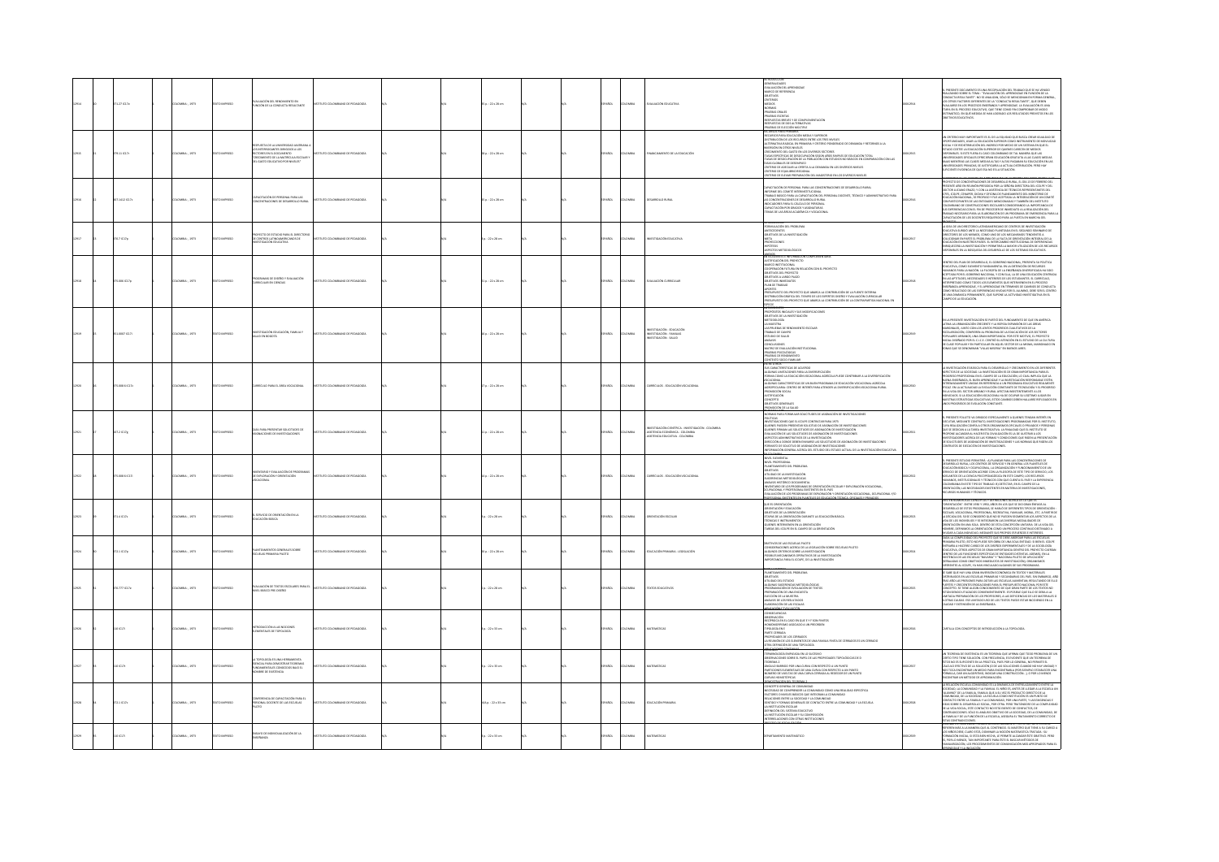| ID | Clasificación | Lugar, año | Tipo | Título | Autor | Editorial | Páginas / tamaño | Idioma | País | Tema | No. |
|---|---|---|---|---|---|---|---|---|---|---|---|
| 12914 | 371.27 I57e | COLOMBIA , 1973 | TEXTO IMPRESO | EVALUACIÓN DEL RENDIMIENTO EN FUNCIÓN DE LA CONDUCTA RESULTANTE | INSTITUTO COLOMBIANO DE PEDAGOGÍA | N/A | 85 p. ; 22 x 28 cm | ESPAÑOL | COLOMBIA | EVALUACIÓN EDUCATIVA | 0004-2914 |
| 12915 | 379.11 I57r | COLOMBIA , 1973 | TEXTO IMPRESO | RESPUESTA DE LA UNIVERSIDAD JAVERIANA A LOS INTERROGANTES DIRIGIDOS A LOS RECTORES EN EL DOCUMENTO "CRECIMIENTO DE LA MATRÍCULA ESCOLAR Y DEL GASTO EDUCATIVO POR NIVELES" | INSTITUTO COLOMBIANO DE PEDAGOGÍA | N/A | 38 p. ; 22 x 28 cm | ESPAÑOL | COLOMBIA | FINANCIAMIENTO DE LA EDUCACIÓN | 0004-2915 |
| 12916 | 307.1412 I57c | COLOMBIA , 1973 | TEXTO IMPRESO | CAPACITACIÓN DE PERSONAL PARA LAS CONCENTRACIONES DE DESARROLLO RURAL | INSTITUTO COLOMBIANO DE PEDAGOGÍA | N/A | 65 p. ; 22 x 28 cm | ESPAÑOL | COLOMBIA | DESARROLLO RURAL | 0004-2916 |
| 12917 | 370.7 I57p | COLOMBIA , 1973 | TEXTO IMPRESO | PROYECTO DE ESTUDIO PARA EL DIRECTORIO DE CENTROS LATINOAMERICANOS DE INVESTIGACIÓN EDUCATIVA | INSTITUTO COLOMBIANO DE PEDAGOGÍA | N/A | 3 p. ; 22 x 28 cm | ESPAÑOL | COLOMBIA | INVESTIGACIÓN EDUCATIVA | 0004-2917 |
| 12918 | 375.006 I57p | COLOMBIA , 1973 | TEXTO IMPRESO | PROGRAMAS DE DISEÑO Y EVALUACIÓN CURRICULAR EN CIENCIAS | INSTITUTO COLOMBIANO DE PEDAGOGÍA | N/A | 13 p. ; 22 x 28 cm | ESPAÑOL | COLOMBIA | EVALUACIÓN CURRICULAR | 0004-2918 |
| 12919 | 353.0087 I57i | COLOMBIA , 1973 | TEXTO IMPRESO | INVESTIGACIÓN EDUCACIÓN, FAMILIA Y SALUD EN BOGOTÁ | INSTITUTO COLOMBIANO DE PEDAGOGÍA | N/A | 30 p. ; 22 x 28 cm | ESPAÑOL | COLOMBIA | INVESTIGACIÓN - EDUCACIÓN; INVESTIGACIÓN - FAMILIAS; INVESTIGACIÓN - SALUD | 0004-2919 |
| 12920 | 375.008 I57c | COLOMBIA , 1973 | TEXTO IMPRESO | CURRÍCULO PARA EL ÁREA VOCACIONAL | INSTITUTO COLOMBIANO DE PEDAGOGÍA | N/A | 17 p. ; 22 x 28 cm | ESPAÑOL | COLOMBIA | CURRÍCULOS - EDUCACIÓN VOCACIONAL | 0004-2920 |
| 12921 | 001.2 I57g | COLOMBIA , 1973 | TEXTO IMPRESO | GUÍA PARA PRESENTAR SOLICITUDES DE ASIGNACIONES DE INVESTIGACIONES | INSTITUTO COLOMBIANO DE PEDAGOGÍA | N/A | 15 p. ; 22 x 28 cm | ESPAÑOL | COLOMBIA | INVESTIGACIÓN CIENTÍFICA - INVESTIGACIÓN - COLOMBIA; ASISTENCIA ECONÓMICA - COLOMBIA; ASISTENCIA EDUCATIVA - COLOMBIA | 0004-2921 |
| 12922 | 375.008 I57i | COLOMBIA , 1973 | TEXTO IMPRESO | INVENTARIO Y EVALUACIÓN DE PROGRAMAS DE EXPLORACIÓN Y ORIENTACIÓN VOCACIONAL | INSTITUTO COLOMBIANO DE PEDAGOGÍA | N/A | 14 p. ; 22 x 28 cm | ESPAÑOL | COLOMBIA | CURRÍCULOS - EDUCACIÓN VOCACIONAL | 0004-2922 |
| 12923 | 371.4 I57s | COLOMBIA , 1973 | TEXTO IMPRESO | EL SERVICIO DE ORIENTACIÓN EN LA EDUCACIÓN BÁSICA | INSTITUTO COLOMBIANO DE PEDAGOGÍA | N/A | 9 p. ; 22 x 28 cm | ESPAÑOL | COLOMBIA | ORIENTACIÓN ESCOLAR | 0004-2923 |
| 12924 | 372.1 I57p | COLOMBIA , 1973 | TEXTO IMPRESO | PLANTEAMIENTOS GENERALES SOBRE ESCUELAS PRIMARIAS PILOTO | INSTITUTO COLOMBIANO DE PEDAGOGÍA | N/A | 30 p. ; 22 x 28 cm | ESPAÑOL | COLOMBIA | EDUCACIÓN PRIMARIA - LEGISLACIÓN | 0004-2924 |
| 12925 | 370.777 I57e | COLOMBIA , 1973 | TEXTO IMPRESO | EVALUACIÓN DE TEXTOS ESCOLARES PARA EL NIVEL BÁSICO PRIMARIO | INSTITUTO COLOMBIANO DE PEDAGOGÍA | N/A | 13 p. ; 22 x 28 cm | ESPAÑOL | COLOMBIA | TEXTOS EDUCATIVOS | 0004-2925 |
| 12926 | 510 I57i | COLOMBIA , 1973 | TEXTO IMPRESO | INTRODUCCIÓN A LAS NOCIONES ELEMENTALES DE TOPOLOGÍA | INSTITUTO COLOMBIANO DE PEDAGOGÍA | N/A | 8 p. ; 22 x 33 cm | ESPAÑOL | COLOMBIA | MATEMÁTICAS | 0004-2926 |
| 12927 | 510 I57t | COLOMBIA , 1973 | TEXTO IMPRESO | LA TOPOLOGÍA ES UNA HERRAMIENTA PODEROSA PARA DEMOSTRAR TEOREMAS FUNDAMENTALES CONOCIDOS BAJO EL NOMBRE DE EXISTENCIA | INSTITUTO COLOMBIANO DE PEDAGOGÍA | N/A | 5 p. ; 22 x 33 cm | ESPAÑOL | COLOMBIA | MATEMÁTICAS | 0004-2927 |
| 12928 | 372.1 I57c | COLOMBIA , 1973 | TEXTO IMPRESO | CONFERENCIA DE CAPACITACIÓN PARA EL PERSONAL DOCENTE DE LAS ESCUELAS PILOTO | INSTITUTO COLOMBIANO DE PEDAGOGÍA | N/A | 440 p. ; 22 x 33 cm | ESPAÑOL | COLOMBIA | EDUCACIÓN PRIMARIA | 0004-2928 |
| 12929 | 510 I57e | COLOMBIA , 1973 | TEXTO IMPRESO | ENSAYO DE INDIVIDUALIZACIÓN DE LA ENSEÑANZA | INSTITUTO COLOMBIANO DE PEDAGOGÍA | N/A | 9 p. ; 22 x 33 cm | ESPAÑOL | COLOMBIA | MATEMÁTICAS | 0004-2929 |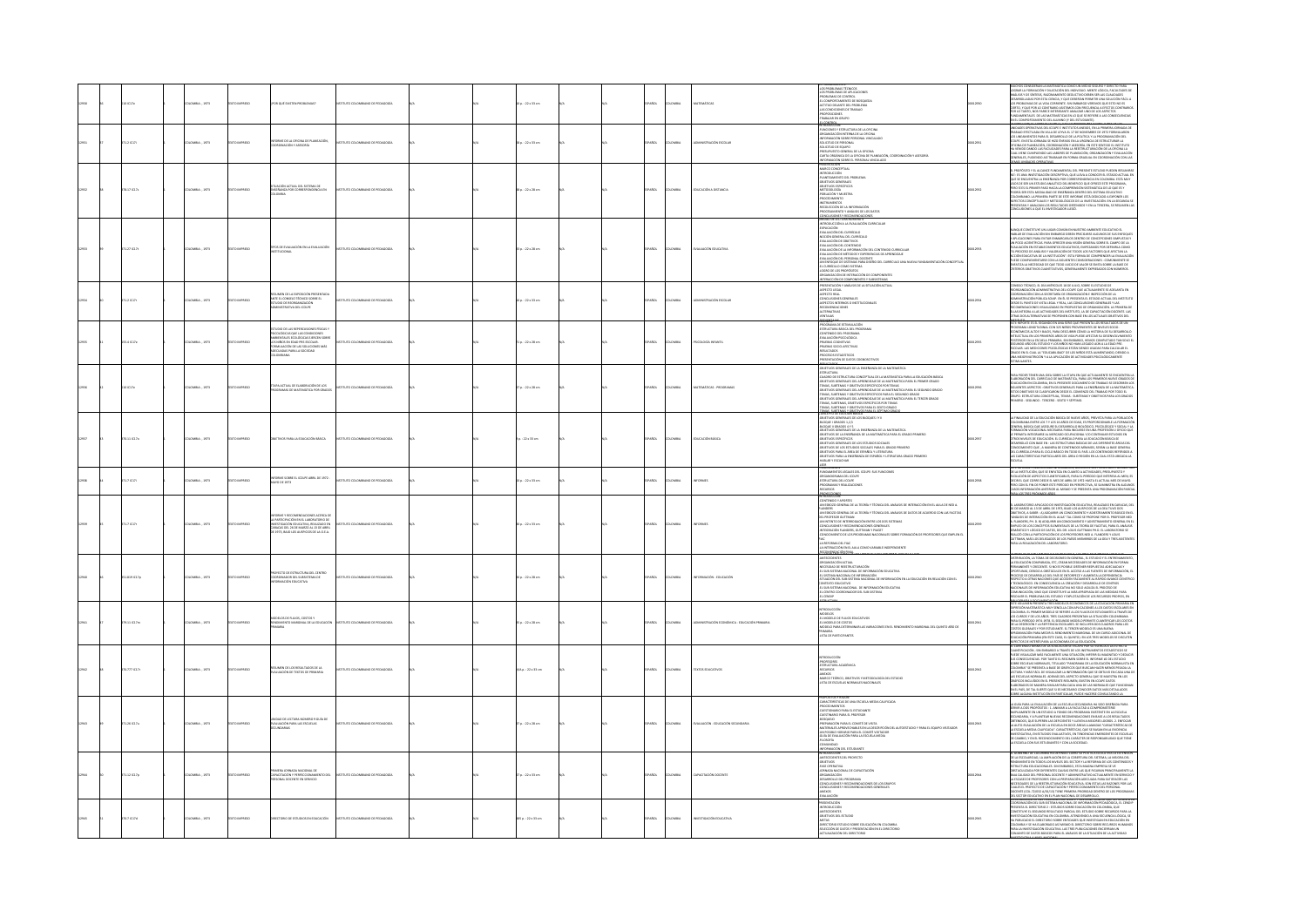| N° | Lugar y fecha | Tipo | Título | Autor institucional | Idioma | País | Tema |
|---|---|---|---|---|---|---|---|
| 12990 | COLOMBIA , 1973 | TEXTO IMPRESO | ¿POR QUÉ EXISTEN PROBLEMAS? | INSTITUTO COLOMBIANO DE PEDAGOGIA | ESPAÑOL | COLOMBIA | MATEMATICAS |
| 12991 | COLOMBIA , 1973 | TEXTO IMPRESO | INFORME DE LA OFICINA DE PLANEACIÓN, COORDINACIÓN Y ASESORÍA | INSTITUTO COLOMBIANO DE PEDAGOGIA | ESPAÑOL | COLOMBIA | ADMINISTRACIÓN ESCOLAR |
| 12992 | COLOMBIA , 1973 | TEXTO IMPRESO | SITUACIÓN ACTUAL DEL SISTEMA DE ENSEÑANZA POR CORRESPONDENCIA EN COLOMBIA | INSTITUTO COLOMBIANO DE PEDAGOGIA | ESPAÑOL | COLOMBIA | EDUCACIÓN A DISTANCIA |
| 12993 | COLOMBIA , 1973 | TEXTO IMPRESO | TIPOS DE EVALUACIÓN EN LA EVALUACIÓN INSTITUCIONAL | INSTITUTO COLOMBIANO DE PEDAGOGIA | ESPAÑOL | COLOMBIA | EVALUACIÓN EDUCATIVA |
| 12994 | COLOMBIA , 1973 | TEXTO IMPRESO | RESUMEN DE LA EXPOSICIÓN PRESENTADA ANTE EL CONSEJO TÉCNICO SOBRE EL ESTUDIO DE REORGANIZACIÓN ADMINISTRATIVA DEL ICOLPE | INSTITUTO COLOMBIANO DE PEDAGOGIA | ESPAÑOL | COLOMBIA | ADMINISTRACIÓN ESCOLAR |
| 12995 | COLOMBIA , 1973 | TEXTO IMPRESO | ESTUDIO DE LAS REPERCUSIONES PSICOLÓGICAS ... | INSTITUTO COLOMBIANO DE PEDAGOGIA | ESPAÑOL | COLOMBIA | PSICOLOGÍA INFANTIL |
| 12996 | COLOMBIA , 1973 | TEXTO IMPRESO | ETAPA ACTUAL DE ELABORACIÓN DE LOS PROGRAMAS DE MATEMÁTICA POR GRADOS | INSTITUTO COLOMBIANO DE PEDAGOGIA | ESPAÑOL | COLOMBIA | MATEMÁTICAS - PROGRAMAS |
| 12997 | COLOMBIA , 1973 | TEXTO IMPRESO | OBJETIVOS PARA LA EDUCACIÓN BÁSICA | INSTITUTO COLOMBIANO DE PEDAGOGIA | ESPAÑOL | COLOMBIA | EDUCACIÓN BÁSICA |
| 12998 | COLOMBIA , 1973 | TEXTO IMPRESO | INFORME SOBRE EL ICOLPE ABRIL DE 1972 - MAYO DE 1973 | INSTITUTO COLOMBIANO DE PEDAGOGIA | ESPAÑOL | COLOMBIA | INFORMES |
| 12999 | COLOMBIA , 1973 | TEXTO IMPRESO | INFORME Y RECOMENDACIONES ACERCA DE LA PARTICIPACIÓN EN EL LABORATORIO DE INVESTIGACIÓN EDUCATIVA, REALIZADO EN CARACAS DEL 26 DE MARZO AL 15 DE ABRIL DE 1973, BAJO LOS AUSPICIOS DE LA O.E.A. | INSTITUTO COLOMBIANO DE PEDAGOGIA | ESPAÑOL | COLOMBIA | INFORMES |
| 13000 | COLOMBIA , 1973 | TEXTO IMPRESO | PROYECTO DE ESTRUCTURA DEL CENTRO COORDINADOR DEL SUBSISTEMA DE INFORMACIÓN EDUCATIVA | INSTITUTO COLOMBIANO DE PEDAGOGIA | ESPAÑOL | COLOMBIA | INFORMACIÓN - EDUCACIÓN |
| 13001 | COLOMBIA , 1973 | TEXTO IMPRESO | MODELOS DE FLUJOS, COSTOS Y RENDIMIENTO MARGINAL DE LA EDUCACIÓN PRIMARIA | INSTITUTO COLOMBIANO DE PEDAGOGIA | ESPAÑOL | COLOMBIA | ADMINISTRACIÓN ECONÓMICA - EDUCACIÓN PRIMARIA |
| 13002 | COLOMBIA , 1973 | TEXTO IMPRESO | RESUMEN DE LOS RESULTADOS DE LA EVALUACIÓN DE TEXTOS DE PRIMARIA | INSTITUTO COLOMBIANO DE PEDAGOGIA | ESPAÑOL | COLOMBIA | TEXTOS EDUCATIVOS |
| 13003 | COLOMBIA , 1973 | TEXTO IMPRESO | UNIDAD DE LECTURA NÚMERO 9 GUÍA DE EVALUACIÓN PARA LAS ESCUELAS SECUNDARIAS | INSTITUTO COLOMBIANO DE PEDAGOGIA | ESPAÑOL | COLOMBIA | EVALUACIÓN - EDUCACIÓN SECUNDARIA |
| 13004 | COLOMBIA , 1973 | TEXTO IMPRESO | PRIMERA JORNADA NACIONAL DE CAPACITACIÓN Y PERFECCIONAMIENTO DEL PERSONAL DOCENTE EN SERVICIO | INSTITUTO COLOMBIANO DE PEDAGOGIA | ESPAÑOL | COLOMBIA | CAPACITACIÓN DOCENTE |
| 13005 | COLOMBIA , 1973 | TEXTO IMPRESO | DIRECTORIO DE ESTUDIOS EN EDUCACIÓN | INSTITUTO COLOMBIANO DE PEDAGOGIA | ESPAÑOL | COLOMBIA | INVESTIGACIÓN EDUCATIVA |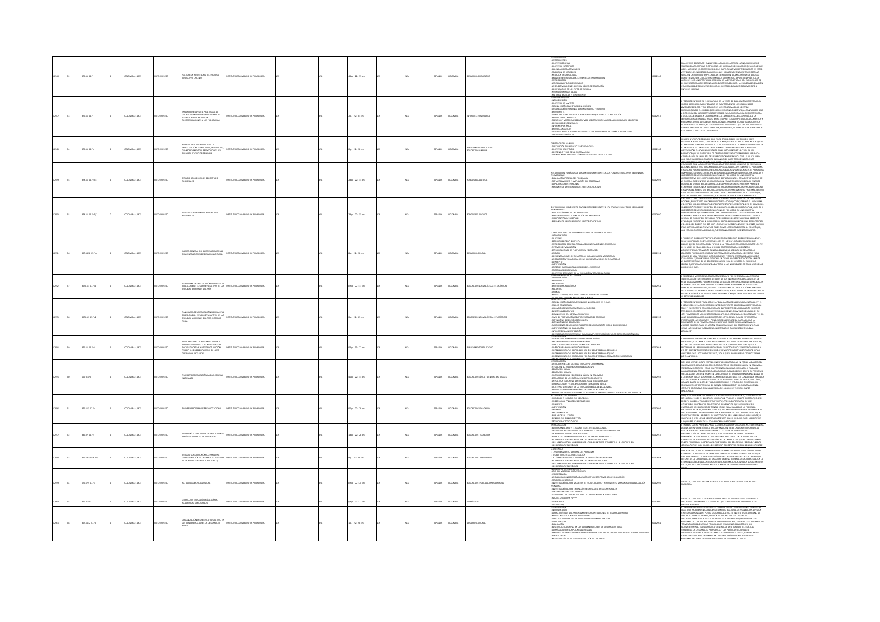| | | | | | | | | | | | | | | | | | | | | |
|---|---|---|---|---|---|---|---|---|---|---|---|---|---|---|---|---|---|---|---|---|
| 22946 | 31 | 370.11 I57f | | COLOMBIA ; 1973 | TEXTO IMPRESO | FACTORES Y RESULTADOS DEL PROCESO EDUCATIVO CHILENO | INSTITUTO COLOMBIANO DE PEDAGOGIA | | N/A | N/A | 444 p. ; 22 x 33 cm | N/A | N/A | ESPAÑOL | COLOMBIA | DESARROLLO EDUCATIVO | | 0000-2946 | |
| 22947 | 31 | 370.11 I57i | | COLOMBIA ; 1973 | TEXTO IMPRESO | INFORME DE LA VISITA PRACTICADA AL COLEGIO SEMINARIO | INSTITUTO COLOMBIANO DE PEDAGOGIA | | N/A | N/A | 73 p. ; 22 x 33 cm | N/A | N/A | ESPAÑOL | COLOMBIA | INFORMES - SEMINARIOS | | 0000-2947 | |
| 22948 | 31 | 370.11 I57m | | COLOMBIA ; 1973 | TEXTO IMPRESO | MANUAL DE UTILIZACIÓN PARA LA INVESTIGACIÓN: ESTRUCTURA, TENDENCIAS, COMPORTAMIENTOS Y PROYECCIONES DEL FLUJO EDUCATIVO DE PRIMARIA | INSTITUTO COLOMBIANO DE PEDAGOGIA | | N/A | N/A | 36 p. ; 22 x 28 cm | N/A | N/A | ESPAÑOL | COLOMBIA | PLANEAMIENTO EDUCATIVO EDUCACIÓN PRIMARIA | | 0000-2948 | |
| 22949 | 31 | 379.11 I57e Ej.1 | | COLOMBIA ; 1973 | TEXTO IMPRESO | ESTUDIO SOBRE FONDOS EDUCATIVOS REGIONALES | INSTITUTO COLOMBIANO DE PEDAGOGIA | | N/A | N/A | 123 p. ; 22 x 33 cm | N/A | N/A | ESPAÑOL | COLOMBIA | FONDOS EDUCATIVOS | | 0000-2949 | |
| 22950 | 31 | 379.11 I57e Ej.2 | | COLOMBIA ; 1973 | TEXTO IMPRESO | ESTUDIO SOBRE FONDOS EDUCATIVOS REGIONALES | INSTITUTO COLOMBIANO DE PEDAGOGIA | | N/A | N/A | 123 p. ; 22 x 33 cm | N/A | N/A | ESPAÑOL | COLOMBIA | FONDOS EDUCATIVOS | | 0000-2950 | |
| 22951 | 31 | 307.1412 I57m | | COLOMBIA ; 1973 | TEXTO IMPRESO | MARCO GENERAL DEL CURRÍCULO PARA LAS CONCENTRACIONES DE DESARROLLO RURAL | INSTITUTO COLOMBIANO DE PEDAGOGIA | | N/A | N/A | 38 p. ; 22 x 28 cm | N/A | N/A | ESPAÑOL | COLOMBIA | DESARROLLO RURAL | | 0000-2951 | |
| 22952 | 31 | 370.11 I57p1 | | COLOMBIA ; 1973 | TEXTO IMPRESO | PANORAMA DE LA EDUCACIÓN NORMALISTA EN COLOMBIA: ESTUDIO EVALUATIVO DE LAS ESCUELAS NORMALES DEL PAÍS | INSTITUTO COLOMBIANO DE PEDAGOGIA | | N/A | N/A | 164 p. ; 22 x 33 cm | N/A | N/A | ESPAÑOL | COLOMBIA | EDUCACIÓN NORMALISTA - ESTADÍSTICAS | | 0000-2952 | |
| 22953 | 31 | 370.11 I57p2 | | COLOMBIA ; 1973 | TEXTO IMPRESO | PANORAMA DE LA EDUCACIÓN NORMALISTA EN COLOMBIA: ESTUDIO EVALUATIVO DE LAS ESCUELAS NORMALES DEL PAÍS; INFORME FINAL | INSTITUTO COLOMBIANO DE PEDAGOGIA | | N/A | N/A | 51 p. ; 22 x 33 cm | N/A | N/A | ESPAÑOL | COLOMBIA | EDUCACIÓN NORMALISTA - ESTADÍSTICAS | | 0000-2953 | |
| 22954 | 31 | 370.11 I57p | | COLOMBIA ; 1973 | TEXTO IMPRESO | PLAN NACIONAL DE ASISTENCIA TÉCNICA PROYECTO NÚMERO 5 DE INVESTIGACIÓN SOCIO EDUCATIVA Y RESTRUCTURACIÓN CURRICULAR DESARROLLO DEL PLAN DE OPERACIÓN 1973-1976 | INSTITUTO COLOMBIANO DE PEDAGOGIA | | N/A | N/A | 162 p. ; 33 x 22 cm | N/A | N/A | ESPAÑOL | COLOMBIA | PLANEAMIENTO EDUCATIVO | | 0000-2954 | |
| 22955 | 31 | 500 I57p | | COLOMBIA ; 1973 | TEXTO IMPRESO | PROYECTO DE EDUCACIÓN BÁSICA CIENCIAS NATURALES | INSTITUTO COLOMBIANO DE PEDAGOGIA | | N/A | N/A | 149 p. ; 22 x 33 cm | N/A | N/A | ESPAÑOL | COLOMBIA | EDUCACIÓN BÁSICA - CIENCIAS NATURALES | | 0000-2955 | |
| 22956 | 31 | 370.113 I57p | | COLOMBIA ; 1973 | TEXTO IMPRESO | PLANES Y PROGRAMAS ÁREA VOCACIONAL | INSTITUTO COLOMBIANO DE PEDAGOGIA | | N/A | N/A | 686 p. ; 22 x 28 cm | N/A | N/A | ESPAÑOL | COLOMBIA | EDUCACIÓN VOCACIONAL | | 0000-2956 | |
| 22957 | 31 | 330.07 I57e | | COLOMBIA ; 1973 | TEXTO IMPRESO | ECONOMÍA Y EDUCACIÓN EN AREA ALGUNAS HIPÓTESIS SOBRE SU ARTICULACIÓN | INSTITUTO COLOMBIANO DE PEDAGOGIA | | N/A | N/A | 108 p. ; 22 x 28 cm | N/A | N/A | ESPAÑOL | COLOMBIA | EDUCACIÓN - ECONOMÍA | | 0000-2957 | |
| 22958 | 31 | 370.19 I57e | | COLOMBIA ; 1973 | TEXTO IMPRESO | ESTUDIO SOCIO ECONÓMICO PARA UNA CONCENTRACIÓN DE DESARROLLO RURAL EN EL MUNICIPIO DE LA VICTORIA (VALLE) | INSTITUTO COLOMBIANO DE PEDAGOGIA | | N/A | N/A | 39 p. ; 22 x 28 cm | N/A | N/A | ESPAÑOL | COLOMBIA | EDUCACIÓN - DESARROLLO | | 0000-2958 | |
| 22959 | 31 | 370.175 I57a | | COLOMBIA ; 1973 | TEXTO IMPRESO | ACTUALIDADES PEDAGÓGICAS | INSTITUTO COLOMBIANO DE PEDAGOGIA | | N/A | N/A | 164 p. ; 22 x 28 cm | N/A | N/A | ESPAÑOL | COLOMBIA | EDUCACIÓN - PUBLICACIONES SERIADAS | | 0000-2959 | |
| 22960 | 31 | 375 I57c | | COLOMBIA ; 1973 | TEXTO IMPRESO | CURRÍCULO EDUCACIÓN BÁSICA ÁREA ACADÉMICA: SEXTO GRADO | INSTITUTO COLOMBIANO DE PEDAGOGIA | | N/A | N/A | 64 p. ; 33 x 22 cm | N/A | N/A | ESPAÑOL | COLOMBIA | CURRÍCULOS | | 0000-2960 | |
| 22961 | 31 | 307.1412 I57o | | COLOMBIA ; 1973 | TEXTO IMPRESO | ORGANIZACIÓN DEL SERVICIO EDUCATIVO EN LAS CONCENTRACIONES DE DESARROLLO RURAL | INSTITUTO COLOMBIANO DE PEDAGOGIA | | N/A | N/A | 73 p. ; 22 x 28 cm | N/A | N/A | ESPAÑOL | COLOMBIA | DESARROLLO RURAL | | 0000-2961 | |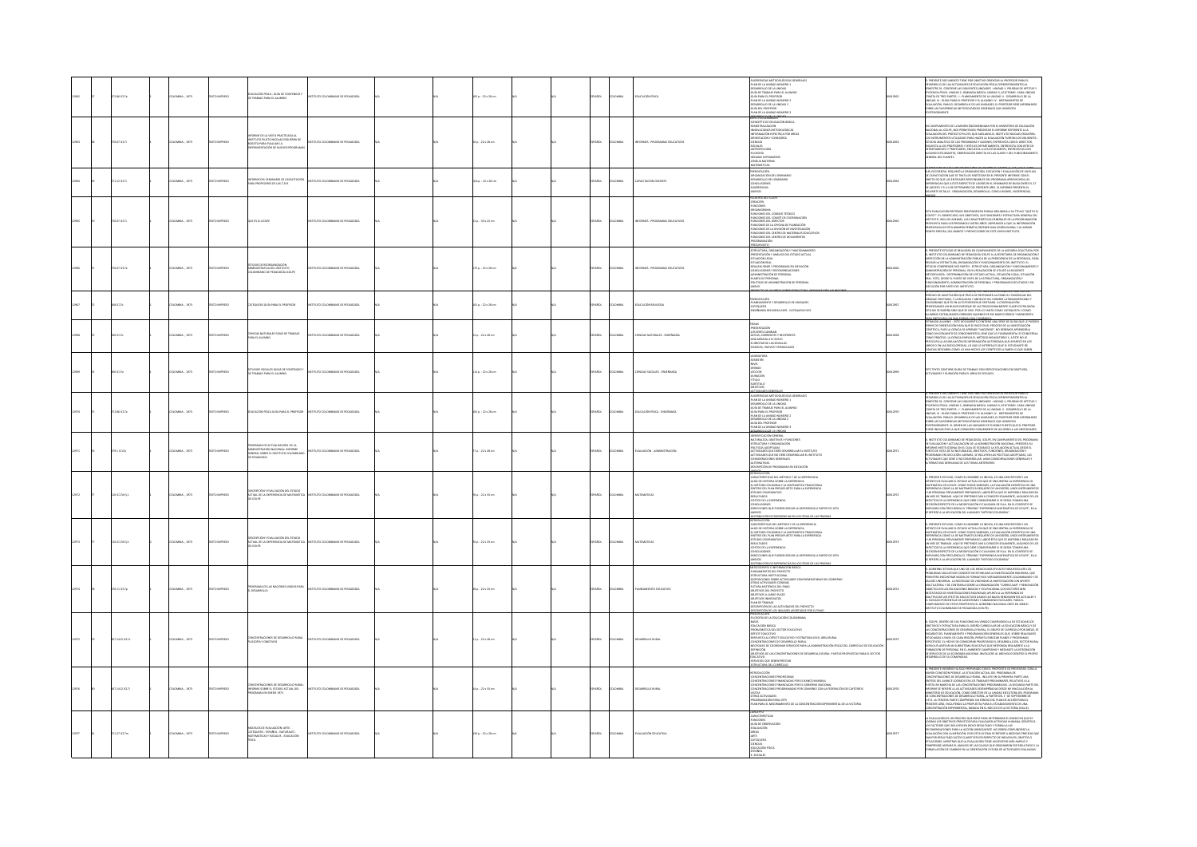| ID | Signatura | Lugar - Año | Tipo | Título | Autor corporativo | Paginación | Idioma | País | Tema |
|---|---|---|---|---|---|---|---|---|---|
| 22962 | 372.88 I57e | Colombia - 1973 | Texto impreso | Educación física : guía de contenido y de trabajo para el alumno | Instituto Colombiano de Pedagogía | 495 p. ; 22 x 28 cm | Español | Colombia | Educación física |
| 22963 | 370.97 I57i | Colombia - 1973 | Texto impreso | Informe de la visita practicada al Instituto Piloto Nicolás Esguerra de Bogotá para evaluar la experimentación de nuevos programas | Instituto Colombiano de Pedagogía | 36 p. ; 22 x 28 cm | Español | Colombia | Informes - programas educativos |
| 22964 | 371.12 I57i | Colombia - 1973 | Texto impreso | Informes del seminario de capacitación para profesores de los C.E.B. | Instituto Colombiano de Pedagogía | 164 p. ; 22 x 28 cm | Español | Colombia | Capacitación docente |
| 22965 | 370.97 I57q | Colombia - 1973 | Texto impreso | Qué es el ICOLPE | Instituto Colombiano de Pedagogía | 22 p. ; 16 x 22 cm | Español | Colombia | Informes - programas educativos |
| 22966 | 370.97 I57e | Colombia - 1973 | Texto impreso | Estudio de reorganización administrativa del Instituto Colombiano de Pedagogía ICOLPE | Instituto Colombiano de Pedagogía | 173 p. ; 22 x 28 cm | Español | Colombia | Informes - programas educativos |
| 22967 | 268 I57c | Colombia - 1973 | Texto impreso | Catequesis guía para el profesor | Instituto Colombiano de Pedagogía | 461 p. ; 22 x 28 cm | Español | Colombia | Educación religiosa |
| 22968 | 500 I57c | Colombia - 1973 | Texto impreso | Ciencias naturales guías de trabajo para el alumno | Instituto Colombiano de Pedagogía | 22 p. ; 22 x 28 cm | Español | Colombia | Ciencias naturales - enseñanza |
| 22969 | 300 I57e | Colombia - 1973 | Texto impreso | Estudios sociales guías de contenido y de trabajo para el alumno | Instituto Colombiano de Pedagogía | 156 p. ; 22 x 28 cm | Español | Colombia | Ciencias sociales - enseñanza |
| 22970 | 372.88 I57e | Colombia - 1973 | Texto impreso | Educación física guía para el profesor | Instituto Colombiano de Pedagogía | 495 p. ; 22 x 28 cm | Español | Colombia | Educación física - enseñanza |
| 22971 | 379.1 I57p | Colombia - 1973 | Texto impreso | Programa de actualización de la administración nacional informe general sobre el Instituto Colombiano de Pedagogía | Instituto Colombiano de Pedagogía | 77 p. ; 22 x 28 cm | Español | Colombia | Evaluación - administración |
| 22972 | 510.7 I57d EJ.1 | Colombia - 1973 | Texto impreso | Descripción y evaluación del estado actual de la experiencia de matemáticas de ICOLPE | Instituto Colombiano de Pedagogía | 90 p. ; 22 x 33 cm | Español | Colombia | Matemáticas |
| 22973 | 510.7 I57d EJ.2 | Colombia - 1973 | Texto impreso | Descripción y evaluación del estado actual de la experiencia de matemáticas de ICOLPE | Instituto Colombiano de Pedagogía | 90 p. ; 22 x 33 cm | Español | Colombia | Matemáticas |
| 22974 | 370.11 I57p | Colombia - 1973 | Texto impreso | Programa de las Naciones Unidas para el desarrollo | Instituto Colombiano de Pedagogía | 28 p. ; 22 x 33 cm | Español | Colombia | Planeamiento educativo |
| 22975 | 307.1412 I57c | Colombia - 1973 | Texto impreso | Concentraciones de desarrollo rural filosofía y objetivos | Instituto Colombiano de Pedagogía | 31 p. ; 22 x 33 cm | Español | Colombia | Desarrollo rural |
| 22976 | 307.1412 I57i | Colombia - 1973 | Texto impreso | Concentraciones de desarrollo rural: informe sobre el estado actual del programa en enero 1973 | Instituto Colombiano de Pedagogía | 34 p. ; 22 x 33 cm | Español | Colombia | Desarrollo rural |
| 22977 | 371.27 I57m | Colombia - 1973 | Texto impreso | Medios de evaluación: arte, catequesis, español, naturales, matemáticas y sociales, educación física | Instituto Colombiano de Pedagogía | 136 p. ; 22 x 28 cm | Español | Colombia | Evaluación educativa |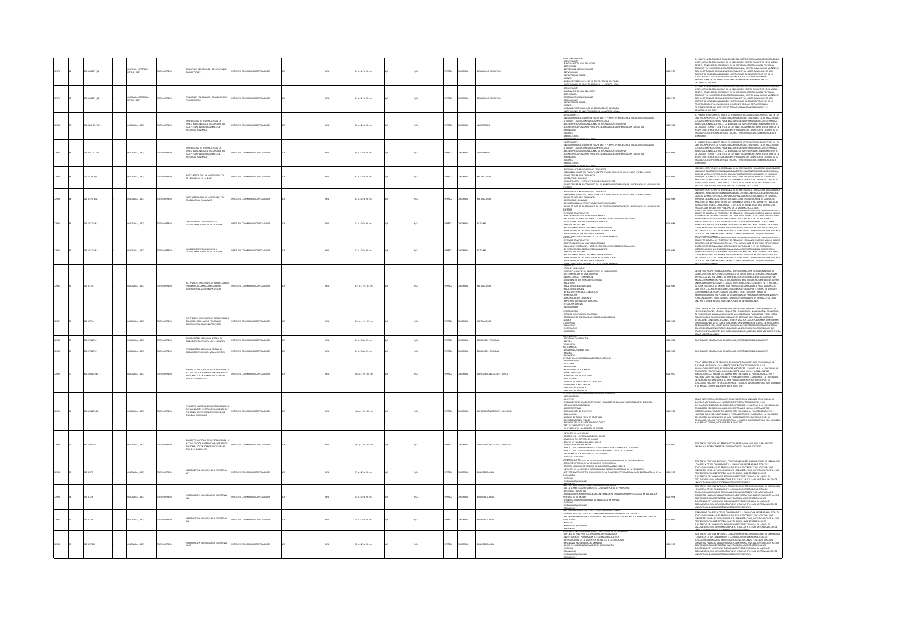| | | | | | | | | | | | | | | | | |
|---|---|---|---|---|---|---|---|---|---|---|---|---|---|---|---|---|
| 12978 | 92 | 370.11 IC17f Ej.1 | COLOMBIA : EDITORIAL RETINA , 1973 | TEXTO IMPRESO | FUNCIONES PROGRAMAS - REALIZACIONES PROYECCIONES | INSTITUTO COLOMBIANO DE PEDAGOGIA | N/A | N/A | 33 p. ; 17 x 23 cm | N/A | N/A | ESPAÑOL | COLOMBIA | DESARROLLO EDUCATIVO | PRESENTACION FUNDAMENTO LEGAL DEL ICOLPE ESTRUCTURA PROGRAMAS Y REALIZACIONES PROYECCIONES CRONOGRAMAS GENERAL ANEXOS NUEVAS ESTRATEGIAS PARA LA EDUCACION EN COLOMBIA INSTITUCIONES DE INVESTIGACION EN LA AMERICA LATINA | 0004.2978 |
| 12979 | 92 | 370.11 IC17f Ej.2 | COLOMBIA : EDITORIAL RETINA , 1973 | TEXTO IMPRESO | FUNCIONES PROGRAMAS - REALIZACIONES PROYECCIONES | INSTITUTO COLOMBIANO DE PEDAGOGIA | N/A | N/A | 33 p. ; 17 x 23 cm | N/A | N/A | ESPAÑOL | COLOMBIA | DESARROLLO EDUCATIVO | PRESENTACION FUNDAMENTO LEGAL DEL ICOLPE ESTRUCTURA PROGRAMAS Y REALIZACIONES PROYECCIONES CRONOGRAMAS GENERAL ANEXOS NUEVAS ESTRATEGIAS PARA LA EDUCACION EN COLOMBIA INSTITUCIONES DE INVESTIGACION EN LA AMERICA LATINA | 0004.2979 |
| 12980 | 93 | 016.3 IC17i Ej.1 | COLOMBIA , 1973 | TEXTO IMPRESO | INVENTARIOS DE RECURSOS PARA LA INVESTIGACION EDUCATIVA: APORTE DEL ICOLPE PARA EL MEJORAMIENTO DE RECURSOS HUMANOS | INSTITUTO COLOMBIANO DE PEDAGOGIA | N/A | N/A | 36 p. ; 22 x 28 cm | N/A | N/A | ESPAÑOL | COLOMBIA | INVENTARIOS | ANTECEDENTES INVENTARIOS REALIZADOS ... SEMINARIOS TALLERES LABORATORIOS | 0004.2980 |
| 12981 | 93 | 016.3 IC17i Ej.2 | COLOMBIA , 1973 | TEXTO IMPRESO | INVENTARIOS DE RECURSOS PARA LA INVESTIGACION EDUCATIVA: APORTE DEL ICOLPE PARA EL MEJORAMIENTO DE RECURSOS HUMANOS | INSTITUTO COLOMBIANO DE PEDAGOGIA | N/A | N/A | 36 p. ; 22 x 28 cm | N/A | N/A | ESPAÑOL | COLOMBIA | INVENTARIOS | ANTECEDENTES INVENTARIOS REALIZADOS ... SEMINARIOS TALLERES LABORATORIOS | 0004.2981 |
| 12982 | 93 | 510 IC17m Ej.1 | COLOMBIA , 1973 | TEXTO IMPRESO | MATEMATICA GUIA DE CONTENIDO Y DE TRABAJO PARA EL ALUMNO | INSTITUTO COLOMBIANO DE PEDAGOGIA | N/A | N/A | 33 p. ; 22 x 28 cm | N/A | N/A | ESPAÑOL | COLOMBIA | MATEMATICAS | EL FASCINANTE MUNDO DE LOS CONJUNTOS ... OPERACIONES BINARIAS ... | 0004.2982 |
| 12983 | 93 | 510 IC17m Ej.2 | COLOMBIA , 1973 | TEXTO IMPRESO | MATEMATICA GUIA DE CONTENIDO Y DE TRABAJO PARA EL ALUMNO | INSTITUTO COLOMBIANO DE PEDAGOGIA | N/A | N/A | 33 p. ; 22 x 28 cm | N/A | N/A | ESPAÑOL | COLOMBIA | MATEMATICAS | EL FASCINANTE MUNDO DE LOS CONJUNTOS ... OPERACIONES BINARIAS ... | 0004.2983 |
| 12984 | 93 | 003.5 IC17u Ej.1 | COLOMBIA , 1973 | TEXTO IMPRESO | UNIDAD DE LECTURA NUMERO 1 DEFINICIONES TEORICAS DE SISTEMAS | INSTITUTO COLOMBIANO DE PEDAGOGIA | N/A | N/A | 12 p. ; 22 x 28 cm | N/A | N/A | ESPAÑOL | COLOMBIA | SISTEMAS | SISTEMAS COMPARATIVOS ... | 0004.2984 |
| 12985 | 93 | 003.5 IC17u Ej.2 | COLOMBIA , 1973 | TEXTO IMPRESO | UNIDAD DE LECTURA NUMERO 1 DEFINICIONES TEORICAS DE SISTEMAS | INSTITUTO COLOMBIANO DE PEDAGOGIA | N/A | N/A | 12 p. ; 22 x 28 cm | N/A | N/A | ESPAÑOL | COLOMBIA | SISTEMAS | SISTEMAS COMPARATIVOS ... | 0004.2985 |
| 12986 | 93 | 510 IC17a1 | COLOMBIA , 1973 | TEXTO IMPRESO | ACTIVIDADES MATEMATICAS PARA EL GRADO PRIMERO CICLO BASICO PROGRAMA EXPERIMENTAL GUIA DEL PROFESOR | INSTITUTO COLOMBIANO DE PEDAGOGIA | N/A | N/A | 191 p. ; 22 x 33 cm | N/A | N/A | ESPAÑOL | COLOMBIA | MATEMATICAS | LOGICA Y CONJUNTOS ... | 0004.2986 |
| 12987 | 93 | 510 IC17a2 | COLOMBIA , 1973 | TEXTO IMPRESO | ACTIVIDADES MATEMATICAS PARA EL GRADO SEGUNDO CICLO BASICO PROGRAMA EXPERIMENTAL GUIA DEL PROFESOR | INSTITUTO COLOMBIANO DE PEDAGOGIA | N/A | N/A | 164 p. ; 22 x 33 cm | N/A | N/A | ESPAÑOL | COLOMBIA | MATEMATICAS | INTRODUCCION ... | 0004.2987 |
| 12988 | 93 | 371.27 IC17p1 | COLOMBIA , 1973 | TEXTO IMPRESO | PRUEBA SOBRE SERIACION AUDITIVA DE ELEMENTOS PERCIBIDOS VISUALMENTE I | INSTITUTO COLOMBIANO DE PEDAGOGIA | N/A | N/A | 13 p. ; 15 x 22 cm | N/A | N/A | ESPAÑOL | COLOMBIA | EDUCACION - PRUEBAS | DESARROLLO INTELECTUAL PRUEBAS | 0004.2988 |
| 12989 | 93 | 371.27 IC17p2 | COLOMBIA , 1973 | TEXTO IMPRESO | PRUEBA SOBRE SERIACION AUDITIVA DE ELEMENTOS PERCIBIDOS VISUALMENTE I | INSTITUTO COLOMBIANO DE PEDAGOGIA | N/A | N/A | 14 p. ; 15 x 22 cm | N/A | N/A | ESPAÑOL | COLOMBIA | EDUCACION - PRUEBAS | DESARROLLO INTELECTUAL PRUEBAS | 0004.2989 |
| 12990 | 93 | 371.12 IC17p Ej.1 | COLOMBIA , 1973 | TEXTO IMPRESO | PROYECTO NACIONAL DE ASESORIAS PARA LA ACTUALIZACION Y PERFECCIONAMIENTO DEL PERSONAL DOCENTE EN SERVICIO DE LAS ESCUELAS NORMALES | INSTITUTO COLOMBIANO DE PEDAGOGIA | N/A | N/A | 160 p. ; 22 x 28 cm | N/A | N/A | ESPAÑOL | COLOMBIA | CAPACITACION DOCENTE - FISICA | ... | 0004.2990 |
| 12991 | 93 | 371.12 IC17p Ej.3 | COLOMBIA , 1973 | TEXTO IMPRESO | PROYECTO NACIONAL DE ASESORIAS PARA LA ACTUALIZACION Y PERFECCIONAMIENTO DEL PERSONAL DOCENTE EN SERVICIO DE LAS ESCUELAS NORMALES | INSTITUTO COLOMBIANO DE PEDAGOGIA | N/A | N/A | 168 p. ; 22 x 28 cm | N/A | N/A | ESPAÑOL | COLOMBIA | CAPACITACION DOCENTE - BIOLOGIA | ... | 0004.2991 |
| 12992 | 93 | 371.12 IC17p | COLOMBIA , 1973 | TEXTO IMPRESO | PROYECTO NACIONAL DE ASESORIAS PARA LA ACTUALIZACION Y PERFECCIONAMIENTO DEL PERSONAL DOCENTE EN SERVICIO DE LAS ESCUELAS NORMALES | INSTITUTO COLOMBIANO DE PEDAGOGIA | N/A | N/A | 168 p. ; 22 x 28 cm | N/A | N/A | ESPAÑOL | COLOMBIA | CAPACITACION DOCENTE - BIOLOGIA | ... | 0004.2992 |
| 12993 | 93 | 016 IC17i7 | COLOMBIA , 1973 | TEXTO IMPRESO | INFORMACION BIBLIOGRAFICA EDUCATIVA N°7 | INSTITUTO COLOMBIANO DE PEDAGOGIA | N/A | N/A | 79 p. ; 22 x 28 cm | N/A | N/A | ESPAÑOL | COLOMBIA | BIBLIOTECOLOGIA | ... NOTICIAS NUEVAS ADQUISICIONES RESUMENES | 0004.2993 |
| 12994 | 93 | 016 IC17i8 | COLOMBIA , 1973 | TEXTO IMPRESO | INFORMACION BIBLIOGRAFICA EDUCATIVA N°8 | INSTITUTO COLOMBIANO DE PEDAGOGIA | N/A | N/A | 24 p. ; 22 x 28 cm | N/A | N/A | ESPAÑOL | COLOMBIA | BIBLIOTECOLOGIA | ... NOTICIAS NUEVAS ADQUISICIONES RESUMENES | 0004.2994 |
| 12995 | 93 | 016 IC17i9 | COLOMBIA , 1973 | TEXTO IMPRESO | INFORMACION BIBLIOGRAFICA EDUCATIVA N°9 | INSTITUTO COLOMBIANO DE PEDAGOGIA | N/A | N/A | 21 p. ; 22 x 28 cm | N/A | N/A | ESPAÑOL | COLOMBIA | BIBLIOTECOLOGIA | ... NOTICIAS NUEVAS ADQUISICIONES RESUMENES | 0004.2995 |
| 12996 | 93 | 016 IC17i10 | COLOMBIA , 1973 | TEXTO IMPRESO | INFORMACION BIBLIOGRAFICA EDUCATIVA N°10 | INSTITUTO COLOMBIANO DE PEDAGOGIA | N/A | N/A | 78 p. ; 22 x 28 cm | N/A | N/A | ESPAÑOL | COLOMBIA | BIBLIOTECOLOGIA | ... NOTICIAS NUEVAS ADQUISICIONES RESUMENES | 0004.2996 |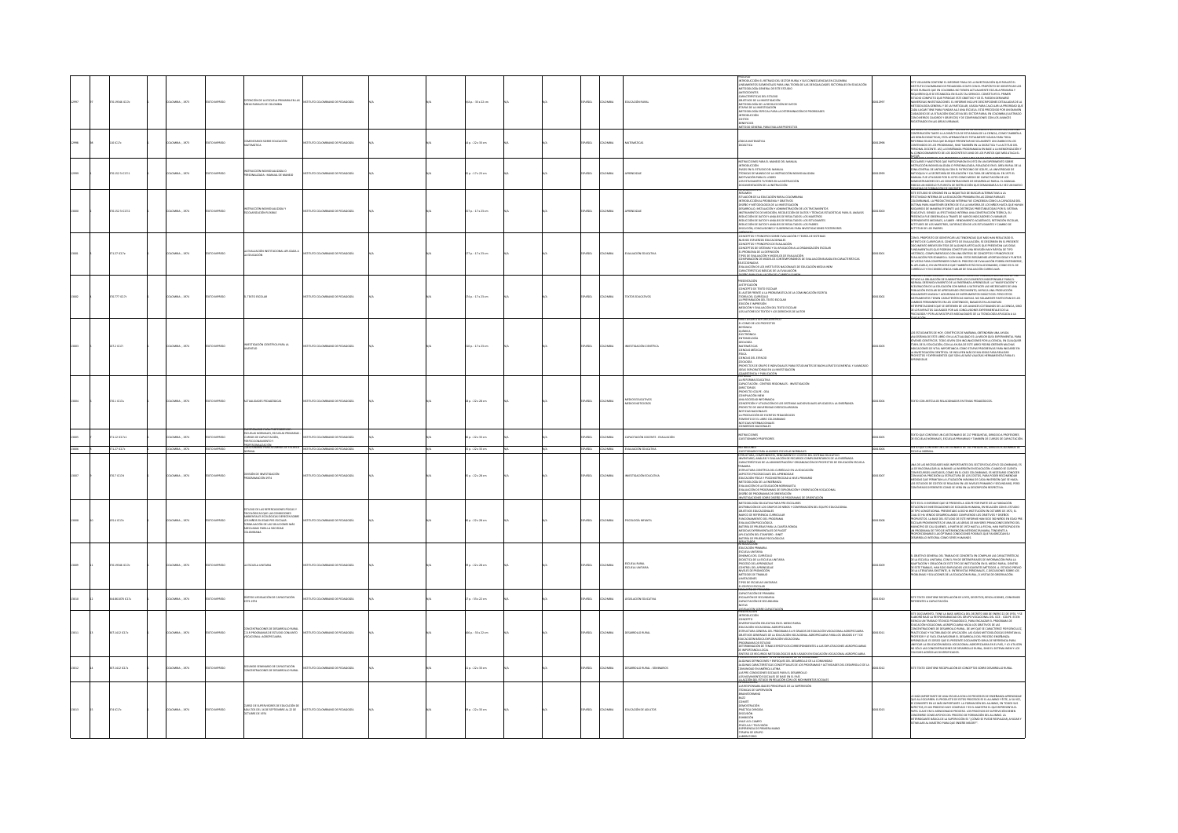| No. | Ítem | Clasificación | País - Año | Tipo | Título | Autor institucional | Descripción física | Idioma | País | Tema | Código |
|---|---|---|---|---|---|---|---|---|---|---|---|
| 12997 | 97 | 370.19346 I57n | COLOMBIA - 1973 | TEXTO IMPRESO | DETECCIÓN DE LA ESCUELA PRIMARIA EN LAS ÁREAS RURALES DE COLOMBIA | INSTITUTO COLOMBIANO DE PEDAGOGÍA | 164 p. : 19 x 22 cm | ESPAÑOL | COLOMBIA | EDUCACIÓN RURAL | 0002997 |
| 12998 | 98 | 510 I57c | COLOMBIA - 1973 | TEXTO IMPRESO | COMENTARIOS SOBRE EDUCACIÓN MATEMÁTICA | INSTITUTO COLOMBIANO DE PEDAGOGÍA | 16 p. : 22 x 33 cm | ESPAÑOL | COLOMBIA | MATEMÁTICAS | 0002998 |
| 12999 | 99 | 370.152 I57i | COLOMBIA - 1974 | TEXTO IMPRESO | INSTRUCCIÓN INDIVIDUALIZADA O PERSONALIZADA - MANUAL DE MANEJO | INSTITUTO COLOMBIANO DE PEDAGOGÍA | 85 p. : 17 x 23 cm | ESPAÑOL | COLOMBIA | APRENDIZAJE | 0002999 |
| 13000 | 00 | 370.152 I57i | COLOMBIA - 1974 | TEXTO IMPRESO | INSTRUCCIÓN INDIVIDUALIZADA Y RECUPERACIÓN FLEXIBLE | INSTITUTO COLOMBIANO DE PEDAGOGÍA | 107 p. : 17 x 23 cm | ESPAÑOL | COLOMBIA | APRENDIZAJE | 0003000 |
| 13001 | 01 | 371.27 I57e | COLOMBIA - 1974 | TEXTO IMPRESO | LA EVALUACIÓN INSTITUCIONAL APLICADA A LA EDUCACIÓN | INSTITUTO COLOMBIANO DE PEDAGOGÍA | 177 p. : 17 x 23 cm | ESPAÑOL | COLOMBIA | EVALUACIÓN EDUCATIVA | 0003001 |
| 13002 | 02 | 371.32 I57t | COLOMBIA - 1974 | TEXTO IMPRESO | EL TEXTO ESCOLAR | INSTITUTO COLOMBIANO DE PEDAGOGÍA | 174 p. : 17 x 23 cm | ESPAÑOL | COLOMBIA | TEXTOS EDUCATIVOS | 0003002 |
| 13003 | 03 | 507.2 I57i | COLOMBIA - 1974 | TEXTO IMPRESO | INVESTIGACIÓN CIENTÍFICA PARA LA JUVENTUD | INSTITUTO COLOMBIANO DE PEDAGOGÍA | 136 p. : 17 x 23 cm | ESPAÑOL | COLOMBIA | INVESTIGACIÓN CIENTÍFICA | 0003003 |
| 13004 | 04 | 370.1 I57a | COLOMBIA - 1974 | TEXTO IMPRESO | ACTUALIDADES PEDAGÓGICAS | INSTITUTO COLOMBIANO DE PEDAGOGÍA | 18 p. : 22 x 28 cm | ESPAÑOL | COLOMBIA | MEDIOS EDUCATIVOS MEDIOS NOTICIOSOS | 0003004 |
| 13005 | 05 | 371.12 I57c | COLOMBIA - 1974 | TEXTO IMPRESO | CUESTIONARIO PARA PROFESORES DE ESCUELAS NORMALES, ESCUELAS PRIMARIAS, CURSOS DE CAPACITACIÓN, PERFECCIONAMIENTO Y PROFESIONALIZACIÓN | INSTITUTO COLOMBIANO DE PEDAGOGÍA | 30 p. : 22 x 33 cm | ESPAÑOL | COLOMBIA | CAPACITACIÓN DOCENTE - EVALUACIÓN | 0003005 |
| 13006 | 06 | 371.27 I57c | COLOMBIA - 1974 | TEXTO IMPRESO | CUESTIONARIO PARA ALUMNOS DE ESCUELA NORMAL | INSTITUTO COLOMBIANO DE PEDAGOGÍA | 15 p. : 22 x 33 cm | ESPAÑOL | COLOMBIA | EVALUACIÓN EDUCATIVA | 0003006 |
| 13007 | 07 | 370.7 I57d | COLOMBIA - 1974 | TEXTO IMPRESO | DIVISIÓN DE INVESTIGACIÓN PROGRAMACIÓN 1974 | INSTITUTO COLOMBIANO DE PEDAGOGÍA | 35 p. : 22 x 28 cm | ESPAÑOL | COLOMBIA | INVESTIGACIÓN EDUCATIVA | 0003007 |
| 13008 | 08 | 155.4 I57e | COLOMBIA - 1974 | TEXTO IMPRESO | ESTUDIO DE LAS REPERCUSIONES FÍSICAS Y PSICOLÓGICAS QUE LAS CONDICIONES AMBIENTALES ECOLÓGICAS EJERCEN SOBRE LOS NIÑOS EN EDAD PRE-ESCOLAR | INSTITUTO COLOMBIANO DE PEDAGOGÍA | 46 p. : 22 x 28 cm | ESPAÑOL | COLOMBIA | PSICOLOGÍA INFANTIL | 0003008 |
| 13009 | 09 | 370.19346 I57e | COLOMBIA - 1974 | TEXTO IMPRESO | LA ESCUELA UNITARIA | INSTITUTO COLOMBIANO DE PEDAGOGÍA | 39 p. : 22 x 28 cm | ESPAÑOL | COLOMBIA | ESCUELA RURAL ESCUELA UNITARIA | 0003009 |
| 13010 | 10 | 344.86079 I57c | COLOMBIA - 1974 | TEXTO IMPRESO | CRITERIOS LEGISLACIÓN DE CAPACITACIÓN 1972-1974 | INSTITUTO COLOMBIANO DE PEDAGOGÍA | 27 p. : 19 x 22 cm | ESPAÑOL | COLOMBIA | LEGISLACIÓN EDUCATIVA | 0003010 |
| 13011 | 11 | 307.1412 I57c | COLOMBIA - 1974 | TEXTO IMPRESO | CONCENTRACIONES DE DESARROLLO RURAL CDR PROGRAMAS DE ESTUDIO CONJUNTO VOCACIONAL AGROPECUARIA | INSTITUTO COLOMBIANO DE PEDAGOGÍA | 160 p. : 19 x 22 cm | ESPAÑOL | COLOMBIA | DESARROLLO RURAL | 0003011 |
| 13012 | 12 | 307.1412 I57s | COLOMBIA - 1974 | TEXTO IMPRESO | SEGUNDO SEMINARIO DE CAPACITACIÓN CONCENTRACIONES DE DESARROLLO RURAL | INSTITUTO COLOMBIANO DE PEDAGOGÍA | 61 p. : 22 x 33 cm | ESPAÑOL | COLOMBIA | DESARROLLO RURAL - SEMINARIOS | 0003012 |
| 13013 | 13 | 374 I57c | COLOMBIA - 1974 | TEXTO IMPRESO | CURSO DE SUPERVISORES DE EDUCACIÓN DE ADULTOS DEL 16 DE SEPTIEMBRE AL 12 DE OCTUBRE DE 1974 | INSTITUTO COLOMBIANO DE PEDAGOGÍA | 99 p. : 22 x 33 cm | ESPAÑOL | COLOMBIA | EDUCACIÓN DE ADULTOS | 0003013 |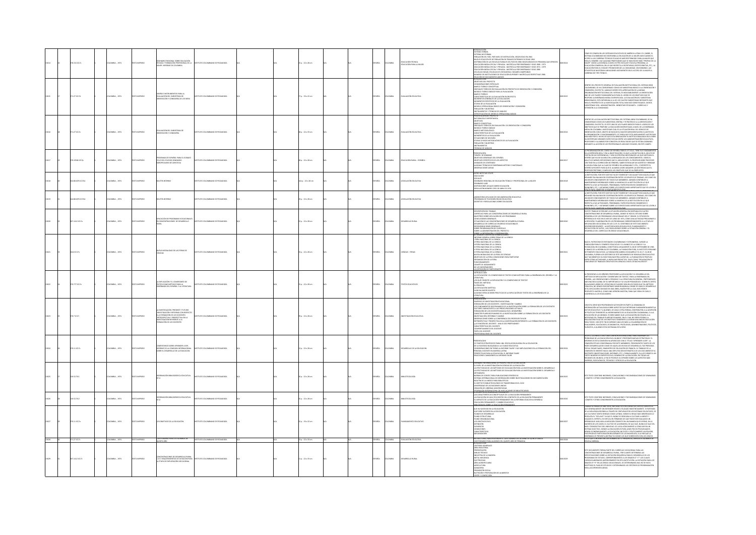| Clasificación | Lugar, año | Tipo | Título | Editor | Descripción física | Idioma | País | Tema |
|---|---|---|---|---|---|---|---|---|
| 370.154 I57c | COLOMBIA , 1974 | TEXTO IMPRESO | SEMINARIO REGIONAL SOBRE EDUCACIÓN TÉCNICA Y FORMACIÓN PROFESIONAL DE LA MUJER. INFORME DE COLOMBIA | INSTITUTO COLOMBIANO DE PEDAGOGÍA | 33 p. ; 22 x 28 cm | ESPAÑOL | COLOMBIA | EDUCACIÓN TÉCNICA; EDUCACIÓN PARA LA MUJER |
| 371.27 I57d | COLOMBIA , 1974 | TEXTO IMPRESO | DISEÑO INSTRUMENTOS PARA LA EVALUACIÓN DEL SUBSISTEMA DE ORIENTACIÓN Y CONSEJERÍA DE LOS INEM | INSTITUTO COLOMBIANO DE PEDAGOGÍA | 17 p. ; 22 x 33 cm | ESPAÑOL | COLOMBIA | EVALUACIÓN EDUCATIVA |
| 371.27 I57e | COLOMBIA , 1974 | TEXTO IMPRESO | EVALUACIÓN DEL SUBSISTEMA DE ORIENTACIÓN Y CONSEJERÍA | INSTITUTO COLOMBIANO DE PEDAGOGÍA | 38 p. ; 22 x 33 cm | ESPAÑOL | COLOMBIA | EVALUACIÓN EDUCATIVA |
| 370.19346 I57p | COLOMBIA , 1974 | TEXTO IMPRESO | PROGRAMA DE ESPAÑOL PARA EL 4 GRADO | INSTITUTO COLOMBIANO DE PEDAGOGÍA | 38 p. ; 22 x 33 cm | ESPAÑOL | COLOMBIA | EDUCACIÓN RURAL - ESPAÑOL |
| | COLOMBIA , 1974 | TEXTO IMPRESO | BOLETÍN INTERNO | INSTITUTO COLOMBIANO DE PEDAGOGÍA | 16 p. ; 22 x 28 cm | ESPAÑOL | COLOMBIA | LEGISLACIÓN EDUCATIVA |
| | COLOMBIA , 1974 | TEXTO IMPRESO | BOLETÍN INTERNO | INSTITUTO COLOMBIANO DE PEDAGOGÍA | 16 p. ; 22 x 28 cm | ESPAÑOL | COLOMBIA | LEGISLACIÓN EDUCATIVA |
| 307.1412 I57a | COLOMBIA , 1974 | TEXTO IMPRESO | APLICACIÓN DE PROGRAMAS VOCACIONALES EN CONCENTRACIONES DE DESARROLLO RURAL | INSTITUTO COLOMBIANO DE PEDAGOGÍA | 32 p. ; 22 x 28 cm | ESPAÑOL | COLOMBIA | DESARROLLO RURAL |
| 506.8 I57n | COLOMBIA , 1974 | TEXTO IMPRESO | NUEVA MODALIDAD DE LAS FERIAS DE CIENCIAS | INSTITUTO COLOMBIANO DE PEDAGOGÍA | 33 p. ; 22 x 28 cm | ESPAÑOL | COLOMBIA | CIENCIAS - FERIAS |
| | COLOMBIA , 1974 | TEXTO IMPRESO | LA EXPLICACIÓN Y EL COMENTARIO DE TEXTOS COMO MÉTODO PARA LA ENSEÑANZA DEL ESPAÑOL Y LA LITERATURA | INSTITUTO COLOMBIANO DE PEDAGOGÍA | 35 p. ; 22 x 28 cm | ESPAÑOL | COLOMBIA | TEXTOS EDUCATIVOS |
| 370.7 I57i | COLOMBIA , 1974 | TEXTO IMPRESO | LA INVESTIGACIÓN, PRESENTE Y FUTURO | INSTITUTO COLOMBIANO DE PEDAGOGÍA | 39 p. ; 22 x 28 cm | ESPAÑOL | COLOMBIA | INVESTIGACIÓN EDUCATIVA |
| | COLOMBIA , 1974 | TEXTO IMPRESO | COMENTARIOS SOBRE APRENDER A SER. INFORME DE LA COMISIÓN INTERNACIONAL SOBRE EL DESARROLLO DE LA EDUCACIÓN | INSTITUTO COLOMBIANO DE PEDAGOGÍA | 32 p. ; 22 x 28 cm | ESPAÑOL | COLOMBIA | DESARROLLO DE LA EDUCACIÓN |
| | COLOMBIA , 1974 | TEXTO IMPRESO | INFORMACIÓN BIBLIOGRÁFICA EDUCATIVA N° 11 | INSTITUTO COLOMBIANO DE PEDAGOGÍA | 30 p. ; 22 x 28 cm | ESPAÑOL | COLOMBIA | BIBLIOTECOLOGÍA |
| | COLOMBIA , 1974 | TEXTO IMPRESO | INFORMACIÓN BIBLIOGRÁFICA EDUCATIVA N° 12 | INSTITUTO COLOMBIANO DE PEDAGOGÍA | 40 p. ; 22 x 28 cm | ESPAÑOL | COLOMBIA | BIBLIOTECOLOGÍA |
| | COLOMBIA , 1974 | TEXTO IMPRESO | LOS OBJETIVOS DE LA EDUCACIÓN | INSTITUTO COLOMBIANO DE PEDAGOGÍA | 15 p. ; 22 x 28 cm | ESPAÑOL | COLOMBIA | PLANEAMIENTO EDUCATIVO |
| 371.27 I57c | COLOMBIA , 1974 | TEXTO IMPRESO | CUESTIONARIO PARA LOS ALUMNOS DE QUINTO AÑO | INSTITUTO COLOMBIANO DE PEDAGOGÍA | 7 p. ; 22 x 28 cm | ESPAÑOL | COLOMBIA | EVALUACIÓN EDUCATIVA |
| 307.1412 I57c | COLOMBIA , 1974 | TEXTO IMPRESO | CONCENTRACIONES DE DESARROLLO RURAL C.D.R. REQUERIMIENTOS DE DOTACIÓN PARA LA ETAPA DE EXPLORACIÓN VOCACIONAL | INSTITUTO COLOMBIANO DE PEDAGOGÍA | 33 p. ; 22 x 33 cm | ESPAÑOL | COLOMBIA | DESARROLLO RURAL |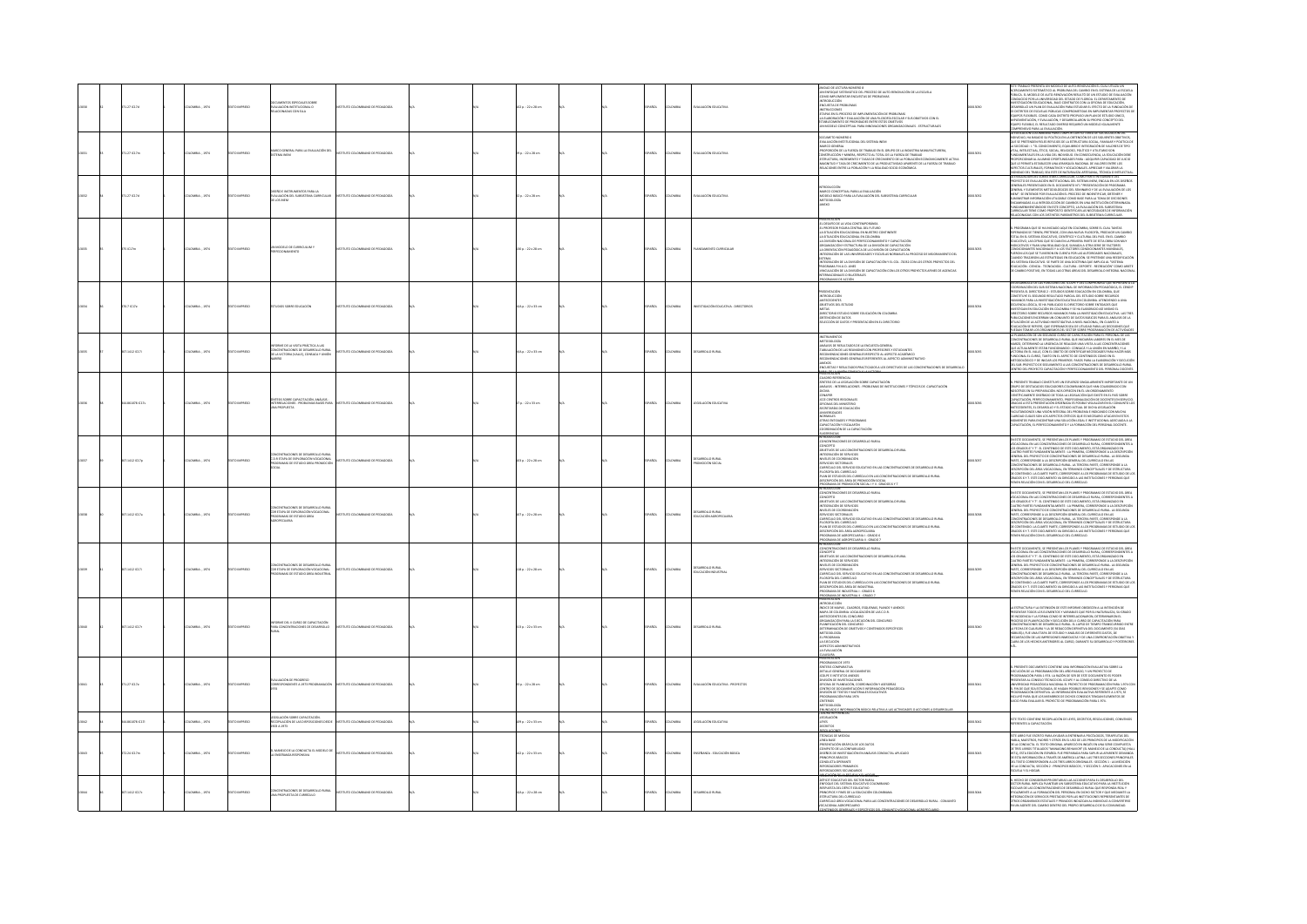| Título | Tipo | Lugar y año | Autor | Páginas | Idioma | País | Tema |
|---|---|---|---|---|---|---|---|
| DOCUMENTOS ESPECIALES SOBRE EVALUACION INSTITUCIONAL O RELACIONADAS CON ELLA | TEXTO IMPRESO | COLOMBIA - 1974 | INSTITUTO COLOMBIANO DE PEDAGOGIA | 402 p. | ESPAÑOL | COLOMBIA | EVALUACION EDUCATIVA |
| MARCO GENERAL PARA LA EVALUACION DEL SISTEMA INEM | TEXTO IMPRESO | COLOMBIA - 1974 | INSTITUTO COLOMBIANO DE PEDAGOGIA | 39 p. | ESPAÑOL | COLOMBIA | EVALUACION EDUCATIVA |
| DISEÑO E INSTRUMENTOS PARA LA EVALUACION DEL SUBSISTEMA CURRICULAR DE LOS INEM | TEXTO IMPRESO | COLOMBIA - 1974 | INSTITUTO COLOMBIANO DE PEDAGOGIA | 63 p. | ESPAÑOL | COLOMBIA | EVALUACION EDUCATIVA |
| UN MODELO DE CURRICULUM Y PROFESIONALMENTE | TEXTO IMPRESO | COLOMBIA - 1974 | INSTITUTO COLOMBIANO DE PEDAGOGIA | 198 p. | ESPAÑOL | COLOMBIA | PLANEAMIENTO CURRICULAR |
| ESTUDIOS SOBRE EDUCACION | TEXTO IMPRESO | COLOMBIA - 1974 | INSTITUTO COLOMBIANO DE PEDAGOGIA | 564 p. | ESPAÑOL | COLOMBIA | INVESTIGACION EDUCATIVA - DIRECTORIOS |
| INFORME DE LA VISITA PRACTICA A LAS CONCENTRACIONES DE DESARROLLO RURAL DE LA VICTORIA (VALLE), CONSACA Y BAJO | TEXTO IMPRESO | COLOMBIA - 1974 | INSTITUTO COLOMBIANO DE PEDAGOGIA | 166 p. | ESPAÑOL | COLOMBIA | DESARROLLO RURAL |
| REVISION SOBRE CAPACITACION: ANALISIS, INTERRELACIONES - PROBLEMAS BASICOS PARA UNA PROPUESTA | TEXTO IMPRESO | COLOMBIA - 1974 | INSTITUTO COLOMBIANO DE PEDAGOGIA | 37 p. | ESPAÑOL | COLOMBIA | LEGISLACION EDUCATIVA |
| CONCENTRACIONES DE DESARROLLO RURAL: PROGRAMAS DE ESTUDIO AREA PROMOCION SOCIAL | TEXTO IMPRESO | COLOMBIA - 1974 | INSTITUTO COLOMBIANO DE PEDAGOGIA | 183 p. | ESPAÑOL | COLOMBIA | DESARROLLO RURAL - PROMOCION SOCIAL |
| CONCENTRACIONES DE DESARROLLO RURAL: PROGRAMAS DE ESTUDIO AREA AGROPECUARIA | TEXTO IMPRESO | COLOMBIA - 1974 | INSTITUTO COLOMBIANO DE PEDAGOGIA | 187 p. | ESPAÑOL | COLOMBIA | DESARROLLO RURAL - EDUCACION AGROPECUARIA |
| CONCENTRACIONES DE DESARROLLO RURAL: PROGRAMAS DE ESTUDIO AREA INDUSTRIAL | TEXTO IMPRESO | COLOMBIA - 1974 | INSTITUTO COLOMBIANO DE PEDAGOGIA | 138 p. | ESPAÑOL | COLOMBIA | DESARROLLO RURAL - EDUCACION INDUSTRIAL |
| INFORME DEL II CURSO DE CAPACITACION PARA CONCENTRACIONES DE DESARROLLO RURAL | TEXTO IMPRESO | COLOMBIA - 1974 | INSTITUTO COLOMBIANO DE PEDAGOGIA | 113 p. | ESPAÑOL | COLOMBIA | DESARROLLO RURAL |
| EVALUACION DE PROYECTOS CORRESPONDIENTES A 1973 PROGRAMACION 1974 | TEXTO IMPRESO | COLOMBIA - 1974 | INSTITUTO COLOMBIANO DE PEDAGOGIA | 51 p. | ESPAÑOL | COLOMBIA | EVALUACION EDUCATIVA - PROYECTOS |
| LEGISLACION SOBRE CAPACITACION: RECOPILACION DE LAS DISPOSICIONES DESDE 1909 A 1970 | TEXTO IMPRESO | COLOMBIA - 1974 | INSTITUTO COLOMBIANO DE PEDAGOGIA | 289 p. | ESPAÑOL | COLOMBIA | LEGISLACION EDUCATIVA |
| EL MANEJO DE LA CONDUCTA: EL MODELO DE LA ENSEÑANZA RESPONSABLE | TEXTO IMPRESO | COLOMBIA - 1974 | INSTITUTO COLOMBIANO DE PEDAGOGIA | 142 p. | ESPAÑOL | COLOMBIA | ENSEÑANZA - EDUCACION BASICA |
| CONCENTRACIONES DE DESARROLLO RURAL: UNA PROPUESTA DE CURRICULO | TEXTO IMPRESO | COLOMBIA - 1974 | INSTITUTO COLOMBIANO DE PEDAGOGIA | 166 p. | ESPAÑOL | COLOMBIA | DESARROLLO RURAL |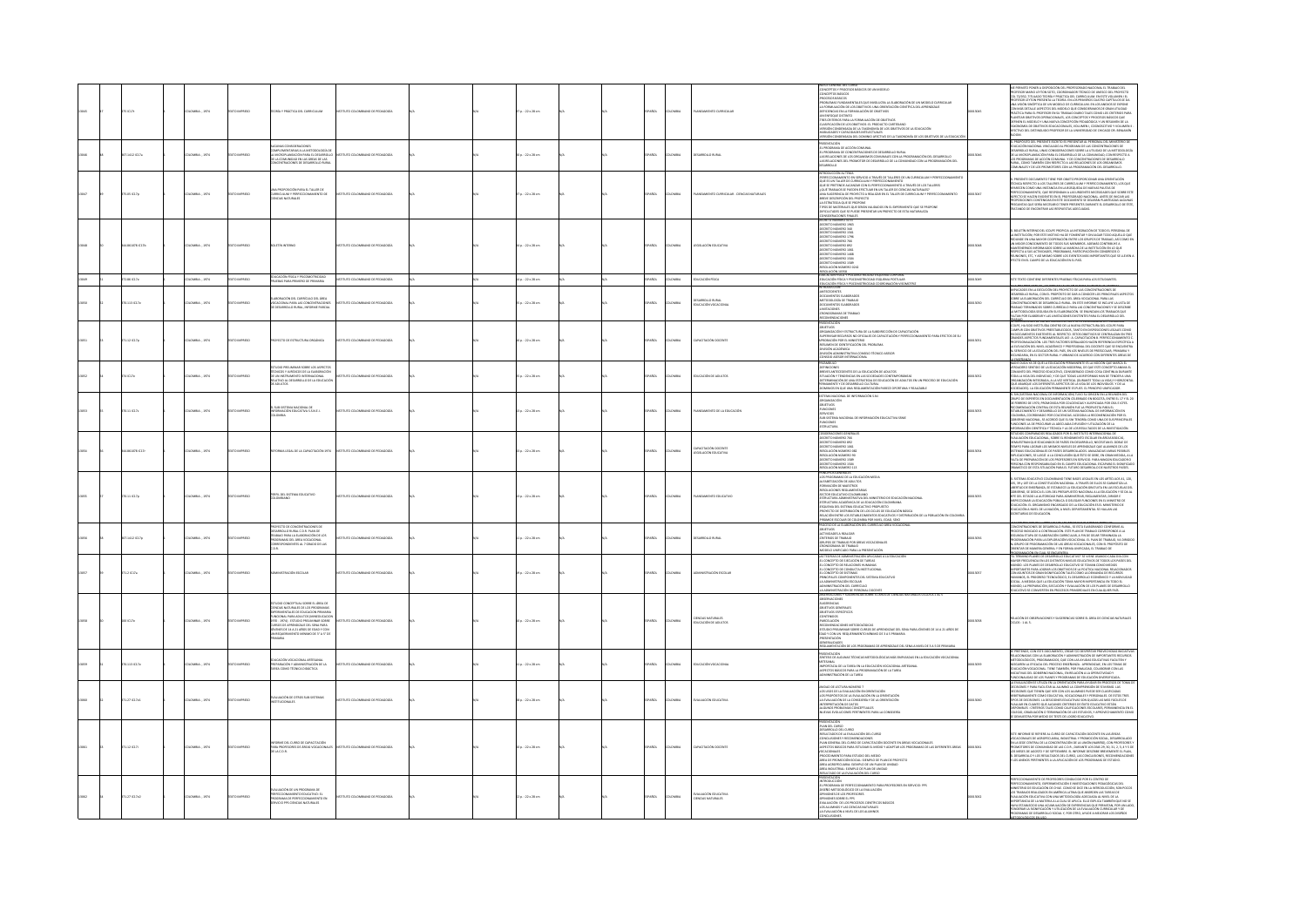| Título | Autor | Lugar y año | Tipo | Idioma | País | Tema |
|---|---|---|---|---|---|---|
| TEORÍA Y PRÁCTICA DEL CURRÍCULUM | INSTITUTO COLOMBIANO DE PEDAGOGÍA | COLOMBIA - 1974 | TEXTO IMPRESO | ESPAÑOL | COLOMBIA | PLANEAMIENTO CURRICULAR |
| ALGUNAS CONSIDERACIONES COMPLEMENTARIAS A LA METODOLOGÍA DE LA MICROPLANEACIÓN PARA EL DESARROLLO DE LA COMUNIDAD EN LAS ÁREAS DE LAS CONCENTRACIONES DE DESARROLLO RURAL | INSTITUTO COLOMBIANO DE PEDAGOGÍA | COLOMBIA - 1974 | TEXTO IMPRESO | ESPAÑOL | COLOMBIA | DESARROLLO RURAL |
| UNA PROPOSICIÓN PARA EL TALLER DE CURRÍCULUM Y PERFECCIONAMIENTO DE CIENCIAS NATURALES | INSTITUTO COLOMBIANO DE PEDAGOGÍA | COLOMBIA - 1974 | TEXTO IMPRESO | ESPAÑOL | COLOMBIA | PLANEAMIENTO CURRICULAR - CIENCIAS NATURALES |
| BOLETÍN INTERNO | INSTITUTO COLOMBIANO DE PEDAGOGÍA | COLOMBIA - 1974 | TEXTO IMPRESO | ESPAÑOL | COLOMBIA | LEGISLACIÓN EDUCATIVA |
| EDUCACIÓN FÍSICA Y PSICOMOTRICIDAD PRUEBAS PARA PRIMERO DE PRIMARIA | INSTITUTO COLOMBIANO DE PEDAGOGÍA | COLOMBIA - 1974 | TEXTO IMPRESO | ESPAÑOL | COLOMBIA | EDUCACIÓN FÍSICA |
| ELABORACIÓN DEL CURRÍCULO DEL ÁREA VOCACIONAL PARA LAS CONCENTRACIONES DE DESARROLLO RURAL. INFORME PARCIAL | INSTITUTO COLOMBIANO DE PEDAGOGÍA | COLOMBIA - 1974 | TEXTO IMPRESO | ESPAÑOL | COLOMBIA | DESARROLLO RURAL EDUCACIÓN VOCACIONAL |
| PROYECTO DE ESTRUCTURA ORGÁNICA | INSTITUTO COLOMBIANO DE PEDAGOGÍA | COLOMBIA - 1974 | TEXTO IMPRESO | ESPAÑOL | COLOMBIA | CAPACITACIÓN DOCENTE |
| ESTUDIO PRELIMINAR SOBRE LOS ASPECTOS TÉCNICOS Y JURÍDICOS DE LA ELABORACIÓN DE UN INSTRUMENTO INTERNACIONAL RELATIVO AL DESARROLLO DE LA EDUCACIÓN DE ADULTOS | INSTITUTO COLOMBIANO DE PEDAGOGÍA | COLOMBIA - 1974 | TEXTO IMPRESO | ESPAÑOL | COLOMBIA | EDUCACIÓN DE ADULTOS |
| EL SUB SISTEMA NACIONAL DE INFORMACIÓN EDUCATIVA S.N.I.E. COLOMBIA | INSTITUTO COLOMBIANO DE PEDAGOGÍA | COLOMBIA - 1974 | TEXTO IMPRESO | ESPAÑOL | COLOMBIA | PLANEAMIENTO DE LA EDUCACIÓN |
| REFORMA LEGAL DE LA CAPACITACIÓN 1974 | INSTITUTO COLOMBIANO DE PEDAGOGÍA | COLOMBIA - 1974 | TEXTO IMPRESO | ESPAÑOL | COLOMBIA | CAPACITACIÓN DOCENTE LEGISLACIÓN EDUCATIVA |
| PERFIL DEL SISTEMA EDUCATIVO COLOMBIANO | INSTITUTO COLOMBIANO DE PEDAGOGÍA | COLOMBIA - 1974 | TEXTO IMPRESO | ESPAÑOL | COLOMBIA | PLANEAMIENTO EDUCATIVO |
| PROYECTO DE CONCENTRACIONES DE DESARROLLO RURAL C.D.R. PLAN DE TRABAJO PARA LA ELABORACIÓN DE LOS PROGRAMAS DEL ÁREA VOCACIONAL CORRESPONDIENTES AL 7 GRADO DE LAS C.D.R. | INSTITUTO COLOMBIANO DE PEDAGOGÍA | COLOMBIA - 1974 | TEXTO IMPRESO | ESPAÑOL | COLOMBIA | DESARROLLO RURAL |
| ADMINISTRACIÓN ESCOLAR | INSTITUTO COLOMBIANO DE PEDAGOGÍA | COLOMBIA - 1974 | TEXTO IMPRESO | ESPAÑOL | COLOMBIA | ADMINISTRACIÓN ESCOLAR |
| ESTUDIO CONCEPTUAL SOBRE EL ÁREA DE CIENCIAS NATURALES DE LOS PROGRAMAS EXPERIMENTALES DE EDUCACIÓN PRIMARIA FUNCIONAL PARA ADULTOS | INSTITUTO COLOMBIANO DE PEDAGOGÍA | COLOMBIA - 1974 | TEXTO IMPRESO | ESPAÑOL | COLOMBIA | CIENCIAS NATURALES EDUCACIÓN DE ADULTOS |
| EDUCACIÓN VOCACIONAL ARTESANAL PREPARACIÓN Y ADMINISTRACIÓN DE LA TAREA COMO TÉCNICA DIDÁCTICA | INSTITUTO COLOMBIANO DE PEDAGOGÍA | COLOMBIA - 1974 | TEXTO IMPRESO | ESPAÑOL | COLOMBIA | EDUCACIÓN VOCACIONAL |
| EVALUACIÓN DE OTROS SUB SISTEMAS INSTITUCIONALES | INSTITUTO COLOMBIANO DE PEDAGOGÍA | COLOMBIA - 1974 | TEXTO IMPRESO | ESPAÑOL | COLOMBIA | EVALUACIÓN EDUCATIVA |
| INFORME DEL CURSO DE CAPACITACIÓN PARA PROFESORES DE ÁREAS VOCACIONALES DE LA C.D.R. | INSTITUTO COLOMBIANO DE PEDAGOGÍA | COLOMBIA - 1974 | TEXTO IMPRESO | ESPAÑOL | COLOMBIA | CAPACITACIÓN DOCENTE |
| EVALUACIÓN DE UN PROGRAMA DE PERFECCIONAMIENTO EDUCATIVO: EL PROGRAMA DE PERFECCIONAMIENTO EN SERVICIO PPS CIENCIAS NATURALES | INSTITUTO COLOMBIANO DE PEDAGOGÍA | COLOMBIA - 1974 | TEXTO IMPRESO | ESPAÑOL | COLOMBIA | EVALUACIÓN EDUCATIVA CIENCIAS NATURALES |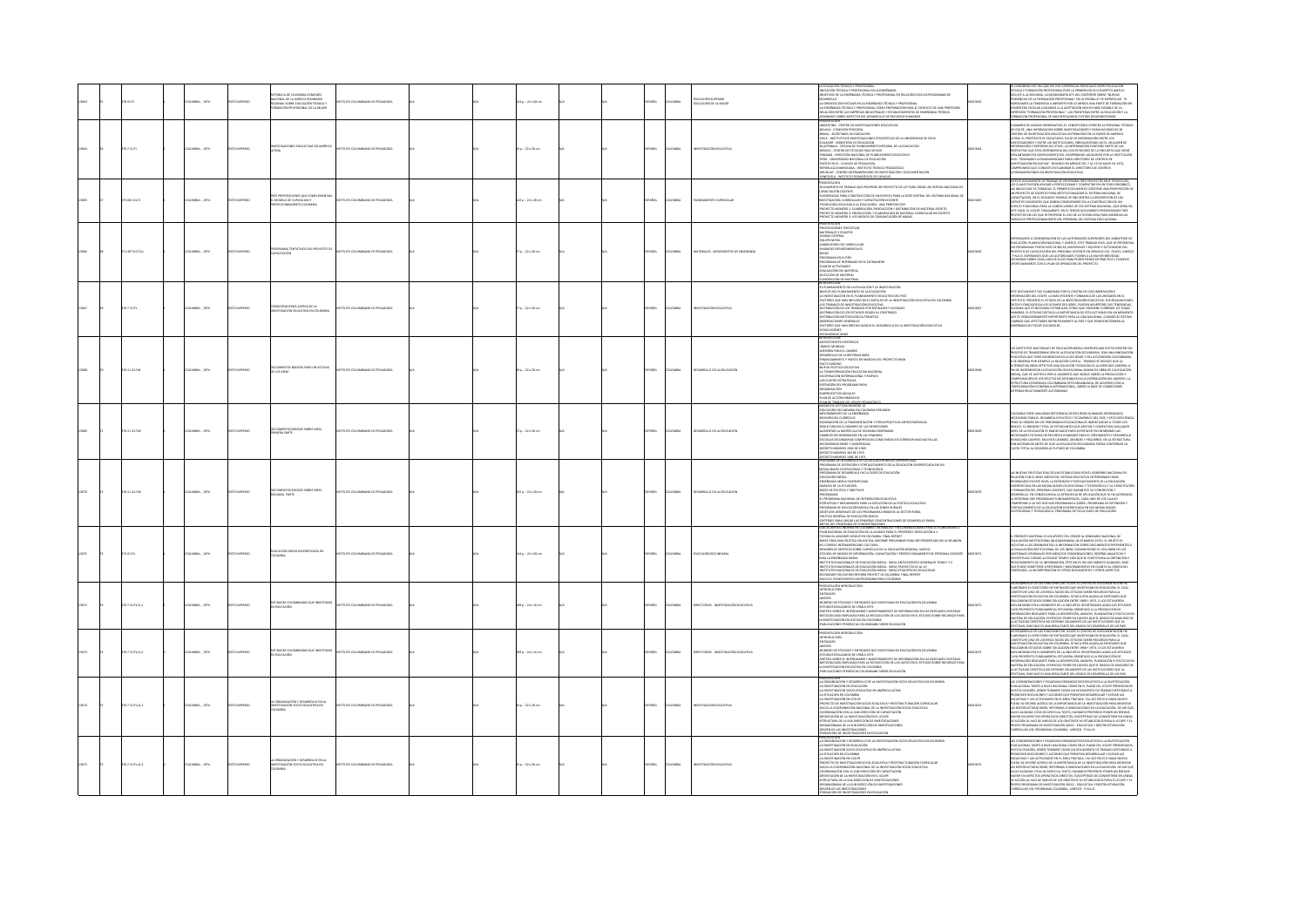| ID | No. | Clasificación | País - Año | Tipo | Título | Autor | Páginas | Idioma | País | Tema | Código |
|---|---|---|---|---|---|---|---|---|---|---|---|
| 10863 | 57 | 378 IC17i | COLOMBIA - 1974 | TEXTO IMPRESO | REPÚBLICA DE COLOMBIA COMISIÓN NACIONAL DE LA UNESCO SEMINARIO REGIONAL SOBRE EDUCACIÓN TÉCNICA Y FORMACIÓN PROFESIONAL DE LA MUJER | INSTITUTO COLOMBIANO DE PEDAGOGÍA | 16 p. ; 22 x 28 cm | ESPAÑOL | COLOMBIA | EDUCACIÓN SUPERIOR - EDUCACIÓN DE LA MUJER | 0000 3063 |
| 10864 | 57 | 370.7 IC17i | COLOMBIA - 1974 | TEXTO IMPRESO | INVESTIGACIONES EDUCATIVAS EN AMÉRICA LATINA | INSTITUTO COLOMBIANO DE PEDAGOGÍA | 31 p. ; 22 x 28 cm | ESPAÑOL | COLOMBIA | INVESTIGACIÓN EDUCATIVA | 0000 3064 |
| 10865 | 57 | 375.001 IC17t | COLOMBIA - 1974 | TEXTO IMPRESO | TRES PROPOSICIONES QUE COMPLEMENTAN EL MODELO DE CURRICULUM Y PERFECCIONAMIENTO COLOMBIA | INSTITUTO COLOMBIANO DE PEDAGOGÍA | 142 p. ; 22 x 28 cm | ESPAÑOL | COLOMBIA | PLANEAMIENTO CURRICULAR | 0000 3065 |
| 10866 | 57 | 371.307 IC17p | COLOMBIA - 1974 | TEXTO IMPRESO | PROGRAMAS TENTATIVOS DEL PROYECTO DE CAPACITACIÓN | INSTITUTO COLOMBIANO DE PEDAGOGÍA | 37 p. ; 22 x 28 cm | ESPAÑOL | COLOMBIA | MATERIALES - IMPLEMENTOS DE ENSEÑANZA | 0000 3066 |
| 10867 | 57 | 370.7 IC17c | COLOMBIA - 1974 | TEXTO IMPRESO | CONSIDERACIONES ACERCA DE LA INVESTIGACIÓN EDUCATIVA EN COLOMBIA | INSTITUTO COLOMBIANO DE PEDAGOGÍA | 37 p. ; 22 x 28 cm | ESPAÑOL | COLOMBIA | INVESTIGACIÓN EDUCATIVA | 0000 3067 |
| 10868 | 57 | 370.11 IC17d | COLOMBIA - 1974 | TEXTO IMPRESO | DOCUMENTOS BÁSICOS PARA UN ESTUDIO DE LOS INEM | INSTITUTO COLOMBIANO DE PEDAGOGÍA | 39 p. ; 22 x 28 cm | ESPAÑOL | COLOMBIA | DESARROLLO DE LA EDUCACIÓN | 0000 3068 |
| 10869 | 57 | 370.11 IC17d1 | COLOMBIA - 1974 | TEXTO IMPRESO | DOCUMENTOS BÁSICOS SOBRE INEM PRIMERA PARTE | INSTITUTO COLOMBIANO DE PEDAGOGÍA | 72 p. ; 22 x 28 cm | ESPAÑOL | COLOMBIA | DESARROLLO DE LA EDUCACIÓN | 0000 3069 |
| 10870 | 57 | 370.11 IC17d2 | COLOMBIA - 1974 | TEXTO IMPRESO | DOCUMENTOS BÁSICOS SOBRE INEM SEGUNDA PARTE | INSTITUTO COLOMBIANO DE PEDAGOGÍA | 161 p. ; 22 x 28 cm | ESPAÑOL | COLOMBIA | DESARROLLO DE LA EDUCACIÓN | 0000 3070 |
| 10871 | 57 | 373 IC17e | COLOMBIA - 1974 | TEXTO IMPRESO | EDUCACIÓN MEDIA DIVERSIFICADA EN COLOMBIA | INSTITUTO COLOMBIANO DE PEDAGOGÍA | 164 p. ; 22 x 28 cm | ESPAÑOL | COLOMBIA | EDUCACIÓN SECUNDARIA | 0000 3071 |
| 10872 | 57 | 370.7 IC17e Ej.1 | COLOMBIA - 1974 | TEXTO IMPRESO | ENTIDADES COLOMBIANAS QUE INVESTIGAN EN EDUCACIÓN | INSTITUTO COLOMBIANO DE PEDAGOGÍA | 189 p. ; 16 x 24 cm | ESPAÑOL | COLOMBIA | DIRECTORIOS - INVESTIGACIÓN EDUCATIVA | 0000 3072 |
| 10873 | 57 | 370.7 IC17e Ej.2 | COLOMBIA - 1974 | TEXTO IMPRESO | ENTIDADES COLOMBIANAS QUE INVESTIGAN EN EDUCACIÓN | INSTITUTO COLOMBIANO DE PEDAGOGÍA | 189 p. ; 16 x 24 cm | ESPAÑOL | COLOMBIA | DIRECTORIOS - INVESTIGACIÓN EDUCATIVA | 0000 3073 |
| 10874 | 57 | 370.7 IC17o Ej.1 | COLOMBIA - 1974 | TEXTO IMPRESO | LA ORGANIZACIÓN Y DESARROLLO EN LA INVESTIGACIÓN SOCIO-EDUCATIVA EN COLOMBIA | INSTITUTO COLOMBIANO DE PEDAGOGÍA | 35 p. ; 22 x 28 cm | ESPAÑOL | COLOMBIA | INVESTIGACIÓN EDUCATIVA | 0000 3074 |
| 10875 | 57 | 370.7 IC17o Ej.2 | COLOMBIA - 1974 | TEXTO IMPRESO | LA ORGANIZACIÓN Y DESARROLLO EN LA INVESTIGACIÓN SOCIO-EDUCATIVA EN COLOMBIA | INSTITUTO COLOMBIANO DE PEDAGOGÍA | 35 p. ; 22 x 28 cm | ESPAÑOL | COLOMBIA | INVESTIGACIÓN EDUCATIVA | 0000 3075 |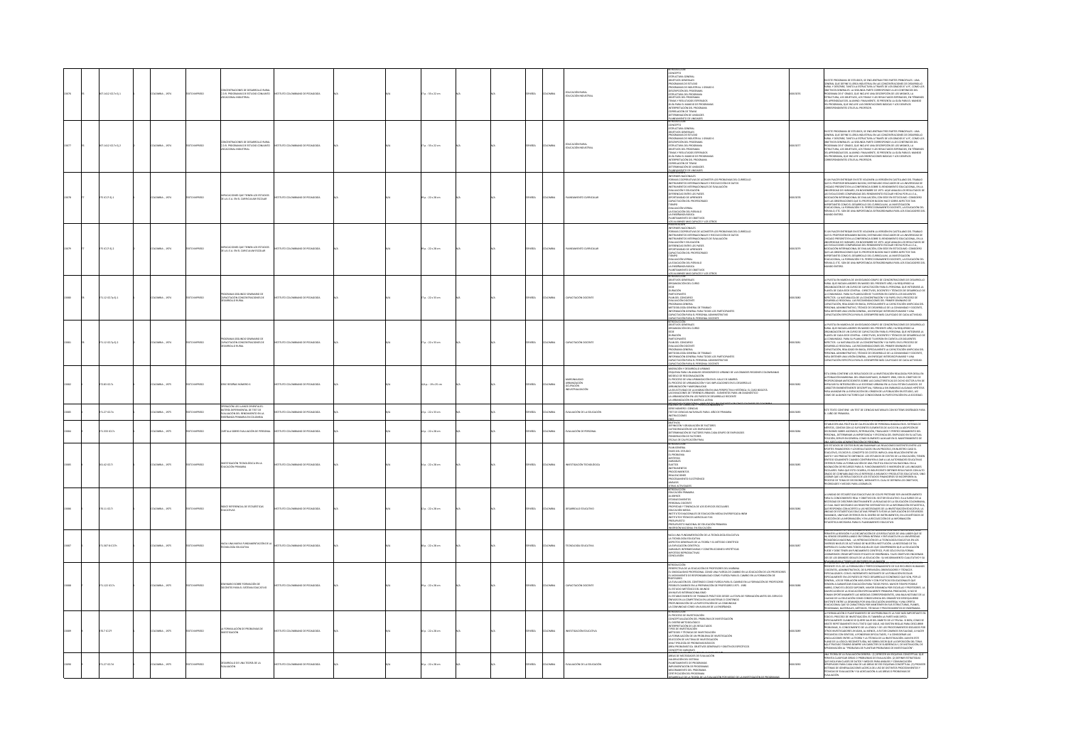| No. | Clasificación | País - Año | Tipo | Título | Autor institucional | Descripción física | Idioma | País | Descriptores | Registro |
|---|---|---|---|---|---|---|---|---|---|---|
| 10076 | 307.1412 I57c Ej.1 | COLOMBIA - 1974 | TEXTO IMPRESO | CONCENTRACIONES DE DESARROLLO RURAL C.D.R. PROGRAMAS DE ESTUDIO CONJUNTO VOCACIONAL INDUSTRIAL | INSTITUTO COLOMBIANO DE PEDAGOGIA | 37 p. : 30 x 22 cm | ESPAÑOL | COLOMBIA | EDUCACION RURAL; EDUCACION INDUSTRIAL | 0000 3076 |
| 10077 | 307.1412 I57c Ej.2 | COLOMBIA - 1974 | TEXTO IMPRESO | CONCENTRACIONES DE DESARROLLO RURAL C.D.R. PROGRAMAS DE ESTUDIO CONJUNTO VOCACIONAL INDUSTRIAL | INSTITUTO COLOMBIANO DE PEDAGOGIA | 37 p. : 30 x 22 cm | ESPAÑOL | COLOMBIA | EDUCACION RURAL; EDUCACION INDUSTRIAL | 0000 3077 |
| 10078 | 375 I57i Ej.1 | COLOMBIA - 1974 | TEXTO IMPRESO | INNOVACIONES QUE TIENEN LOS ESTADOS DE LA U.E.A. EN EL CURRICULUM ESCOLAR | INSTITUTO COLOMBIANO DE PEDAGOGIA | 99 p. : 22 x 28 cm | ESPAÑOL | COLOMBIA | PLANEAMIENTO CURRICULAR | 0000 3078 |
| 10079 | 375 I57i Ej.2 | COLOMBIA - 1974 | TEXTO IMPRESO | INNOVACIONES QUE TIENEN LOS ESTADOS DE LA U.E.A. EN EL CURRICULUM ESCOLAR | INSTITUTO COLOMBIANO DE PEDAGOGIA | 99 p. : 22 x 28 cm | ESPAÑOL | COLOMBIA | PLANEAMIENTO CURRICULAR | 0000 3079 |
| 10080 | 371.12 I57p Ej.1 | COLOMBIA - 1974 | TEXTO IMPRESO | PROGRAMA SEGUNDO SEMINARIO DE CAPACITACION CONCENTRACIONES DE DESARROLLO RURAL | INSTITUTO COLOMBIANO DE PEDAGOGIA | 37 p. : 22 x 33 cm | ESPAÑOL | COLOMBIA | CAPACITACION DOCENTE | 0000 3080 |
| 10081 | 371.12 I57p Ej.2 | COLOMBIA - 1974 | TEXTO IMPRESO | PROGRAMA SEGUNDO SEMINARIO DE CAPACITACION CONCENTRACIONES DE DESARROLLO RURAL | INSTITUTO COLOMBIANO DE PEDAGOGIA | 37 p. : 22 x 33 cm | ESPAÑOL | COLOMBIA | CAPACITACION DOCENTE | 0000 3081 |
| 10082 | 372.83 I57s | COLOMBIA - 1974 | TEXTO IMPRESO | SERIE RESEÑAS NUMERO 6 | INSTITUTO COLOMBIANO DE PEDAGOGIA | 64 p. : 19 x 25 cm | ESPAÑOL | COLOMBIA | MARGINALIDAD; URBANIZACION; OCUPACION; INVESTIGACION | 0000 3082 |
| 10083 | 371.27 I57o | COLOMBIA - 1975 | TEXTO IMPRESO | OPERACION LOS LLANOS ORIENTALES MATERIA EXPERIMENTAL DE TEST DE EVALUACION DEL RENDIMIENTO EN LA ENSEÑANZA PRIMARIA EN COLOMBIA | INSTITUTO COLOMBIANO DE PEDAGOGIA | 33 p. : 22 x 33 cm | ESPAÑOL | COLOMBIA | EVALUACION DE LA EDUCACION | 0000 3083 |
| 10084 | 371.201 I57c | COLOMBIA - 1975 | TEXTO IMPRESO | CARTILLA SOBRE EVALUACION DE PERSONAL | INSTITUTO COLOMBIANO DE PEDAGOGIA | 44 p. : 22 x 33 cm | ESPAÑOL | COLOMBIA | EVALUACION DE PERSONAL | 0000 3084 |
| 10085 | 001.42 I57i | COLOMBIA - 1975 | TEXTO IMPRESO | INVESTIGACION TECNOLOGICA EN LA EDUCACION PRIMARIA | INSTITUTO COLOMBIANO DE PEDAGOGIA | 59 p. : 22 x 28 cm | ESPAÑOL | COLOMBIA | INVESTIGACION TECNOLOGICA | 0000 3085 |
| 10086 | 370.21 I57m | COLOMBIA - 1975 | TEXTO IMPRESO | MARCO REFERENCIAL DE ESTADISTICAS EDUCATIVAS | INSTITUTO COLOMBIANO DE PEDAGOGIA | 32 p. : 22 x 28 cm | ESPAÑOL | COLOMBIA | DESARROLLO EDUCATIVO | 0000 3086 |
| 10087 | 371.307 I57h | COLOMBIA - 1975 | TEXTO IMPRESO | HACIA UNA NUEVA FUNDAMENTACION DE LA TECNOLOGIA EDUCATIVA | INSTITUTO COLOMBIANO DE PEDAGOGIA | 48 p. : 22 x 28 cm | ESPAÑOL | COLOMBIA | TECNOLOGIA EDUCATIVA | 0000 3087 |
| 10088 | 371.122 I57s | COLOMBIA - 1975 | TEXTO IMPRESO | SEMINARIO SOBRE FORMACION DE DOCENTES PARA EL SISTEMA EDUCATIVO | INSTITUTO COLOMBIANO DE PEDAGOGIA | 99 p. : 22 x 28 cm | ESPAÑOL | COLOMBIA | CAPACITACION DOCENTE | 0000 3088 |
| 10089 | 370.7 I57f | COLOMBIA - 1975 | TEXTO IMPRESO | LA FORMULACION DE PROBLEMAS DE INVESTIGACION | INSTITUTO COLOMBIANO DE PEDAGOGIA | 30 p. : 22 x 28 cm | ESPAÑOL | COLOMBIA | INVESTIGACION EDUCATIVA | 0000 3089 |
| 10090 | 371.27 I57d | COLOMBIA - 1975 | TEXTO IMPRESO | DESARROLLO DE UNA TEORIA DE LA EVALUACION | INSTITUTO COLOMBIANO DE PEDAGOGIA | 46 p. : 22 x 28 cm | ESPAÑOL | COLOMBIA | EVALUACION DE LA EDUCACION | 0000 3090 |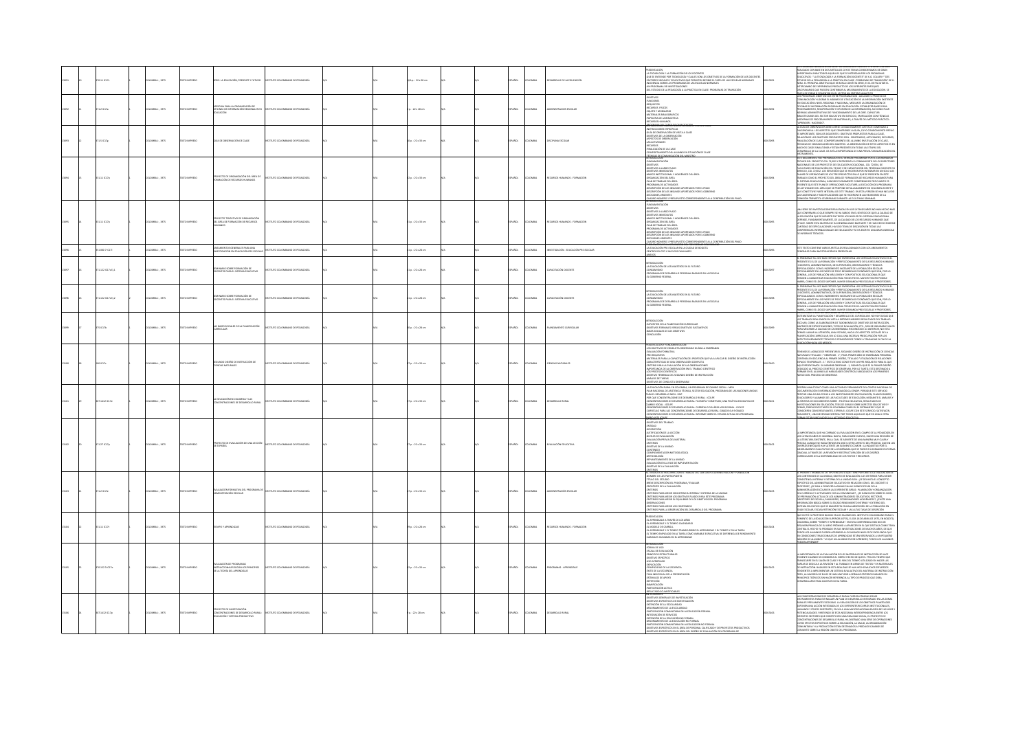| Título | Autor | Lugar y año | Tipo | Idioma | País | Tema |
|---|---|---|---|---|---|---|
| SERIE: LA EDUCACIÓN, PRESENTE Y FUTURO | INSTITUTO COLOMBIANO DE PEDAGOGIA | COLOMBIA - 1975 | TEXTO IMPRESO | ESPAÑOL | COLOMBIA | DESARROLLO DE LA EDUCACIÓN |
| MEMORIA PARA LA ORGANIZACIÓN DE SISTEMAS DE INFORMACIÓN REGIONALES EN EDUCACIÓN | INSTITUTO COLOMBIANO DE PEDAGOGIA | COLOMBIA - 1975 | TEXTO IMPRESO | ESPAÑOL | COLOMBIA | ADMINISTRACIÓN ESCOLAR |
| GUIA DE OBSERVACIÓN DE CLASE | INSTITUTO COLOMBIANO DE PEDAGOGIA | COLOMBIA - 1975 | TEXTO IMPRESO | ESPAÑOL | COLOMBIA | DISCIPLINA ESCOLAR |
| PROYECTO DE ORGANIZACIÓN DEL ÁREA DE FORMACIÓN DE RECURSOS HUMANOS | INSTITUTO COLOMBIANO DE PEDAGOGIA | COLOMBIA - 1975 | TEXTO IMPRESO | ESPAÑOL | COLOMBIA | RECURSOS HUMANOS - FORMACIÓN |
| PROYECTO TENTATIVO DE ORGANIZACIÓN DEL ÁREA DE FORMACIÓN DE RECURSOS HUMANOS | INSTITUTO COLOMBIANO DE PEDAGOGIA | COLOMBIA - 1975 | TEXTO IMPRESO | ESPAÑOL | COLOMBIA | RECURSOS HUMANOS - FORMACIÓN |
| LINEAMIENTOS GENERALES PARA UNA INVESTIGACIÓN EN EDUCACIÓN PRE ESCOLAR | INSTITUTO COLOMBIANO DE PEDAGOGIA | COLOMBIA - 1975 | TEXTO IMPRESO | ESPAÑOL | COLOMBIA | INVESTIGACIÓN - EDUCACIÓN PRE ESCOLAR |
| SEMINARIO SOBRE FORMACIÓN DE DOCENTES PARA EL SISTEMA EDUCATIVO | INSTITUTO COLOMBIANO DE PEDAGOGIA | COLOMBIA - 1975 | TEXTO IMPRESO | ESPAÑOL | COLOMBIA | CAPACITACIÓN DOCENTE |
| SEMINARIO SOBRE FORMACIÓN DE DOCENTES PARA EL SISTEMA EDUCATIVO | INSTITUTO COLOMBIANO DE PEDAGOGIA | COLOMBIA - 1975 | TEXTO IMPRESO | ESPAÑOL | COLOMBIA | CAPACITACIÓN DOCENTE |
| LAS BASES SOCIALES DE LA PLANIFICACIÓN CURRICULAR | INSTITUTO COLOMBIANO DE PEDAGOGIA | COLOMBIA - 1975 | TEXTO IMPRESO | ESPAÑOL | COLOMBIA | PLANEAMIENTO CURRICULAR |
| SEGUNDO DISEÑO DE INSTRUCCIÓN DE CIENCIAS NATURALES | INSTITUTO COLOMBIANO DE PEDAGOGIA | COLOMBIA - 1975 | TEXTO IMPRESO | ESPAÑOL | COLOMBIA | CIENCIAS NATURALES |
| LA EDUCACIÓN EN COLOMBIA Y LAS CONCENTRACIONES DE DESARROLLO RURAL | INSTITUTO COLOMBIANO DE PEDAGOGIA | COLOMBIA - 1975 | TEXTO IMPRESO | ESPAÑOL | COLOMBIA | DESARROLLO RURAL |
| PROYECTO DE EVALUACIÓN DE UNA LECCIÓN DE ESPAÑOL | INSTITUTO COLOMBIANO DE PEDAGOGIA | COLOMBIA - 1975 | TEXTO IMPRESO | ESPAÑOL | COLOMBIA | EVALUACIÓN EDUCATIVA |
| EVALUACIÓN FORMATIVA DEL PROGRAMA DE ADMINISTRACIÓN ESCOLAR | INSTITUTO COLOMBIANO DE PEDAGOGIA | COLOMBIA - 1975 | TEXTO IMPRESO | ESPAÑOL | COLOMBIA | ADMINISTRACIÓN ESCOLAR |
| TIEMPO Y APRENDIZAJE | INSTITUTO COLOMBIANO DE PEDAGOGIA | COLOMBIA - 1975 | TEXTO IMPRESO | ESPAÑOL | COLOMBIA | RECURSOS HUMANOS - FORMACIÓN |
| EVALUACIÓN DE PROGRAMAS INSTRUCCIONALES SEGÚN LOS PRINCIPIOS DE LA TEORÍA DEL APRENDIZAJE | INSTITUTO COLOMBIANO DE PEDAGOGIA | COLOMBIA - 1975 | TEXTO IMPRESO | ESPAÑOL | COLOMBIA | PROGRAMAS - APRENDIZAJE |
| PROYECTO DE INVESTIGACIÓN CONCENTRACIONES DE DESARROLLO RURAL, EDUCACIÓN Y SISTEMA PRODUCTIVO | INSTITUTO COLOMBIANO DE PEDAGOGIA | COLOMBIA - 1975 | TEXTO IMPRESO | ESPAÑOL | COLOMBIA | DESARROLLO RURAL |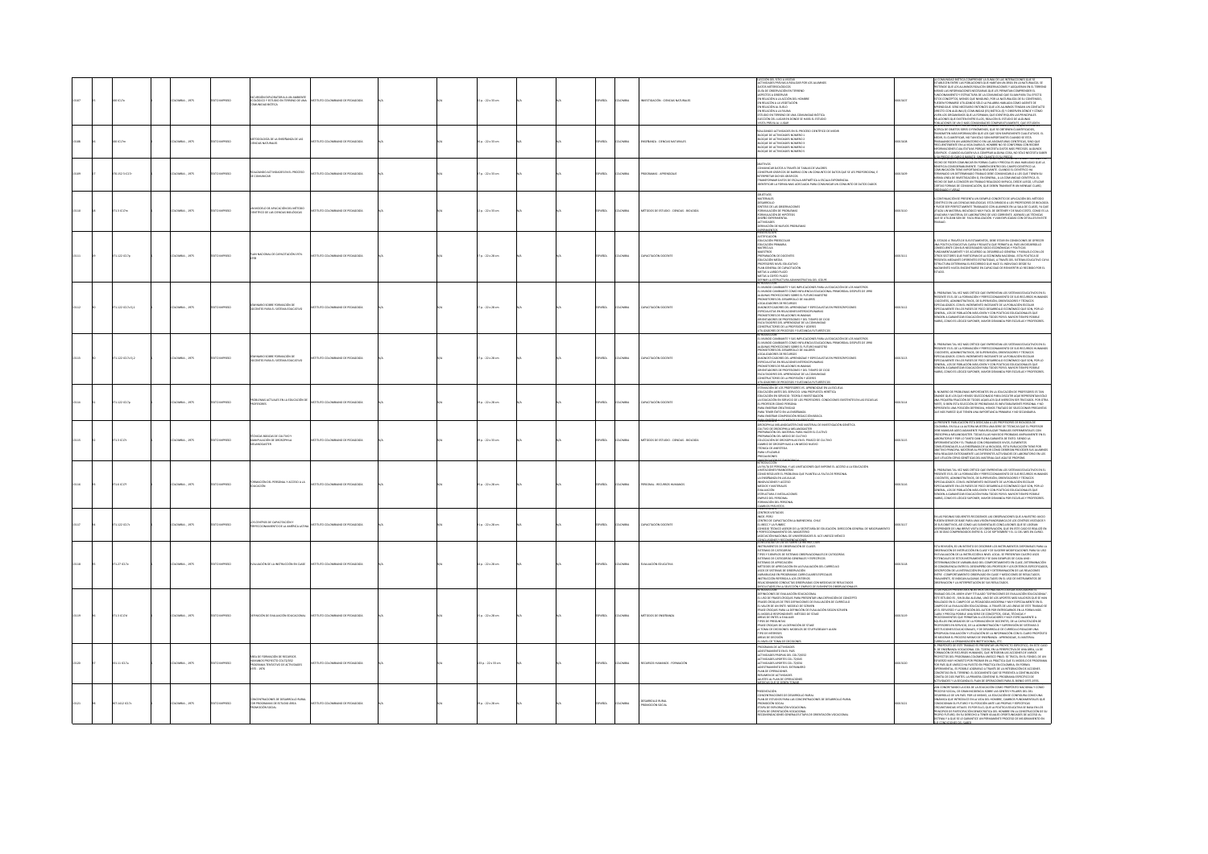| No. | Clasificación | País - Año | Tipo | Título | Autor | Páginas | N/A | Idioma | País | Tema |
|---|---|---|---|---|---|---|---|---|---|---|
| 15107 | 380 IC17e | COLOMBIA - 1975 | TEXTO IMPRESO | EXCURSIÓN EXPLORATORIA AL AMBIENTE ECOLÓGICO Y ESTUDIO EN TERRENO DE UNA COMUNIDAD BIÓTICA | INSTITUTO COLOMBIANO DE PEDAGOGIA | 22 p. : 22 x 33 cm | N/A | ESPAÑOL | COLOMBIA | INVESTIGACIÓN - CIENCIAS NATURALES |
| 15108 | 380 IC17m | COLOMBIA - 1975 | TEXTO IMPRESO | METODOLOGÍA DE LA ENSEÑANZA DE LAS CIENCIAS NATURALES | INSTITUTO COLOMBIANO DE PEDAGOGIA | 30 p. : 22 x 33 cm | N/A | ESPAÑOL | COLOMBIA | ENSEÑANZA - CIENCIAS NATURALES |
| 15109 | 370.152 IC17r | COLOMBIA - 1975 | TEXTO IMPRESO | REALIZANDO ACTIVIDADES EN EL PROCESO DE COMUNICAR | INSTITUTO COLOMBIANO DE PEDAGOGIA | 27 p. : 22 x 33 cm | N/A | ESPAÑOL | COLOMBIA | PROGRAMAS - APRENDIZAJE |
| 15110 | 371.3 IC17m | COLOMBIA - 1975 | TEXTO IMPRESO | UN MODELO DE APLICACIÓN DEL MÉTODO CIENTÍFICO DE LAS CIENCIAS BIOLÓGICAS | INSTITUTO COLOMBIANO DE PEDAGOGIA | 12 p. : 22 x 33 cm | N/A | ESPAÑOL | COLOMBIA | MÉTODOS DE ESTUDIO - CIENCIAS - BIOLOGÍA |
| 15111 | 371.122 IC17p | COLOMBIA - 1975 | TEXTO IMPRESO | PLAN NACIONAL DE CAPACITACIÓN 1976-1978 | INSTITUTO COLOMBIANO DE PEDAGOGIA | 17 p. : 22 x 28 cm | N/A | ESPAÑOL | COLOMBIA | CAPACITACIÓN DOCENTE |
| 15112 | 371.122 IC17s Ej.1 | COLOMBIA - 1975 | TEXTO IMPRESO | SEMINARIO SOBRE FORMACIÓN DE DOCENTES PARA EL SISTEMA EDUCATIVO | INSTITUTO COLOMBIANO DE PEDAGOGIA | 27 p. : 22 x 28 cm | N/A | ESPAÑOL | COLOMBIA | CAPACITACIÓN DOCENTE |
| 15113 | 371.122 IC17s Ej.2 | COLOMBIA - 1975 | TEXTO IMPRESO | SEMINARIO SOBRE FORMACIÓN DE DOCENTES PARA EL SISTEMA EDUCATIVO | INSTITUTO COLOMBIANO DE PEDAGOGIA | 27 p. : 22 x 28 cm | N/A | ESPAÑOL | COLOMBIA | CAPACITACIÓN DOCENTE |
| 15114 | 371.122 IC17p | COLOMBIA - 1975 | TEXTO IMPRESO | PROBLEMAS ACTUALES EN LA EDUCACIÓN DE PROFESORES | INSTITUTO COLOMBIANO DE PEDAGOGIA | 19 p. : 22 x 28 cm | N/A | ESPAÑOL | COLOMBIA | CAPACITACIÓN DOCENTE |
| 15115 | 371.3 IC17t | COLOMBIA - 1975 | TEXTO IMPRESO | TÉCNICAS BÁSICAS DE CULTIVO Y MANIPULACIÓN DE DROSOPHILA MELANOGASTER | INSTITUTO COLOMBIANO DE PEDAGOGIA | 49 p. : 22 x 28 cm | N/A | ESPAÑOL | COLOMBIA | MÉTODOS DE ESTUDIO - CIENCIAS - BIOLOGÍA |
| 15116 | 371.6 IC17f | COLOMBIA - 1975 | TEXTO IMPRESO | FORMACIÓN DEL PERSONAL Y ACCESO A LA EDUCACIÓN | INSTITUTO COLOMBIANO DE PEDAGOGIA | 8 p. : 22 x 28 cm | N/A | ESPAÑOL | COLOMBIA | PERSONAL - RECURSOS HUMANOS |
| 15117 | 371.122 IC17c | COLOMBIA - 1975 | TEXTO IMPRESO | LOS CENTROS DE CAPACITACIÓN Y PERFECCIONAMIENTO EN LA AMÉRICA LATINA | INSTITUTO COLOMBIANO DE PEDAGOGIA | 11 p. : 22 x 28 cm | N/A | ESPAÑOL | COLOMBIA | CAPACITACIÓN DOCENTE |
| 15118 | 371.27 IC17e | COLOMBIA - 1975 | TEXTO IMPRESO | EVALUACIÓN DE LA INSTRUCCIÓN EN CLASE | INSTITUTO COLOMBIANO DE PEDAGOGIA | 16 p. : 22 x 28 cm | N/A | ESPAÑOL | COLOMBIA | EVALUACIÓN EDUCATIVA |
| 15119 | 371.3 IC17d | COLOMBIA - 1975 | TEXTO IMPRESO | DEFINICIÓN DE EVALUACIÓN EDUCACIONAL | INSTITUTO COLOMBIANO DE PEDAGOGIA | 31 p. : 22 x 28 cm | N/A | ESPAÑOL | COLOMBIA | MÉTODOS DE ENSEÑANZA |
| 15120 | 331.11 IC17a | COLOMBIA - 1975 | TEXTO IMPRESO | ÁREA DE FORMACIÓN DE RECURSOS HUMANOS PROYECTO COL-72/032 PROGRAMAS TENTATIVOS DE ACTIVIDADES 1975 - 1976 | INSTITUTO COLOMBIANO DE PEDAGOGIA | 133 p. : 22 x 33 cm | N/A | ESPAÑOL | COLOMBIA | RECURSOS HUMANOS - FORMACIÓN |
| 15121 | 307.1412 IC17c | COLOMBIA - 1975 | TEXTO IMPRESO | CONCENTRACIONES DE DESARROLLO RURAL CON PROGRAMAS DE ESTUDIO PARA PROMOCIÓN SOCIAL | INSTITUTO COLOMBIANO DE PEDAGOGIA | 19 p. : 22 x 28 cm | N/A | ESPAÑOL | COLOMBIA | DESARROLLO RURAL PROMOCIÓN SOCIAL |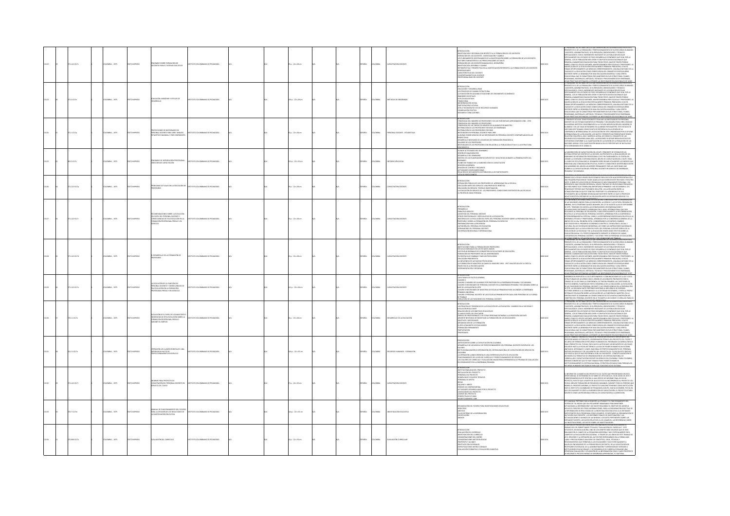| No. | Clasificación | Lugar - Año | Tipo | Título | Autor institucional | | | Descripción física | | | | Idioma | País | Descriptor |
|---|---|---|---|---|---|---|---|---|---|---|---|---|---|---|
| 33122 | 371.122 IC17s | COLOMBIA - 1975 | TEXTO IMPRESO | SEMINARIO SOBRE FORMACIÓN DE DOCENTES PARA EL SISTEMA EDUCATIVO | INSTITUTO COLOMBIANO DE PEDAGOGÍA | N/A | N/A | 49 p. ; 22 x 28 cm | N/A | N/A | N/A | ESPAÑOL | COLOMBIA | CAPACITACIÓN DOCENTE |
| 33123 | 371.3 IC17e | COLOMBIA - 1975 | TEXTO IMPRESO | EDUCACIÓN, SOCIEDAD Y ESTILOS DE DESARROLLO | INSTITUTO COLOMBIANO DE PEDAGOGÍA | N/A | N/A | 130 p. ; 22 x 28 cm | N/A | N/A | N/A | ESPAÑOL | COLOMBIA | MÉTODOS DE ENSEÑANZA |
| 33124 | 371.1 IC17p | COLOMBIA - 1975 | TEXTO IMPRESO | PROYECCIONES DE NECESIDADES EN PERSONAL DOCENTE PARA 1985: ANÁLISIS ESTADÍSTICO MUNDIAL Y POR CONTINENTES | INSTITUTO COLOMBIANO DE PEDAGOGÍA | N/A | N/A | 45 p. ; 22 x 28 cm | N/A | N/A | N/A | ESPAÑOL | COLOMBIA | PERSONAL DOCENTE - ESTADÍSTICAS |
| 33125 | 302.3 IC17s | COLOMBIA - 1975 | TEXTO IMPRESO | SEMINARIO DE INTEGRACIÓN PROFESIONAL DIRECCIÓN DE CAPACITACIÓN | INSTITUTO COLOMBIANO DE PEDAGOGÍA | N/A | N/A | 153 p. ; 22 x 33 cm | N/A | N/A | N/A | ESPAÑOL | COLOMBIA | INTERACCIÓN SOCIAL |
| 33126 | 371.122 IC17p | COLOMBIA - 1975 | TEXTO IMPRESO | PROBLEMAS ACTUALES EN LA EDUCACIÓN DE PROFESORES | INSTITUTO COLOMBIANO DE PEDAGOGÍA | N/A | N/A | 39 p. ; 22 x 28 cm | N/A | N/A | N/A | ESPAÑOL | COLOMBIA | CAPACITACIÓN DOCENTE |
| 33127 | 371.122 IC17r | COLOMBIA - 1975 | TEXTO IMPRESO | RECOMENDACIONES SOBRE LA EVOLUCIÓN DEL PAPEL DEL PERSONAL DOCENTE Y CONSECUENCIAS DE ESA EVOLUCIÓN EN LA FORMACIÓN PROFESIONAL PREVIA Y EN SERVICIO | INSTITUTO COLOMBIANO DE PEDAGOGÍA | N/A | N/A | 53 p. ; 22 x 28 cm | N/A | N/A | N/A | ESPAÑOL | COLOMBIA | CAPACITACIÓN DOCENTE |
| 33128 | 371.122 IC17d | COLOMBIA - 1975 | TEXTO IMPRESO | EL DESARROLLO DE LA FORMACIÓN DE PROFESORES | INSTITUTO COLOMBIANO DE PEDAGOGÍA | N/A | N/A | 53 p. ; 22 x 28 cm | N/A | N/A | N/A | ESPAÑOL | COLOMBIA | CAPACITACIÓN DOCENTE |
| 33129 | 371.122 IC17e | COLOMBIA - 1975 | TEXTO IMPRESO | LA EVOLUCIÓN DE LA FUNCIÓN DEL PERSONAL DOCENTE Y CONSECUENCIAS DE ESA EVOLUCIÓN EN LA FORMACIÓN PROFESIONAL PREVIA Y EN EJERCICIO | INSTITUTO COLOMBIANO DE PEDAGOGÍA | N/A | N/A | 161 p. ; 22 x 28 cm | N/A | N/A | N/A | ESPAÑOL | COLOMBIA | CAPACITACIÓN DOCENTE |
| 33130 | 370.11 IC17e | COLOMBIA - 1975 | TEXTO IMPRESO | EVOLUCIÓN DEL PAPEL DE LOS MAESTROS E INCIDENCIAS DE ESTA EVOLUCIÓN SOBRE LA FORMACIÓN PROFESIONAL PREVIA Y DURANTE EL EMPLEO | INSTITUTO COLOMBIANO DE PEDAGOGÍA | N/A | N/A | 86 p. ; 22 x 28 cm | N/A | N/A | N/A | ESPAÑOL | COLOMBIA | DESARROLLO DE LA EDUCACIÓN |
| 33131 | 331.11 IC17o | COLOMBIA - 1975 | TEXTO IMPRESO | OPERACIÓN LOS LLANOS ORIENTALES: UNA EXPERIENCIA PILOTO DE PERFECCIONAMIENTO EN SERVICIO | INSTITUTO COLOMBIANO DE PEDAGOGÍA | N/A | N/A | 164 p. ; 22 x 33 cm | N/A | N/A | N/A | ESPAÑOL | COLOMBIA | RECURSOS HUMANOS - FORMACIÓN |
| 33132 | 371.122 IC17i | COLOMBIA - 1975 | TEXTO IMPRESO | INFORME FINAL PROYECTO DE CAPACITACIÓN DEL PERSONAL DOCENTE EN SERVICIO COL 72/033 | INSTITUTO COLOMBIANO DE PEDAGOGÍA | N/A | N/A | 37 p. ; 22 x 33 cm | N/A | N/A | N/A | ESPAÑOL | COLOMBIA | CAPACITACIÓN DOCENTE |
| 33133 | 370.7 IC17m | COLOMBIA - 1975 | TEXTO IMPRESO | MANUAL DE FUNCIONAMIENTO DEL FICHERO PARA LA DIFUSIÓN DE LOS RESULTADOS DE LA INVESTIGACIÓN EDUCATIVA | INSTITUTO COLOMBIANO DE PEDAGOGÍA | N/A | N/A | 104 p. ; 22 x 33 cm | N/A | N/A | N/A | ESPAÑOL | COLOMBIA | INVESTIGACIÓN EDUCATIVA |
| 33134 | 375.006 IC17e | COLOMBIA - 1975 | TEXTO IMPRESO | EVALUACIÓN DEL CURRÍCULO | INSTITUTO COLOMBIANO DE PEDAGOGÍA | N/A | N/A | 82 p. ; 22 x 33 cm | N/A | N/A | N/A | ESPAÑOL | COLOMBIA | EVALUACIÓN CURRICULAR |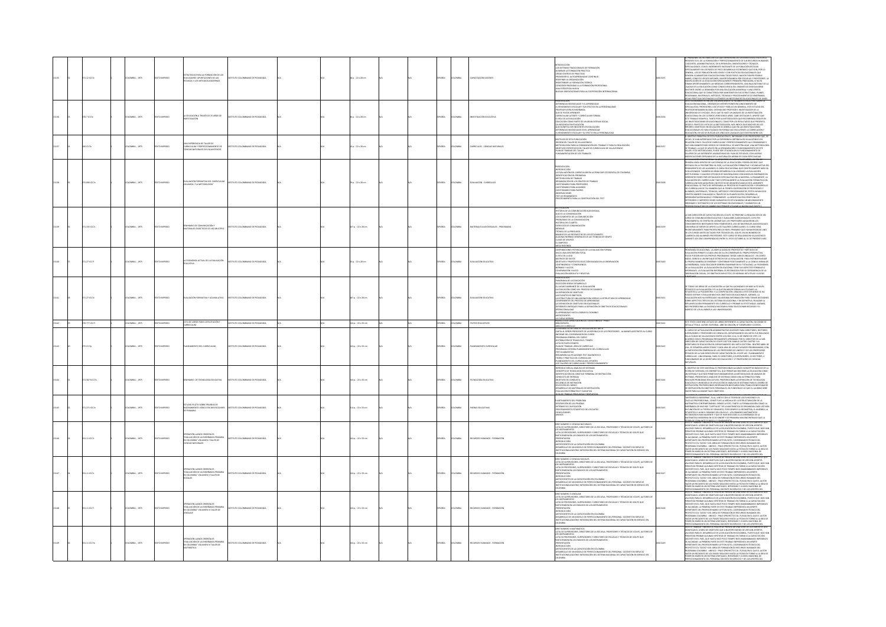| | | | | | | | | | | | | |
|---|---|---|---|---|---|---|---|---|---|---|---|---|
| 53135 | 374.12 I67e | COLOMBIA , 1975 | FOTOCOPIADO | ESTRATEGIAS PARA LA FORMACION DE LOS EDUCADORES: APORTACIONES DE LAS TECNICAS Y LOS METODOS MODERNOS | INSTITUTO COLOMBIANO DE PEDAGOGIA | N/A | 44 p. ; 22 x 28 cm | N/A | N/A | ESPAÑOL | COLOMBIA | CAPACITACION DOCENTE |
| 53136 | 370.7 I57e | COLOMBIA , 1975 | FOTOCOPIADO | LA EDUCACION A TRAVES DE 25 AÑOS DE INVESTIGACION | INSTITUTO COLOMBIANO DE PEDAGOGIA | N/A | 28 p. ; 22 x 28 cm | N/A | N/A | ESPAÑOL | COLOMBIA | INVESTIGACION EDUCATIVA |
| 53137 | 380 I57e | COLOMBIA , 1975 | FOTOCOPIADO | UNA EXPERIENCIA DE TALLER DE CURRICULUM Y PERFECCIONAMIENTO DE CIENCIAS NATURALES EN VILLAVICENCIO | INSTITUTO COLOMBIANO DE PEDAGOGIA | N/A | 28 p. ; 22 x 28 cm | N/A | N/A | ESPAÑOL | COLOMBIA | CURRICULOS - CIENCIAS NATURALES |
| 53138 | 375.006 I57e | COLOMBIA , 1975 | FOTOCOPIADO | EVALUACION FORMATIVA DEL CURRICULUM VOLUMEN I "LA METODOLOGIA" | INSTITUTO COLOMBIANO DE PEDAGOGIA | N/A | 79 p. ; 22 x 28 cm | N/A | N/A | ESPAÑOL | COLOMBIA | EVALUACION - CURRICULOS |
| 53139 | 371.335 I57s | COLOMBIA , 1975 | FOTOCOPIADO | SEMINARIO DE COMUNICACION Y MATERIALES DIDACTICOS DE USO MULTIPLE | INSTITUTO COLOMBIANO DE PEDAGOGIA | N/A | 107 p. ; 22 x 28 cm | N/A | N/A | ESPAÑOL | COLOMBIA | MATERIALES AUDIOVISUALES - PROGRAMAS |
| 53140 | 371.27 I57p | COLOMBIA , 1975 | FOTOCOPIADO | LA PROBLEMATICA ACTUAL DE LA EVALUACION EDUCATIVA | INSTITUTO COLOMBIANO DE PEDAGOGIA | N/A | 21 p. ; 22 x 28 cm | N/A | N/A | ESPAÑOL | COLOMBIA | EVALUACION EDUCATIVA |
| 53141 | 371.27 I57e | COLOMBIA , 1975 | FOTOCOPIADO | EVALUACION FORMATIVA Y ACUMULATIVA | INSTITUTO COLOMBIANO DE PEDAGOGIA | N/A | 107 p. ; 22 x 28 cm | N/A | N/A | ESPAÑOL | COLOMBIA | EVALUACION EDUCATIVA |
| 53142 | 016.777 I57l | COLOMBIA , 1975 | FOTOCOPIADO | LISTA DE LIBROS PARA CAPACITACION Y CURRICULUM | INSTITUTO COLOMBIANO DE PEDAGOGIA | N/A | 154 p. ; 22 x 33 cm | N/A | N/A | ESPAÑOL | COLOMBIA | TEXTOS EDUCATIVOS |
| 53143 | 375 I57p | COLOMBIA , 1975 | FOTOCOPIADO | PLANEAMIENTO DEL CURRICULUM | INSTITUTO COLOMBIANO DE PEDAGOGIA | N/A | 154 p. ; 22 x 33 cm | N/A | N/A | ESPAÑOL | COLOMBIA | PLANEAMIENTO CURRICULAR |
| 53144 | 371.307 8 I57s | COLOMBIA , 1975 | FOTOCOPIADO | SEMINARIO DE TECNOLOGIA EDUCATIVA | INSTITUTO COLOMBIANO DE PEDAGOGIA | N/A | 154 p. ; 22 x 33 cm | N/A | N/A | ESPAÑOL | COLOMBIA | TECNOLOGIA EDUCATIVA |
| 53145 | 371.271 I57e | COLOMBIA , 1975 | FOTOCOPIADO | ESTUDIO PILOTO SOBRE PRUEBAS DE RAZONAMIENTO LOGICO EN 300 ESCOLARES DE PANAMA | INSTITUTO COLOMBIANO DE PEDAGOGIA | N/A | 154 p. ; 22 x 33 cm | N/A | N/A | ESPAÑOL | COLOMBIA | PRUEBAS EDUCATIVAS |
| 53146 | 371.11 I57o | COLOMBIA , 1975 | FOTOCOPIADO | OPERACION LLANOS ORIENTALES "EVALUACION DE LA ENSEÑANZA PRIMARIA EN COLOMBIA" VOLUMEN I TALLER DE CIENCIAS NATURALES | INSTITUTO COLOMBIANO DE PEDAGOGIA | N/A | 154 p. ; 22 x 33 cm | N/A | N/A | ESPAÑOL | COLOMBIA | RECURSOS HUMANOS - FORMACION |
| 53147 | 371.11 I57o | COLOMBIA , 1975 | FOTOCOPIADO | OPERACION LLANOS ORIENTALES "EVALUACION DE LA ENSEÑANZA PRIMARIA EN COLOMBIA" VOLUMEN II TALLER DE SOCIALES | INSTITUTO COLOMBIANO DE PEDAGOGIA | N/A | 154 p. ; 22 x 33 cm | N/A | N/A | ESPAÑOL | COLOMBIA | RECURSOS HUMANOS - FORMACION |
| 53148 | 371.11 I57o | COLOMBIA , 1975 | FOTOCOPIADO | OPERACION LLANOS ORIENTALES "EVALUACION DE LA ENSEÑANZA PRIMARIA EN COLOMBIA" VOLUMEN III TALLER DE LENGUAJE | INSTITUTO COLOMBIANO DE PEDAGOGIA | N/A | 154 p. ; 22 x 33 cm | N/A | N/A | ESPAÑOL | COLOMBIA | RECURSOS HUMANOS - FORMACION |
| 53149 | 371.11 I57o | COLOMBIA , 1975 | FOTOCOPIADO | OPERACION LLANOS ORIENTALES "EVALUACION DE LA ENSEÑANZA PRIMARIA EN COLOMBIA" VOLUMEN IV TALLER DE MATEMATICA | INSTITUTO COLOMBIANO DE PEDAGOGIA | N/A | 154 p. ; 22 x 33 cm | N/A | N/A | ESPAÑOL | COLOMBIA | RECURSOS HUMANOS - FORMACION |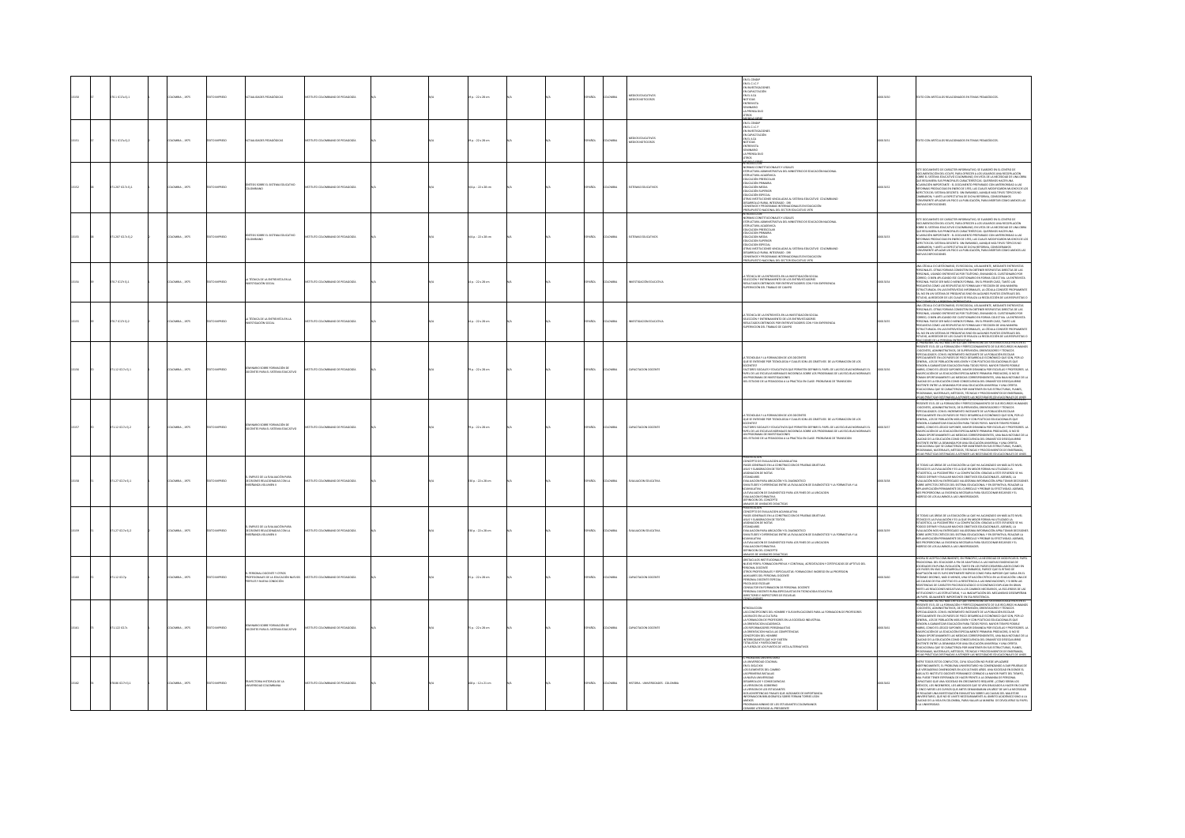| | | | | | | | | | | | | | | | | | | |
|---|---|---|---|---|---|---|---|---|---|---|---|---|---|---|---|---|---|---|
| | | 370.1 IC17a Ej.1 | | COLOMBIA, 1975 | TEXTO IMPRESO | ACTUALIDADES PEDAGOGICAS | INSTITUTO COLOMBIANO DE PEDAGOGIA | N/A | N/A | 28 p.; 22 x 28 cm | N/A | N/A | ESPAÑOL | COLOMBIA | MEDIOS EDUCATIVOS MEDIOS IMPRESOS | EN EL CIMDEP<br>EN EL C.I.C.Y<br>EN INVESTIGACIONES<br>EN CAPACITACION<br>EN EL ICA<br>NOTICIAS<br>ENTREVISTA<br>SEMINARIO<br>LA PEDAGOGIA<br>OTROS | | TEXTO CON ARTICULOS RELACIONADOS EN TEMAS PEDAGOGICOS. |
| | | 370.1 IC17a Ej.2 | | COLOMBIA, 1975 | TEXTO IMPRESO | ACTUALIDADES PEDAGOGICAS | INSTITUTO COLOMBIANO DE PEDAGOGIA | N/A | N/A | 28 p.; 22 x 28 cm | N/A | N/A | ESPAÑOL | COLOMBIA | MEDIOS EDUCATIVOS MEDIOS IMPRESOS | EN EL CIMDEP<br>EN EL C.I.C.Y<br>EN INVESTIGACIONES<br>EN CAPACITACION<br>EN EL ICA<br>NOTICIAS<br>ENTREVISTA<br>SEMINARIO<br>LA PEDAGOGIA<br>OTROS | | TEXTO CON ARTICULOS RELACIONADOS EN TEMAS PEDAGOGICOS. |
| | | 371.207 IC17s Ej.1 | | COLOMBIA, 1975 | TEXTO IMPRESO | DATOS SOBRE EL SISTEMA EDUCATIVO COLOMBIANO | INSTITUTO COLOMBIANO DE PEDAGOGIA | N/A | N/A | 163 p.; 22 x 28 cm | N/A | N/A | ESPAÑOL | COLOMBIA | SISTEMAS EDUCATIVOS | | | |
| | | 371.207 IC17s Ej.2 | | COLOMBIA, 1975 | TEXTO IMPRESO | DATOS SOBRE EL SISTEMA EDUCATIVO COLOMBIANO | INSTITUTO COLOMBIANO DE PEDAGOGIA | N/A | N/A | 163 p.; 22 x 28 cm | N/A | N/A | ESPAÑOL | COLOMBIA | SISTEMAS EDUCATIVOS | | | |
| | | 370.7 IC17t Ej.1 | | COLOMBIA, 1975 | TEXTO IMPRESO | LA TECNICA DE LA ENTREVISTA EN LA INVESTIGACION SOCIAL | INSTITUTO COLOMBIANO DE PEDAGOGIA | N/A | N/A | 41 p.; 22 x 28 cm | N/A | N/A | ESPAÑOL | COLOMBIA | INVESTIGACION EDUCATIVA | | | |
| | | 370.7 IC17t Ej.2 | | COLOMBIA, 1975 | TEXTO IMPRESO | LA TECNICA DE LA ENTREVISTA EN LA INVESTIGACION SOCIAL | INSTITUTO COLOMBIANO DE PEDAGOGIA | N/A | N/A | 41 p.; 22 x 28 cm | N/A | N/A | ESPAÑOL | COLOMBIA | INVESTIGACION EDUCATIVA | | | |
| | | 371.12 IC17s Ej.1 | | COLOMBIA, 1975 | TEXTO IMPRESO | SEMINARIO SOBRE FORMACION DE DOCENTE PARA EL SISTEMA EDUCATIVO | INSTITUTO COLOMBIANO DE PEDAGOGIA | N/A | N/A | 79 p.; 22 x 28 cm | N/A | N/A | ESPAÑOL | COLOMBIA | CAPACITACION DOCENTE | | | |
| | | 371.12 IC17s Ej.2 | | COLOMBIA, 1975 | TEXTO IMPRESO | SEMINARIO SOBRE FORMACION DE DOCENTE PARA EL SISTEMA EDUCATIVO | INSTITUTO COLOMBIANO DE PEDAGOGIA | N/A | N/A | 79 p.; 22 x 28 cm | N/A | N/A | ESPAÑOL | COLOMBIA | CAPACITACION DOCENTE | | | |
| | | 371.27 IC17e Ej.1 | | COLOMBIA, 1975 | TEXTO IMPRESO | EL EMPLEO DE LA EVALUACION PARA DECISIONES RELACIONADAS CON LA ENSEÑANZA VOLUMEN 1 | INSTITUTO COLOMBIANO DE PEDAGOGIA | N/A | N/A | 158 p.; 22 x 28 cm | N/A | N/A | ESPAÑOL | COLOMBIA | EVALUACION EDUCATIVA | | | |
| | | 371.27 IC17e Ej.2 | | COLOMBIA, 1975 | TEXTO IMPRESO | EL EMPLEO DE LA EVALUACION PARA DECISIONES RELACIONADAS CON LA ENSEÑANZA VOLUMEN 1 | INSTITUTO COLOMBIANO DE PEDAGOGIA | N/A | N/A | 158 p.; 22 x 28 cm | N/A | N/A | ESPAÑOL | COLOMBIA | EVALUACION EDUCATIVA | | | |
| | | 371.12 IC17p | | COLOMBIA, 1975 | TEXTO IMPRESO | EL PERSONAL DOCENTE Y OTROS PROFESIONALES DE LA EDUCACION: NUEVOS PERFILES Y NUEVA CONDICION | INSTITUTO COLOMBIANO DE PEDAGOGIA | N/A | N/A | 31 p.; 22 x 28 cm | N/A | N/A | ESPAÑOL | COLOMBIA | CAPACITACION DOCENTE | | | |
| | | 371.122 IC17s | | COLOMBIA, 1975 | TEXTO IMPRESO | SEMINARIO SOBRE FORMACION DE DOCENTE PARA EL SISTEMA EDUCATIVO | INSTITUTO COLOMBIANO DE PEDAGOGIA | N/A | N/A | 79 p.; 22 x 28 cm | N/A | N/A | ESPAÑOL | COLOMBIA | CAPACITACION DOCENTE | | | |
| | | 378.86 IC17t Ej.1 | | COLOMBIA, 1975 | TEXTO IMPRESO | TRAYECTORIA HISTORICA DE LA UNIVERSIDAD COLOMBIANA | INSTITUTO COLOMBIANO DE PEDAGOGIA | N/A | N/A | 408 p.; 12 x 21 cm | N/A | N/A | ESPAÑOL | COLOMBIA | HISTORIA - UNIVERSIDADES - COLOMBIA | | | |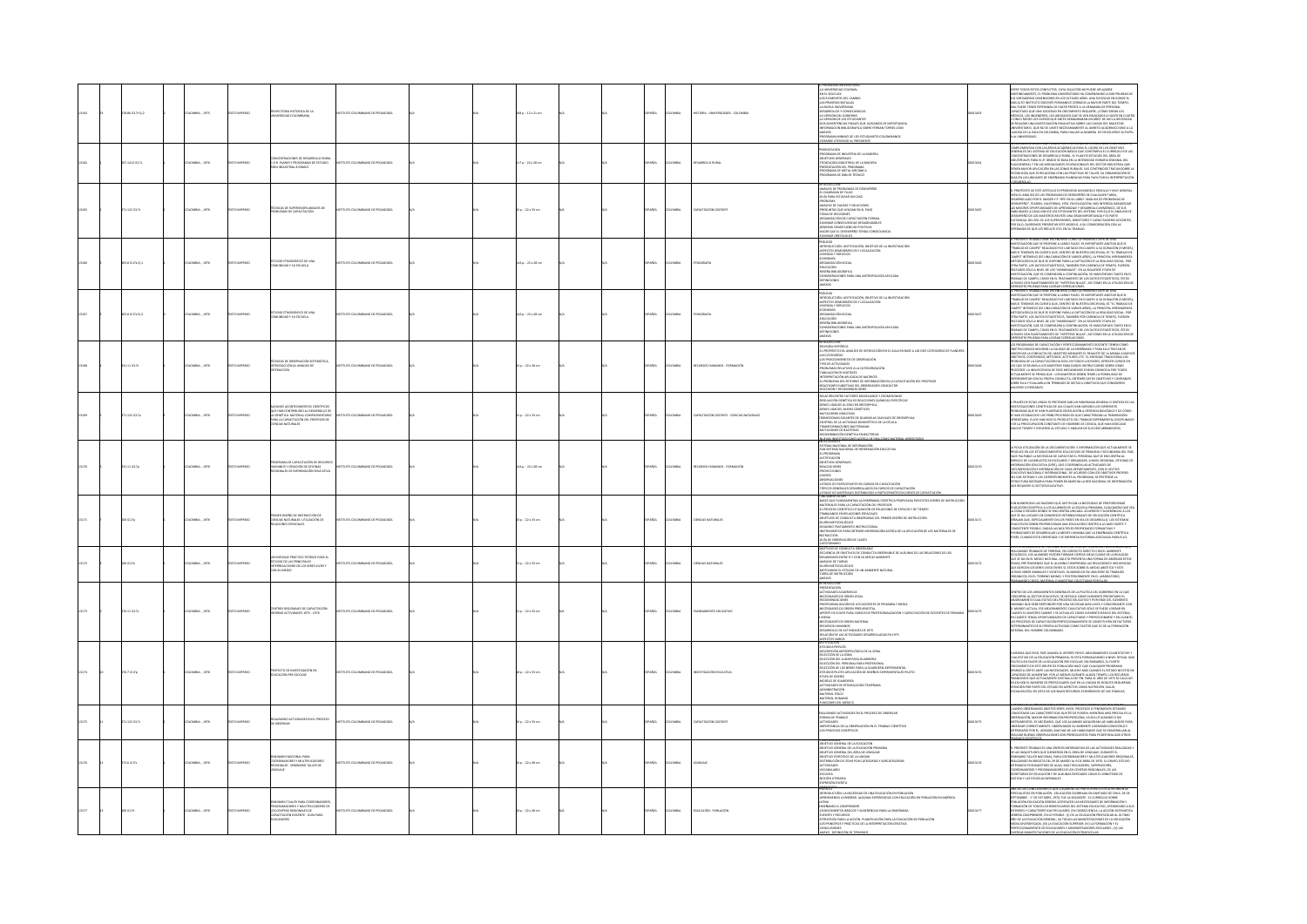| No. | Clasificación | País - Año | Tipo | Título | Institución | Descripción física | Idioma | País | Tema |
|---|---|---|---|---|---|---|---|---|---|
| 01563 | 378.86 IC17t Ej.2 | COLOMBIA - 1976 | TEXTO IMPRESO | TRAYECTORIA HISTORICA DE LA UNIVERSIDAD COLOMBIANA | INSTITUTO COLOMBIANO DE PEDAGOGIA | 188 p. ; 22 x 21 cm | ESPAÑOL | COLOMBIA | HISTORIA - UNIVERSIDADES - COLOMBIA |
| 01564 | 307.1412 IC17c | COLOMBIA - 1976 | TEXTO IMPRESO | CONCENTRACIONES DE DESARROLLO RURAL C.D.R. PLANES Y PROGRAMAS DE ESTUDIO AREA INDUSTRIAL RURAL | INSTITUTO COLOMBIANO DE PEDAGOGIA | 117 p. ; 22 x 28 cm | ESPAÑOL | COLOMBIA | DESARROLLO RURAL |
| 01565 | 371.122 IC17t | COLOMBIA - 1976 | TEXTO IMPRESO | TECNICAS DE SUPERVISION ANALISIS DE PROBLEMAS DE CAPACITACION | INSTITUTO COLOMBIANO DE PEDAGOGIA | 35 p. ; 22 x 33 cm | ESPAÑOL | COLOMBIA | CAPACITACION DOCENTE |
| 01566 | 305.8 IC17e Ej.1 | COLOMBIA - 1976 | TEXTO IMPRESO | ESTUDIO ETNOGRAFICO DE UNA COMUNIDAD Y SU ESCUELA | INSTITUTO COLOMBIANO DE PEDAGOGIA | 164 p. ; 22 x 28 cm | ESPAÑOL | COLOMBIA | ETNOGRAFIA |
| 01567 | 305.8 IC17e Ej.2 | COLOMBIA - 1976 | TEXTO IMPRESO | ESTUDIO ETNOGRAFICO DE UNA COMUNIDAD Y SU ESCUELA | INSTITUTO COLOMBIANO DE PEDAGOGIA | 164 p. ; 22 x 28 cm | ESPAÑOL | COLOMBIA | ETNOGRAFIA |
| 01568 | 371.13 IC17t | COLOMBIA - 1976 | TEXTO IMPRESO | TECNICAS DE OBSERVACION SISTEMATICA, INTRODUCCION AL ANALISIS DE INTERACCION | INSTITUTO COLOMBIANO DE PEDAGOGIA | 36 p. ; 22 x 28 cm | ESPAÑOL | COLOMBIA | RECURSOS HUMANOS - FORMACION |
| 01569 | 371.122 IC17a | COLOMBIA - 1976 | TEXTO IMPRESO | ALGUNOS ACONTECIMIENTOS CIENTIFICOS QUE HAN CONTRIBUIDO AL DESARROLLO DE LA GENETICA, MATERIAL COMPLEMENTARIO PARA LA CAPACITACION DEL PROFESOR DE CIENCIAS NATURALES | INSTITUTO COLOMBIANO DE PEDAGOGIA | 22 p. ; 22 x 33 cm | ESPAÑOL | COLOMBIA | CAPACITACION DOCENTE - CIENCIAS NATURALES |
| 01570 | 331.11 IC17p | COLOMBIA - 1976 | TEXTO IMPRESO | PROGRAMA DE CAPACITACION DE RECURSOS HUMANOS Y CREACION DE OFICINAS REGIONALES DE INFORMACION EDUCATIVA | INSTITUTO COLOMBIANO DE PEDAGOGIA | 164 p. ; 22 x 28 cm | ESPAÑOL | COLOMBIA | RECURSOS HUMANOS - FORMACION |
| 01571 | 500 IC17p | COLOMBIA - 1976 | TEXTO IMPRESO | PRIMER DISEÑO DE INSTRUCCION EN CIENCIAS NATURALES: UTILIZACION DE RELACIONES ESPACIALES | INSTITUTO COLOMBIANO DE PEDAGOGIA | 33 p. ; 22 x 33 cm | ESPAÑOL | COLOMBIA | CIENCIAS NATURALES |
| 01572 | 500 IC17e | COLOMBIA - 1976 | TEXTO IMPRESO | UN ENFOQUE PRACTICO TEORICO PARA EL ESTUDIO DE LAS PRINCIPALES INTERRELACIONES DE LOS SERES VIVOS Y CON SU MEDIO | INSTITUTO COLOMBIANO DE PEDAGOGIA | 72 p. ; 22 x 33 cm | ESPAÑOL | COLOMBIA | CIENCIAS NATURALES |
| 01573 | 370.11 IC17c | COLOMBIA - 1976 | TEXTO IMPRESO | CENTROS REGIONALES DE CAPACITACION INFORME ACTIVIDADES 1975 - 1976 | INSTITUTO COLOMBIANO DE PEDAGOGIA | 32 p. ; 22 x 28 cm | ESPAÑOL | COLOMBIA | PLANEAMIENTO EDUCATIVO |
| 01574 | 372.7 IC17p | COLOMBIA - 1976 | TEXTO IMPRESO | PROYECTO DE INVESTIGACION EN EDUCACION PRE-ESCOLAR | INSTITUTO COLOMBIANO DE PEDAGOGIA | 48 p. ; 22 x 33 cm | ESPAÑOL | COLOMBIA | INVESTIGACION EDUCATIVA |
| 01575 | 371.122 IC17r | COLOMBIA - 1976 | TEXTO IMPRESO | REALIZANDO ACTIVIDADES EN EL PROCESO DE OBSERVAR | INSTITUTO COLOMBIANO DE PEDAGOGIA | 34 p. ; 22 x 33 cm | ESPAÑOL | COLOMBIA | CAPACITACION DOCENTE |
| 01576 | 372.6 IC17s | COLOMBIA - 1976 | TEXTO IMPRESO | SEMINARIO NACIONAL PARA COORDINADORES Y MULTIPLICADORES REGIONALES - SEMINARIO TALLER DE LENGUAJE | INSTITUTO COLOMBIANO DE PEDAGOGIA | 30 p. ; 22 x 28 cm | ESPAÑOL | COLOMBIA | LENGUAJE |
| 01577 | 300 IC17s | COLOMBIA - 1976 | TEXTO IMPRESO | SEMINARIO TALLER PARA COORDINADORES, PROGRAMADORES Y MULTIPLICADORES DE LOS CENTROS REGIONALES DE CAPACITACION DOCENTE - GUIA PARA EDUCADORES | INSTITUTO COLOMBIANO DE PEDAGOGIA | 30 p. ; 22 x 28 cm | ESPAÑOL | COLOMBIA | EDUCACION - POBLACION |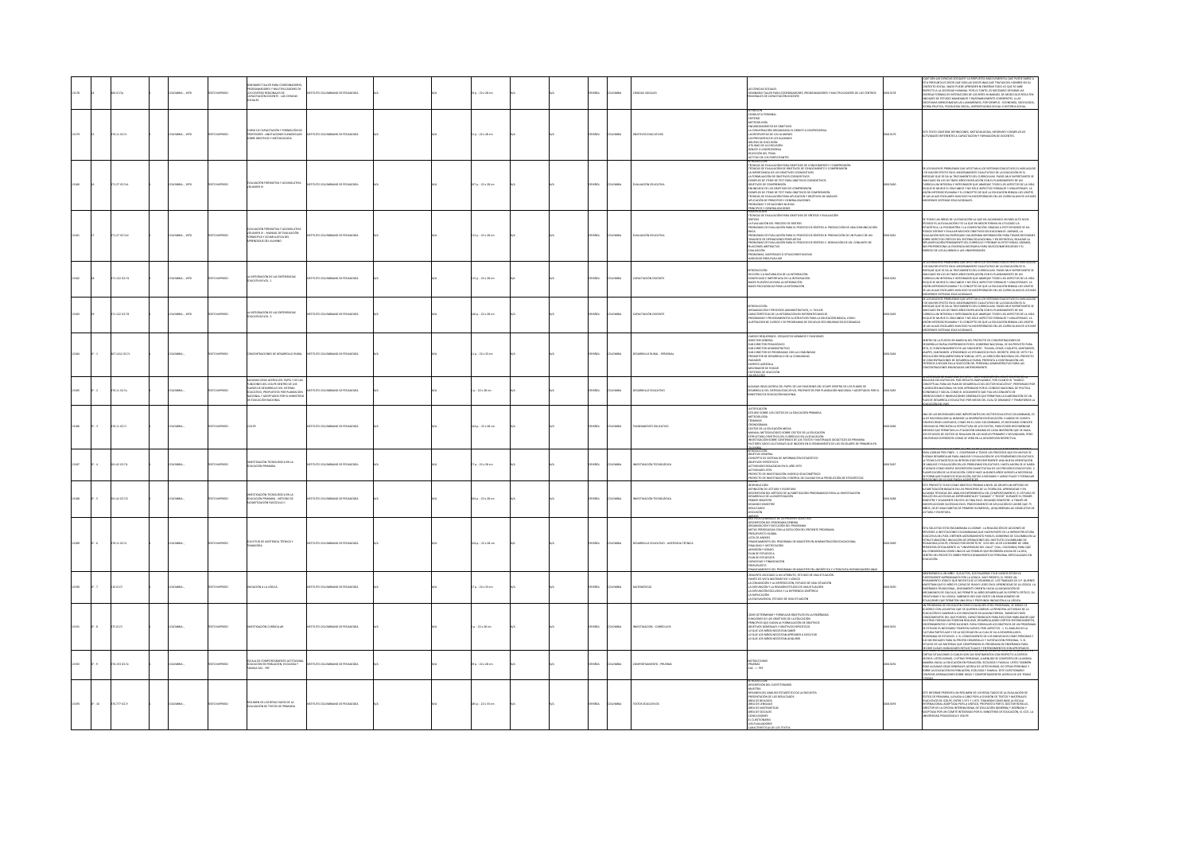| ID | No. | Clasificación | Lugar, fecha | Tipo | Título | Autor | | | Descripción física | | | Idioma | País | Tema | Contenido | Código | Resumen |
|---|---|---|---|---|---|---|---|---|---|---|---|---|---|---|---|---|---|
| 15378 | 24 | 300 I57a | COLOMBIA, 1976 | TEXTO IMPRESO | SEMINARIO TALLER PARA COORDINADORES, PROGRAMADORES Y MULTIPLICADORES DE LOS CENTROS REGIONALES DE CAPACITACIÓN DOCENTE : LAS CIENCIAS SOCIALES | INSTITUTO COLOMBIANO DE PEDAGOGIA | N/A | N/A | 39 p. ; 22 x 28 cm | N/A | N/A | ESPAÑOL | COLOMBIA | CIENCIAS SOCIALES | LAS CIENCIAS SOCIALES SEMINARIO TALLER PARA COORDINADORES, PROGRAMADORES Y MULTIPLICADORES DE LOS CENTROS REGIONALES DE CAPACITACIÓN DOCENTE | 0015378 | QUÉ SON LAS CIENCIAS SOCIALES? ... |
| 15379 | 25 | 370.11 I57c | COLOMBIA, 1976 | TEXTO IMPRESO | CURSO DE CAPACITACIÓN Y FORMACIÓN DE PROFESORES : ANOTACIONES ELEMENTALES SOBRE OBJETIVOS Y METODOLOGÍA | INSTITUTO COLOMBIANO DE PEDAGOGIA | N/A | N/A | 53 p. ; 22 x 28 cm | N/A | N/A | ESPAÑOL | COLOMBIA | OBJETIVOS EDUCATIVOS | DEFINICIÓN; CONDUCTA TERMINAL; CRITERIO; METODOLOGÍA; ENCABEZAMIENTOS DE OBJETIVOS; LA CONVERSACIÓN ORGANIZADA O DEBATE A CONFERENCIA; LAS RESPUESTAS DE LOS ALUMNOS; LAS PREGUNTAS DE LOS ALUMNOS; GRUPOS DE DISCUSIÓN; UTILIDAD DE LAS DISCUSIONES; DEBATE O CONFERENCIA; SELECCIÓN DEL TEMA; ACTITUD DE LOS PARTICIPANTES | 0015379 | ESTE TEXTO CONTIENE DEFINICIONES, METODOLOGÍAS, INFORMES Y EJEMPLOS DE ACTIVIDADES REFERENTES A CAPACITACIÓN Y FORMACIÓN DE DOCENTES. |
| 15380 | 26 | 371.27 I57e1 | COLOMBIA, 1976 | TEXTO IMPRESO | EVALUACIÓN FORMATIVA Y ACUMULATIVA VOLUMEN II | INSTITUTO COLOMBIANO DE PEDAGOGIA | N/A | N/A | 107 p. ; 22 x 28 cm | N/A | N/A | ESPAÑOL | COLOMBIA | EVALUACIÓN EDUCATIVA | INTRODUCCIÓN; TÉCNICAS DE EVALUACIÓN PARA OBJETIVOS DE CONOCIMIENTO Y COMPRENSIÓN; ... | 0015380 | DE LOS MUCHOS PROBLEMAS QUE AFECTAN A LOS SISTEMAS EDUCATIVOS ... |
| 15381 | 27 | 371.27 I57e2 | COLOMBIA, 1976 | TEXTO IMPRESO | EVALUACIÓN FORMATIVA Y ACUMULATIVA VOLUMEN III : MANUAL DE EVALUACIÓN FORMATIVA Y ACUMULATIVA DEL APRENDIZAJE DEL ALUMNO | INSTITUTO COLOMBIANO DE PEDAGOGIA | N/A | N/A | 113 p. ; 22 x 28 cm | N/A | N/A | ESPAÑOL | COLOMBIA | EVALUACIÓN EDUCATIVA | TÉCNICAS DE EVALUACIÓN PARA OBJETIVOS DE SÍNTESIS Y EVALUACIÓN; SÍNTESIS; ... | 0015381 | DE TODAS LAS ÁREAS DE LA EDUCACIÓN ... |
| 15382 | 28 | 371.122 I57i1 | COLOMBIA, 1976 | TEXTO IMPRESO | LA INTEGRACIÓN DE LAS EXPERIENCIAS EDUCATIVAS VOL. 1 | INSTITUTO COLOMBIANO DE PEDAGOGIA | N/A | N/A | 109 p. ; 22 x 28 cm | N/A | N/A | ESPAÑOL | COLOMBIA | CAPACITACIÓN DOCENTE | INTRODUCCIÓN; ... LA INTEGRACIÓN; ... | 0015382 | DE LOS MUCHOS PROBLEMAS QUE AFECTAN A LOS SISTEMAS EDUCATIVOS ... |
| 15383 | 29 | 371.122 I57i2 | COLOMBIA, 1976 | TEXTO IMPRESO | LA INTEGRACIÓN DE LAS EXPERIENCIAS EDUCATIVAS VOL. II | INSTITUTO COLOMBIANO DE PEDAGOGIA | N/A | N/A | 140 p. ; 22 x 28 cm | N/A | N/A | ESPAÑOL | COLOMBIA | CAPACITACIÓN DOCENTE | INTRODUCCIÓN; ... | 0015383 | DE LOS MUCHOS PROBLEMAS QUE AFECTAN A LOS SISTEMAS EDUCATIVOS ... |
| 15384 | Nº 1 | 307.1412 I57c | COLOMBIA, | TEXTO IMPRESO | CONCENTRACIONES DE DESARROLLO RURAL | INSTITUTO COLOMBIANO DE PEDAGOGIA | N/A | N/A | 41 p. ; 22 x 33 cm | N/A | N/A | ESPAÑOL | COLOMBIA | DESARROLLO RURAL - PERSONAL | CARGOS REQUERIDOS - REQUISITOS MÍNIMOS Y FUNCIONES; DIRECTOR GENERAL; ... | 0015384 | DENTRO DE LA POLÍTICA EN MARCHA DEL PROYECTO DE CONCENTRACIONES DE DESARROLLO RURAL ... |
| 15385 | Nº 2 | 370.11 I57a | COLOMBIA, | TEXTO IMPRESO | ALGUNAS IDEAS ACERCA DEL PAPEL Y DE LAS FUNCIONES DEL ICOLPE DENTRO DE LOS PLANES DE DESARROLLO DEL SISTEMA EDUCATIVO, PROPUESTO POR PLANEACIÓN NACIONAL Y ADOPTADOS POR EL MINISTERIO DE EDUCACIÓN NACIONAL | INSTITUTO COLOMBIANO DE PEDAGOGIA | N/A | N/A | 5 p. ; 22 x 28 cm | N/A | N/A | ESPAÑOL | COLOMBIA | DESARROLLO EDUCATIVO | ALGUNAS IDEAS ACERCA DEL PAPEL Y DE LAS FUNCIONES DEL ICOLPE DENTRO DE LOS PLANES DE DESARROLLO DEL SISTEMA EDUCATIVO, PROPUESTO POR PLANEACIÓN NACIONAL Y ADOPTADOS POR EL MINISTERIO DE EDUCACIÓN NACIONAL | 0015385 | ... |
| 15386 | Nº 3 | 370.11 I57l | COLOMBIA, | TEXTO IMPRESO | ICOLPE | INSTITUTO COLOMBIANO DE PEDAGOGIA | N/A | N/A | 84 p. ; 22 x 28 cm | N/A | N/A | ESPAÑOL | COLOMBIA | PLANEAMIENTO EDUCATIVO | JUSTIFICACIÓN; ESTUDIO SOBRE LOS COSTOS DE LA EDUCACIÓN PRIMARIA; METODOLOGÍA; ... | 0015386 | UNA DE LAS NECESIDADES MÁS IMPORTANTES DEL SECTOR EDUCATIVO COLOMBIANO ... |
| 15387 | Nº 4 | 001.42 I57i | COLOMBIA, | TEXTO IMPRESO | INVESTIGACIÓN TECNOLÓGICA EN LA EDUCACIÓN PRIMARIA | INSTITUTO COLOMBIANO DE PEDAGOGIA | N/A | N/A | 27 p. ; 22 x 28 cm | N/A | N/A | ESPAÑOL | COLOMBIA | INVESTIGACIÓN TECNOLÓGICA | INTRODUCCIÓN; OBJETIVO GENERAL; ... | 0015387 | ... |
| 15388 | Nº 5 | 001.42 I57i1 | COLOMBIA, | TEXTO IMPRESO | INVESTIGACIÓN TECNOLÓGICA EN LA EDUCACIÓN PRIMARIA : MÉTODO DE ALFABETIZACIÓN FASCÍCULO I | INSTITUTO COLOMBIANO DE PEDAGOGIA | N/A | N/A | 84 p. ; 22 x 28 cm | N/A | N/A | ESPAÑOL | COLOMBIA | INVESTIGACIÓN TECNOLÓGICA | INTRODUCCIÓN; DEFINICIÓN DE LECTURA Y ESCRITURA; ... | 0015388 | ESTE PROYECTO SE REALIZÓ CON NIÑOS DE PRIMERO ... |
| 15389 | Nº 6 | 370.11 I57s | COLOMBIA, | TEXTO IMPRESO | SOLICITUD DE ASISTENCIA TÉCNICA Y FINANCIERA | INSTITUTO COLOMBIANO DE PEDAGOGIA | N/A | N/A | 86 p. ; 22 x 28 cm | N/A | N/A | ESPAÑOL | COLOMBIA | DESARROLLO EDUCATIVO - ASISTENCIA TÉCNICA | ... | 0015389 | ... |
| 15390 | Nº 7 | 160 I57i | COLOMBIA, | TEXTO IMPRESO | INICIACIÓN A LA LÓGICA | INSTITUTO COLOMBIANO DE PEDAGOGIA | N/A | N/A | 27 p. ; 22 x 33 cm | N/A | N/A | ESPAÑOL | COLOMBIA | MATEMÁTICAS | ... | 0015390 | ... |
| 15391 | Nº 8 | 375 I57i | COLOMBIA, | TEXTO IMPRESO | INVESTIGACIÓN CURRICULAR | INSTITUTO COLOMBIANO DE PEDAGOGIA | N/A | N/A | 5 p. ; 22 x 28 cm | N/A | N/A | ESPAÑOL | COLOMBIA | INVESTIGACIÓN - CURRÍCULOS | ... | 0015391 | ... |
| 15392 | Nº 9 | 155.933 I57e | COLOMBIA, | TEXTO IMPRESO | ESCALA DE COMPORTAMIENTO ACTITUDINAL EDUCACIÓN EN POBLACIÓN, ECOLOGÍA Y FAMILIA EAC - PEF | INSTITUTO COLOMBIANO DE PEDAGOGIA | N/A | N/A | 29 p. ; 22 x 28 cm | N/A | N/A | ESPAÑOL | COLOMBIA | COMPORTAMIENTO - PRUEBAS | INSTRUCCIONES; PRUEBAS; EAC - 1 - PEF | 0015392 | ... |
| 15393 | Nº 10 | 370.777 I57r | COLOMBIA, | TEXTO IMPRESO | RESUMEN DE LOS RESULTADOS DE LA EVALUACIÓN DE TEXTOS DE PRIMARIA | INSTITUTO COLOMBIANO DE PEDAGOGIA | N/A | N/A | 180 p. ; 22 x 33 cm | N/A | N/A | ESPAÑOL | COLOMBIA | TEXTOS EDUCATIVOS | INTRODUCCIÓN; DESCRIPCIÓN DEL CUESTIONARIO; MUESTRA; ... | 0015393 | ESTE INFORME PRESENTA UN RESUMEN DE LOS RESULTADOS DE LA EVALUACIÓN DE TEXTOS DE PRIMARIA ... |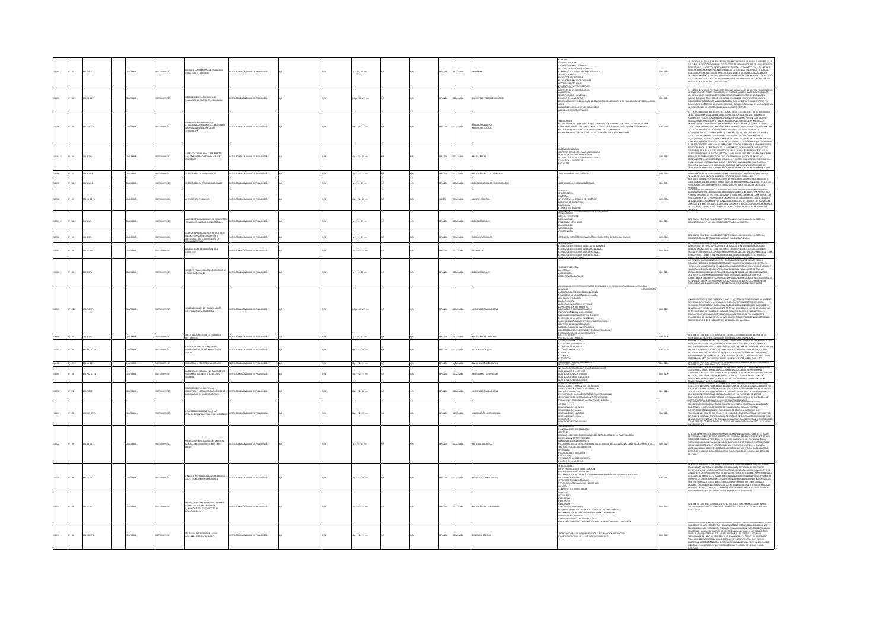| Signatura | País | Tipo | Título | Autor | Descripción física | Idioma | País | Tema |
|---|---|---|---|---|---|---|---|---|
| 371.7 IC17i | COLOMBIA | TEXTO IMPRESO | INSTITUTO COLOMBIANO DE PEDAGOGIA ESTRUCTURA Y FUNCIONES | INSTITUTO COLOMBIANO DE PEDAGOGIA | 7 p. ; 22 x 28 cm | ESPAÑOL | COLOMBIA | INFORMES |
| 370.78 IC17i | COLOMBIA | TEXTO IMPRESO | INFORME SOBRE LA ENCUESTA DE EVALUACION DE TEXTOS DE SECUNDARIA | INSTITUTO COLOMBIANO DE PEDAGOGIA | 64 p. ; 22 x 33 cm | ESPAÑOL | COLOMBIA | ENCUESTAS - TEXTOS EDUCATIVOS |
| 370.1 IC17a | COLOMBIA | TEXTO IMPRESO | NUMERO EXTRAORDINARIO DE ACTUALIDADES PEDAGOGICAS: BASES PARA UNA NUEVA LEGISLACION SOBRE CAPACITACION | INSTITUTO COLOMBIANO DE PEDAGOGIA | 19 p. ; 15 x 22 cm | ESPAÑOL | COLOMBIA | MEDIOS EDUCATIVOS |
| 510 IC17p | COLOMBIA | TEXTO IMPRESO | PARTE I DEL PROGRAMA EXPERIMENTAL PARA SEXTO GRADO PROBABILIDADES Y ESTADISTICA | INSTITUTO COLOMBIANO DE PEDAGOGIA | 36 p. ; 22 x 33 cm | ESPAÑOL | COLOMBIA | MATEMATICAS |
| 510 IC17c | COLOMBIA | TEXTO IMPRESO | CUESTIONARIO DE MATEMATICAS | INSTITUTO COLOMBIANO DE PEDAGOGIA | | ESPAÑOL | COLOMBIA | MATEMATICAS - CUESTIONARIOS |
| 510 IC17c2 | COLOMBIA | TEXTO IMPRESO | CUESTIONARIO DE CIENCIAS NATURALES | INSTITUTO COLOMBIANO DE PEDAGOGIA | | ESPAÑOL | COLOMBIA | CIENCIAS NATURALES - CUESTIONARIO |
| 372.65 IC17a | COLOMBIA | TEXTO IMPRESO | ARTICULATORY PHONETICS | INSTITUTO COLOMBIANO DE PEDAGOGIA | 38 p. ; 22 x 28 cm | INGLES | COLOMBIA | INGLES - FONETICA |
| 300 IC17t | COLOMBIA | TEXTO IMPRESO | TABLA DE ESPECIFICACIONES DE CONDUCTAS Y CONTENIDOS AREA CIENCIAS SOCIALES | INSTITUTO COLOMBIANO DE PEDAGOGIA | | ESPAÑOL | COLOMBIA | CIENCIAS SOCIALES |
| 500 IC17t | COLOMBIA | TEXTO IMPRESO | TABLA DE ESPECIFICACIONES CON CATEGORIAS DE CONDUCTAS Y CONTENIDOS CIENCIAS NATURALES | INSTITUTO COLOMBIANO DE PEDAGOGIA | | ESPAÑOL | COLOMBIA | CIENCIAS NATURALES |
| 516 IC17m | COLOMBIA | TEXTO IMPRESO | MODELOS PARA LA INICIACION A LA GEOMETRIA | INSTITUTO COLOMBIANO DE PEDAGOGIA | | ESPAÑOL | COLOMBIA | GEOMETRIA |
| 300 IC17p | COLOMBIA | TEXTO IMPRESO | PROYECTO PARA REALIZAR EL CURRICULO DE LA CIENCIAS SOCIALES | INSTITUTO COLOMBIANO DE PEDAGOGIA | | ESPAÑOL | COLOMBIA | CIENCIAS SOCIALES |
| 370.7 IC17p | COLOMBIA | TEXTO IMPRESO | PRIMERA REUNION DE TRABAJO SOBRE INVESTIGACION EN EDUCACION | INSTITUTO COLOMBIANO DE PEDAGOGIA | 64 p. ; 22 x 33 cm | ESPAÑOL | COLOMBIA | INVESTIGACION EDUCATIVA |
| 510 IC17e | COLOMBIA | TEXTO IMPRESO | ESPECIFICACIONES PARA LA PRUEBA DE MATEMATICAS | INSTITUTO COLOMBIANO DE PEDAGOGIA | | ESPAÑOL | COLOMBIA | MATEMATICAS - PRUEBAS |
| 370.777 IC17a | COLOMBIA | TEXTO IMPRESO | EL AUTOR DE TEXTOS FRENTE A LA PROBLEMATICA DE LA COMUNICACION ESCRITA | INSTITUTO COLOMBIANO DE PEDAGOGIA | | ESPAÑOL | COLOMBIA | TEXTOS EDUCATIVOS |
| 370.11 IC17p | COLOMBIA | TEXTO IMPRESO | PROGRAMAS Y PROYECTOS DEL ICOLPE | INSTITUTO COLOMBIANO DE PEDAGOGIA | | ESPAÑOL | COLOMBIA | PLANIFICACION EDUCATIVA |
| 370.733 IC17g | COLOMBIA | TEXTO IMPRESO | GUIAS PARA EL ESTUDIO POR AREAS DE LOS PROGRAMAS DEL INSTITUTO NACIONAL ESCOLAR | INSTITUTO COLOMBIANO DE PEDAGOGIA | | ESPAÑOL | COLOMBIA | PROGRAMAS - APRENDIZAJE |
| 370.7 IC17i | COLOMBIA | TEXTO IMPRESO | INFORME SOBRE LA POLITICA LA ESTRUCTURA Y LAS INVESTIGACIONES DE LA SUBDIRECCION DE INVESTIGACIONES | INSTITUTO COLOMBIANO DE PEDAGOGIA | | ESPAÑOL | COLOMBIA | INVESTIGACION EDUCATIVA |
| 370.157 IC17c | COLOMBIA | TEXTO IMPRESO | LA CAPACIDAD IMAGINATIVA Y LAS OPERACIONES INTELECTUALES EN LOS NIÑOS | INSTITUTO COLOMBIANO DE PEDAGOGIA | | ESPAÑOL | COLOMBIA | IMAGINACION - INTELIGENCIA |
| 371.33 IC17i | COLOMBIA | TEXTO IMPRESO | INVENTARIO Y EVALUACION DEL MATERIAL DIDACTICO EXISTENTE EN EL PAIS - PRE-DISEÑO | INSTITUTO COLOMBIANO DE PEDAGOGIA | | ESPAÑOL | COLOMBIA | MATERIAL DIDACTICO |
| 370.11 IC17i | COLOMBIA | TEXTO IMPRESO | EL INSTITUTO COLOMBIANO DE PEDAGOGIA ICOLPE: FUNCIONES Y DESARROLLO | INSTITUTO COLOMBIANO DE PEDAGOGIA | | ESPAÑOL | COLOMBIA | PLANIFICACION EDUCATIVA |
| 510 IC17o | COLOMBIA | TEXTO IMPRESO | ORIENTACIONES METODOLOGICAS PARA EL DESARROLLO DEL PROGRAMA DE TRANSICION EN EL GRADO SEXTO DE EDUCACION BASICA | INSTITUTO COLOMBIANO DE PEDAGOGIA | | ESPAÑOL | COLOMBIA | MATEMATICAS - ENSEÑANZA |
| 371.5 IC17d | COLOMBIA | TEXTO IMPRESO | DISCIPLINA, INTERDISCIPLINARIEDAD, PROGRAMA INTERDISCIPLINARIO | INSTITUTO COLOMBIANO DE PEDAGOGIA | | ESPAÑOL | COLOMBIA | DISCIPLINA ESCOLAR |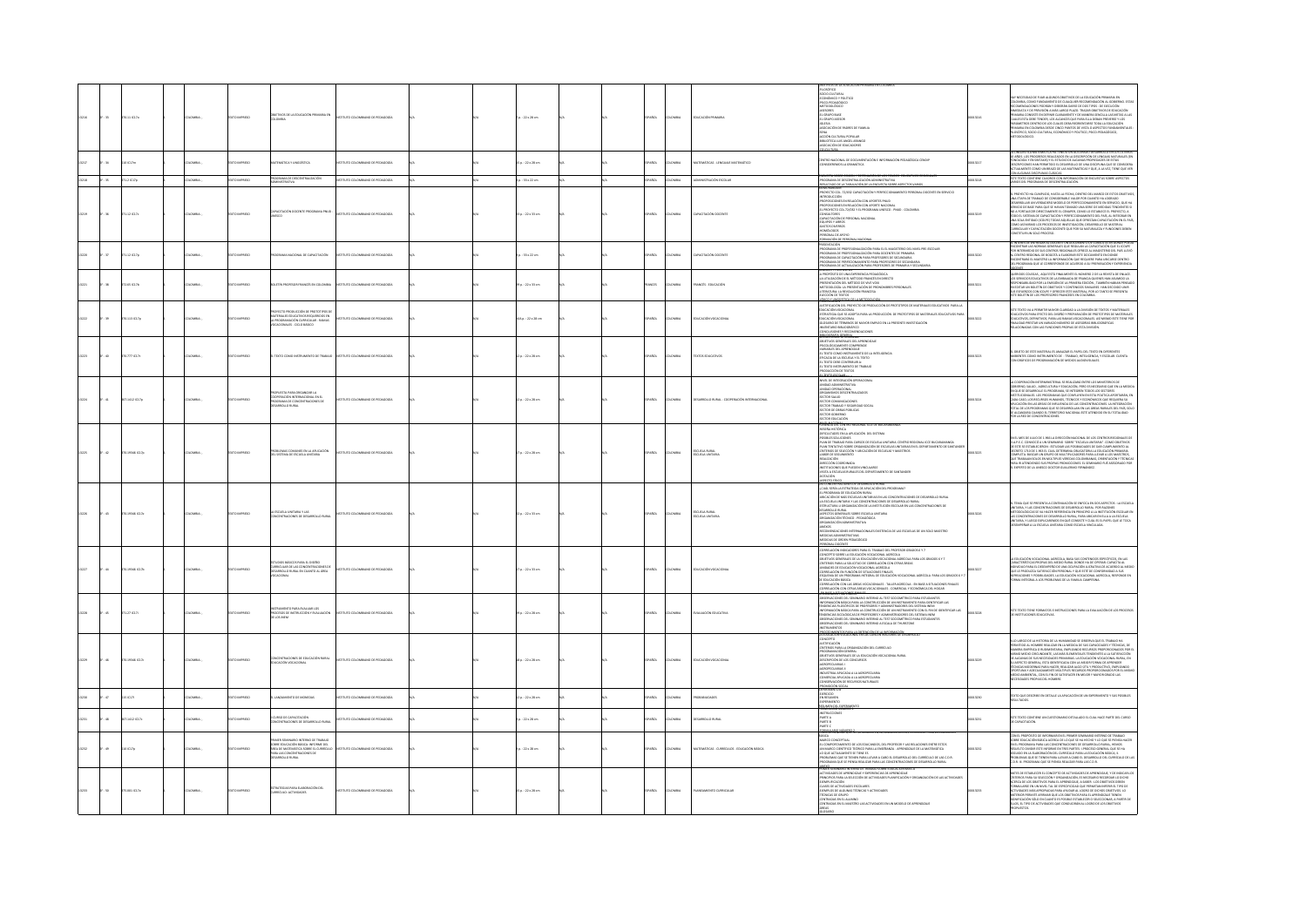| Título | Editorial | Descripción física | Idioma | País | Tema |
|---|---|---|---|---|---|
| OBJETIVOS DE LA EDUCACIÓN PRIMARIA EN COLOMBIA | INSTITUTO COLOMBIANO DE PEDAGOGÍA | 1 p. ; 22 x 28 cm | ESPAÑOL | COLOMBIA | EDUCACIÓN PRIMARIA |
| MATEMÁTICA Y LINGÜÍSTICA | INSTITUTO COLOMBIANO DE PEDAGOGÍA | 30 p. ; 22 x 28 cm | ESPAÑOL | COLOMBIA | MATEMÁTICAS - LENGUAJE MATEMÁTICO |
| PROGRAMA DE DESCENTRALIZACIÓN ADMINISTRATIVA | INSTITUTO COLOMBIANO DE PEDAGOGÍA | 1 p. ; 33 x 22 cm | ESPAÑOL | COLOMBIA | ADMINISTRACIÓN ESCOLAR |
| CAPACITACIÓN DOCENTE PROGRAMA PNUD-UNESCO | INSTITUTO COLOMBIANO DE PEDAGOGÍA | 13 p. ; 22 x 33 cm | ESPAÑOL | COLOMBIA | CAPACITACIÓN DOCENTE |
| PROGRAMA NACIONAL DE CAPACITACIÓN | INSTITUTO COLOMBIANO DE PEDAGOGÍA | 1 p. ; 33 x 22 cm | ESPAÑOL | COLOMBIA | CAPACITACIÓN DOCENTE |
| BOLETÍN PROFESOR FRANCÉS EN COLOMBIA | INSTITUTO COLOMBIANO DE PEDAGOGÍA | 39 p. ; 22 x 33 cm | FRANCÉS | COLOMBIA | FRANCÉS - EDUCACIÓN |
| PROYECTO PRODUCCIÓN DE PROTOTIPOS DE MATERIALES EDUCATIVOS REQUERIDOS EN LA PROGRAMACIÓN CURRICULAR - ÁREAS VOCACIONALES - CICLO BÁSICO | INSTITUTO COLOMBIANO DE PEDAGOGÍA | 64 p. ; 22 x 28 cm | ESPAÑOL | COLOMBIA | EDUCACIÓN VOCACIONAL |
| EL TEXTO COMO INSTRUMENTO DE TRABAJO | INSTITUTO COLOMBIANO DE PEDAGOGÍA | 12 p. ; 22 x 28 cm | ESPAÑOL | COLOMBIA | TEXTOS EDUCATIVOS |
| PROPUESTA PARA ORGANIZAR LA COOPERACIÓN INTERNACIONAL EN EL PROGRAMA CONCENTRACIONES DE DESARROLLO RURAL | INSTITUTO COLOMBIANO DE PEDAGOGÍA | 12 p. ; 22 x 28 cm | ESPAÑOL | COLOMBIA | DESARROLLO RURAL - COOPERACIÓN INTERNACIONAL |
| PROBLEMAS COMUNES EN LA APLICACIÓN DEL SISTEMA DE ESCUELA UNITARIA | INSTITUTO COLOMBIANO DE PEDAGOGÍA | 17 p. ; 22 x 28 cm | ESPAÑOL | COLOMBIA | ESCUELA RURAL - ESCUELA UNITARIA |
| LA ESCUELA UNITARIA Y LAS CONCENTRACIONES DE DESARROLLO RURAL | INSTITUTO COLOMBIANO DE PEDAGOGÍA | 12 p. ; 22 x 33 cm | ESPAÑOL | COLOMBIA | ESCUELA RURAL - ESCUELA UNITARIA |
| ESTUDIOS BÁSICOS PARA EL DISEÑO CURRICULAR DE LAS CONCENTRACIONES DE DESARROLLO RURAL EN CUANTO AL ÁREA VOCACIONAL | INSTITUTO COLOMBIANO DE PEDAGOGÍA | 17 p. ; 22 x 28 cm | ESPAÑOL | COLOMBIA | EDUCACIÓN VOCACIONAL |
| INSTRUMENTO PARA EVALUAR LOS PROCESOS DE INSTRUCCIÓN Y EVALUACIÓN DE LOS SIEM | INSTITUTO COLOMBIANO DE PEDAGOGÍA | 39 p. ; 22 x 28 cm | ESPAÑOL | COLOMBIA | EVALUACIÓN EDUCATIVA |
| CONCENTRACIONES DE EDUCACIÓN RURAL: EDUCACIÓN VOCACIONAL | INSTITUTO COLOMBIANO DE PEDAGOGÍA | 44 p. ; 22 x 28 cm | ESPAÑOL | COLOMBIA | EDUCACIÓN VOCACIONAL |
| EL LANZAMIENTO DE MONEDAS | INSTITUTO COLOMBIANO DE PEDAGOGÍA | 12 p. ; 22 x 28 cm | ESPAÑOL | COLOMBIA | PROBABILIDADES |
| CURSO DE CAPACITACIÓN CONCENTRACIONES DE DESARROLLO RURAL | INSTITUTO COLOMBIANO DE PEDAGOGÍA | 9 p. ; 22 x 28 cm | ESPAÑOL | COLOMBIA | DESARROLLO RURAL |
| PRIMER SEMINARIO INTERNO DE TRABAJO SOBRE EDUCACIÓN BÁSICA: INFORME DEL ÁREA DE MATEMÁTICA SOBRE EL CURRÍCULO PARA LAS CONCENTRACIONES DE DESARROLLO RURAL | INSTITUTO COLOMBIANO DE PEDAGOGÍA | 9 p. ; 22 x 28 cm | ESPAÑOL | COLOMBIA | MATEMÁTICAS - CURRÍCULOS - EDUCACIÓN BÁSICA |
| ESTRATEGIAS PARA ELABORACIÓN DEL CURRÍCULO: ACTIVIDADES | INSTITUTO COLOMBIANO DE PEDAGOGÍA | 15 p. ; 22 x 28 cm | ESPAÑOL | COLOMBIA | PLANEAMIENTO CURRICULAR |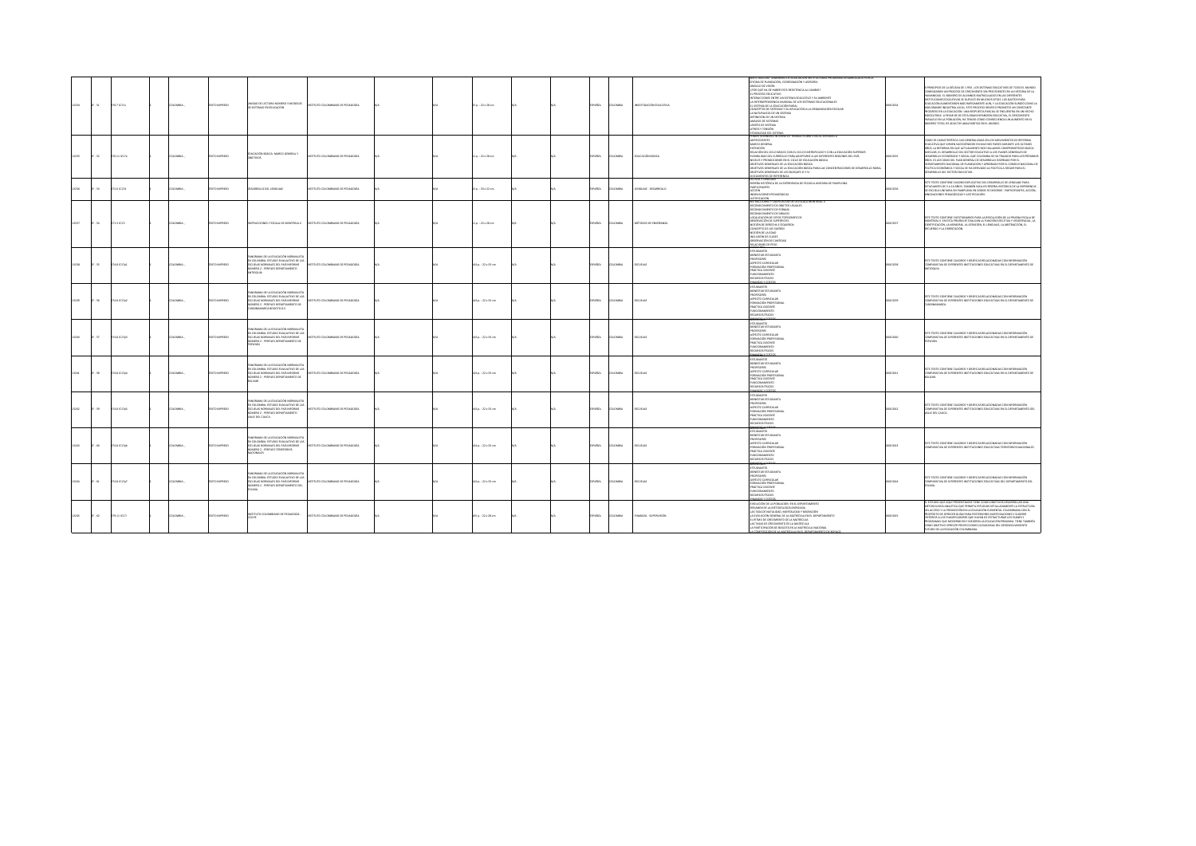| | | | | | | | | | | | |
|---|---|---|---|---|---|---|---|---|---|---|---|
| 10234 | 370.7 IC17u | COLOMBIA | TEXTO IMPRESO | UNIDAD DE LECTURA NUMERO 9 MODELOS DE SISTEMAS EN EDUCACIÓN | INSTITUTO COLOMBIANO DE PEDAGOGÍA | N/A | 35 p. ; 22 x 28 cm | N/A | ESPAÑOL | COLOMBIA | INVESTIGACIÓN EDUCATIVA |
| 10235 | 370.11 IC17e | COLOMBIA | TEXTO IMPRESO | EDUCACIÓN BÁSICA: MARCO GENERAL Y OBJETIVOS | INSTITUTO COLOMBIANO DE PEDAGOGÍA | N/A | 31 p. ; 22 x 28 cm | N/A | ESPAÑOL | COLOMBIA | EDUCACIÓN BÁSICA |
| 10236 | 372.6 IC17d | COLOMBIA | TEXTO IMPRESO | DESARROLLO DEL LENGUAJE | INSTITUTO COLOMBIANO DE PEDAGOGÍA | N/A | 29 p. ; 15 x 22 cm | N/A | ESPAÑOL | COLOMBIA | LENGUAJE - DESARROLLO |
| 10237 | 371.3 IC17i | COLOMBIA | TEXTO IMPRESO | INSTRUCCIONES Y ESCALA DE MONTREAL II | INSTITUTO COLOMBIANO DE PEDAGOGÍA | N/A | 11 p. ; 22 x 28 cm | N/A | ESPAÑOL | COLOMBIA | MÉTODOS DE ENSEÑANZA |
| 10238 | 370.8 IC17p1 | COLOMBIA | TEXTO IMPRESO | PANORAMA DE LA EDUCACIÓN NORMALISTA EN COLOMBIA: ESTUDIO EVALUATIVO DE LAS ESCUELAS NORMALES DEL PAIS INFORME NUMERO 2 - PERFILES DEPARTAMENTO DE ANTIOQUIA | INSTITUTO COLOMBIANO DE PEDAGOGÍA | N/A | 164 p. ; 22 x 33 cm | N/A | ESPAÑOL | COLOMBIA | ESCUELAS |
| 10239 | 370.8 IC17p2 | COLOMBIA | TEXTO IMPRESO | PANORAMA DE LA EDUCACIÓN NORMALISTA EN COLOMBIA: ESTUDIO EVALUATIVO DE LAS ESCUELAS NORMALES DEL PAIS INFORME NUMERO 2 - PERFILES DEPARTAMENTO DE CUNDINAMARCA-BOGOTÁ D.E. | INSTITUTO COLOMBIANO DE PEDAGOGÍA | N/A | 164 p. ; 22 x 33 cm | N/A | ESPAÑOL | COLOMBIA | ESCUELAS |
| 10240 | 370.8 IC17p3 | COLOMBIA | TEXTO IMPRESO | PANORAMA DE LA EDUCACIÓN NORMALISTA EN COLOMBIA: ESTUDIO EVALUATIVO DE LAS ESCUELAS NORMALES DEL PAIS INFORME NUMERO 2 - PERFILES DEPARTAMENTO DE POPAYÁN | INSTITUTO COLOMBIANO DE PEDAGOGÍA | N/A | 164 p. ; 22 x 33 cm | N/A | ESPAÑOL | COLOMBIA | ESCUELAS |
| 10241 | 370.8 IC17p4 | COLOMBIA | TEXTO IMPRESO | PANORAMA DE LA EDUCACIÓN NORMALISTA EN COLOMBIA: ESTUDIO EVALUATIVO DE LAS ESCUELAS NORMALES DEL PAIS INFORME NUMERO 2 - PERFILES DEPARTAMENTO DE BOLÍVAR | INSTITUTO COLOMBIANO DE PEDAGOGÍA | N/A | 164 p. ; 22 x 33 cm | N/A | ESPAÑOL | COLOMBIA | ESCUELAS |
| 10242 | 370.8 IC17p5 | COLOMBIA | TEXTO IMPRESO | PANORAMA DE LA EDUCACIÓN NORMALISTA EN COLOMBIA: ESTUDIO EVALUATIVO DE LAS ESCUELAS NORMALES DEL PAIS INFORME NUMERO 2 - PERFILES DEPARTAMENTO VALLE DEL CAUCA | INSTITUTO COLOMBIANO DE PEDAGOGÍA | N/A | 164 p. ; 22 x 33 cm | N/A | ESPAÑOL | COLOMBIA | ESCUELAS |
| 10243 | 370.8 IC17p6 | COLOMBIA | TEXTO IMPRESO | PANORAMA DE LA EDUCACIÓN NORMALISTA EN COLOMBIA: ESTUDIO EVALUATIVO DE LAS ESCUELAS NORMALES DEL PAIS INFORME NUMERO 2 - PERFILES TERRITORIOS NACIONALES | INSTITUTO COLOMBIANO DE PEDAGOGÍA | N/A | 164 p. ; 22 x 33 cm | N/A | ESPAÑOL | COLOMBIA | ESCUELAS |
| 10244 | 370.8 IC17p7 | COLOMBIA | TEXTO IMPRESO | PANORAMA DE LA EDUCACIÓN NORMALISTA EN COLOMBIA: ESTUDIO EVALUATIVO DE LAS ESCUELAS NORMALES DEL PAIS INFORME NUMERO 2 - PERFILES DEPARTAMENTO DEL TOLIMA | INSTITUTO COLOMBIANO DE PEDAGOGÍA | N/A | 164 p. ; 22 x 33 cm | N/A | ESPAÑOL | COLOMBIA | ESCUELAS |
| 10245 | 379.11 IC17i | COLOMBIA | TEXTO IMPRESO | INSTITUTO COLOMBIANO DE PEDAGOGÍA ICOLPE | INSTITUTO COLOMBIANO DE PEDAGOGÍA | N/A | 145 p. ; 22 x 28 cm | N/A | ESPAÑOL | COLOMBIA | FINANZAS - SUPERVISIÓN |